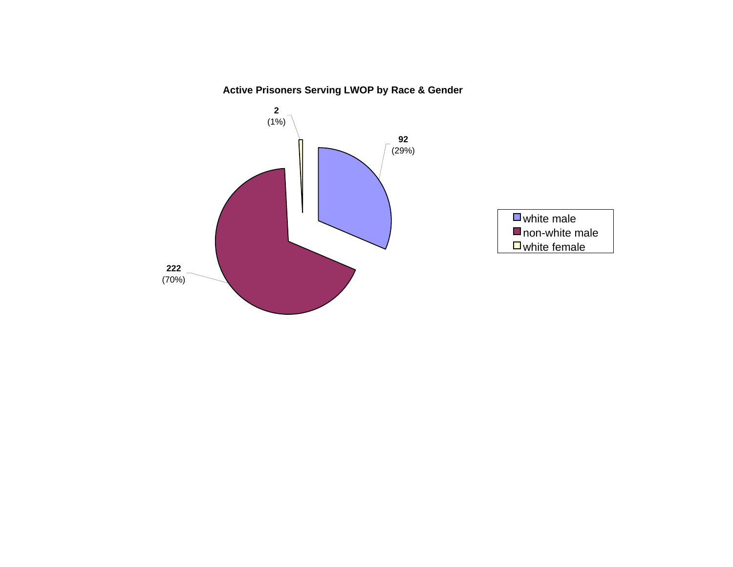**Active Prisoners Serving LWOP by Race & Gender**

| Category | Count | Percent |
|---|---|---|
| white male | 92 | (29%) |
| non-white male | 222 | (70%) |
| white female | 2 | (1%) |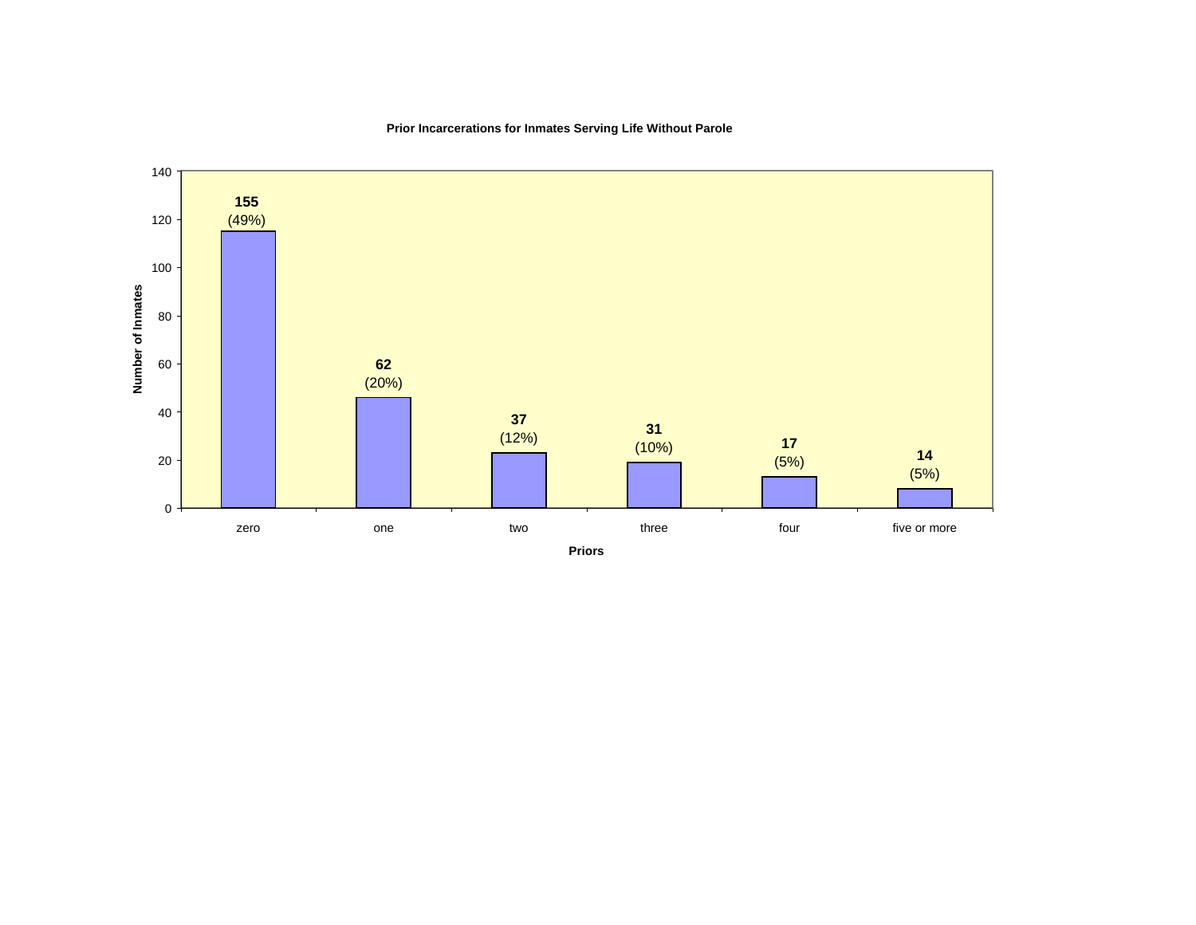**Prior Incarcerations for Inmates Serving Life Without Parole**

| Priors | Number of Inmates | Percent |
|---|---|---|
| zero | 155 | (49%) |
| one | 62 | (20%) |
| two | 37 | (12%) |
| three | 31 | (10%) |
| four | 17 | (5%) |
| five or more | 14 | (5%) |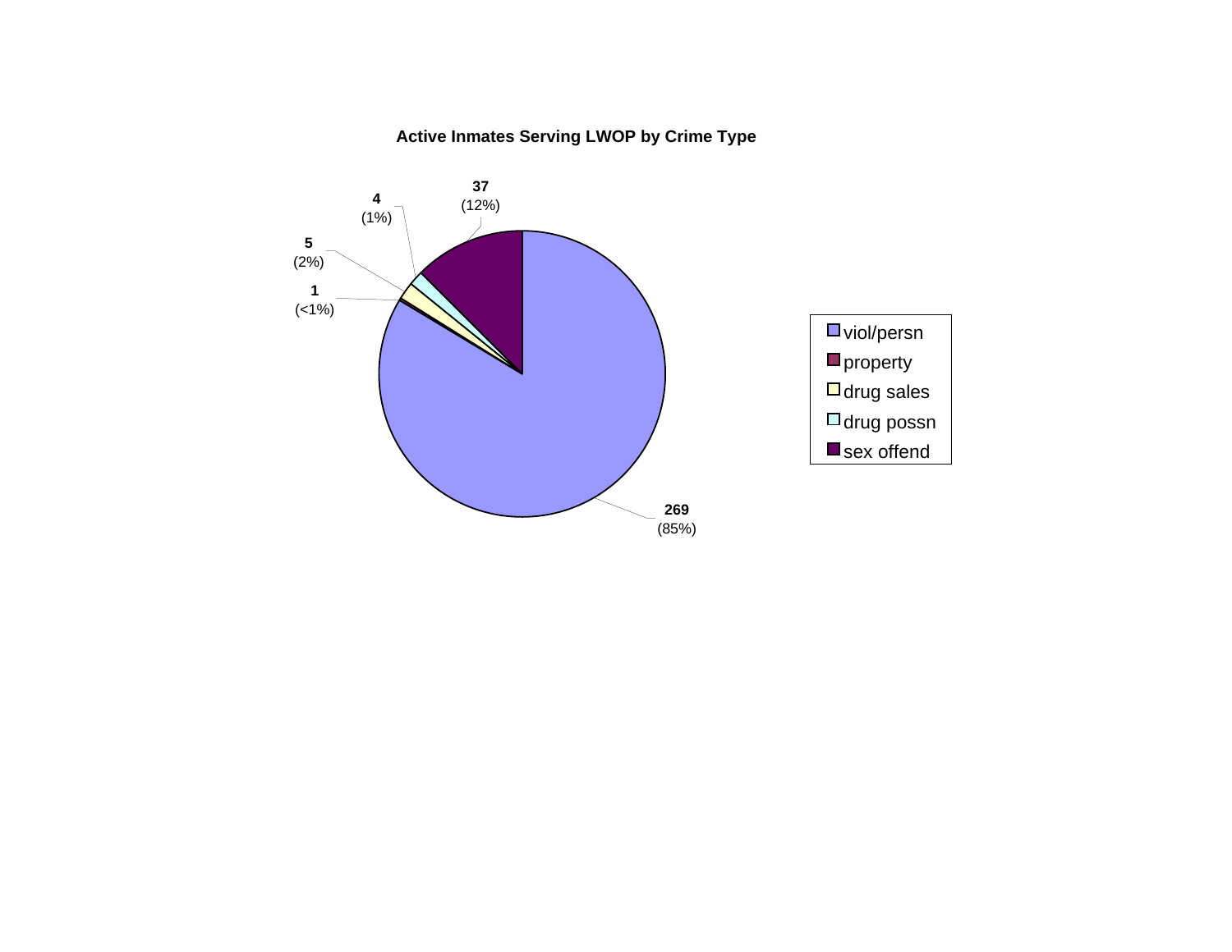**Active Inmates Serving LWOP by Crime Type**

| Crime Type | Count | Percent |
|---|---|---|
| viol/persn | 269 | (85%) |
| property | 1 | (<1%) |
| drug sales | 5 | (2%) |
| drug possn | 4 | (1%) |
| sex offend | 37 | (12%) |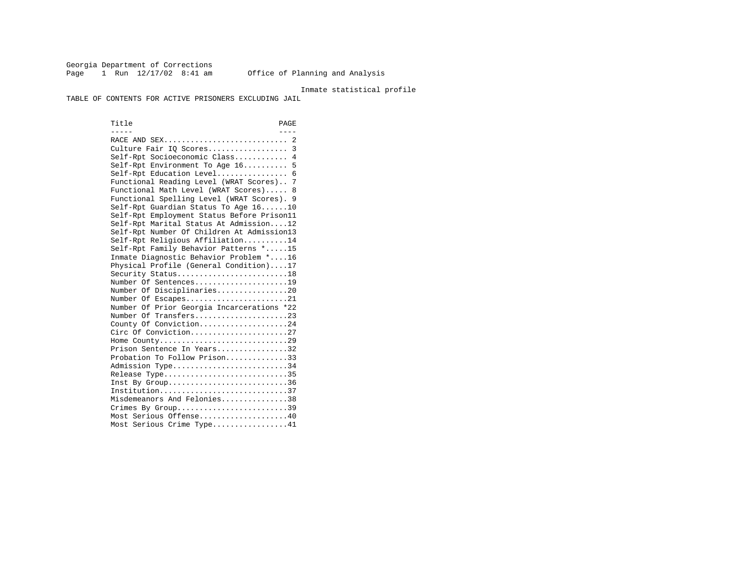Georgia Department of Corrections
Page 1 Run 12/17/02 8:41 am Office of Planning and Analysis

Inmate statistical profile

TABLE OF CONTENTS FOR ACTIVE PRISONERS EXCLUDING JAIL

| Title | PAGE |
|---|---|
| RACE AND SEX | 2 |
| Culture Fair IQ Scores | 3 |
| Self-Rpt Socioeconomic Class | 4 |
| Self-Rpt Environment To Age 16 | 5 |
| Self-Rpt Education Level | 6 |
| Functional Reading Level (WRAT Scores) | 7 |
| Functional Math Level (WRAT Scores) | 8 |
| Functional Spelling Level (WRAT Scores) | 9 |
| Self-Rpt Guardian Status To Age 16 | 10 |
| Self-Rpt Employment Status Before Prison | 11 |
| Self-Rpt Marital Status At Admission | 12 |
| Self-Rpt Number Of Children At Admission | 13 |
| Self-Rpt Religious Affiliation | 14 |
| Self-Rpt Family Behavior Patterns * | 15 |
| Inmate Diagnostic Behavior Problem * | 16 |
| Physical Profile (General Condition) | 17 |
| Security Status | 18 |
| Number Of Sentences | 19 |
| Number Of Disciplinaries | 20 |
| Number Of Escapes | 21 |
| Number Of Prior Georgia Incarcerations * | 22 |
| Number Of Transfers | 23 |
| County Of Conviction | 24 |
| Circ Of Conviction | 27 |
| Home County | 29 |
| Prison Sentence In Years | 32 |
| Probation To Follow Prison | 33 |
| Admission Type | 34 |
| Release Type | 35 |
| Inst By Group | 36 |
| Institution | 37 |
| Misdemeanors And Felonies | 38 |
| Crimes By Group | 39 |
| Most Serious Offense | 40 |
| Most Serious Crime Type | 41 |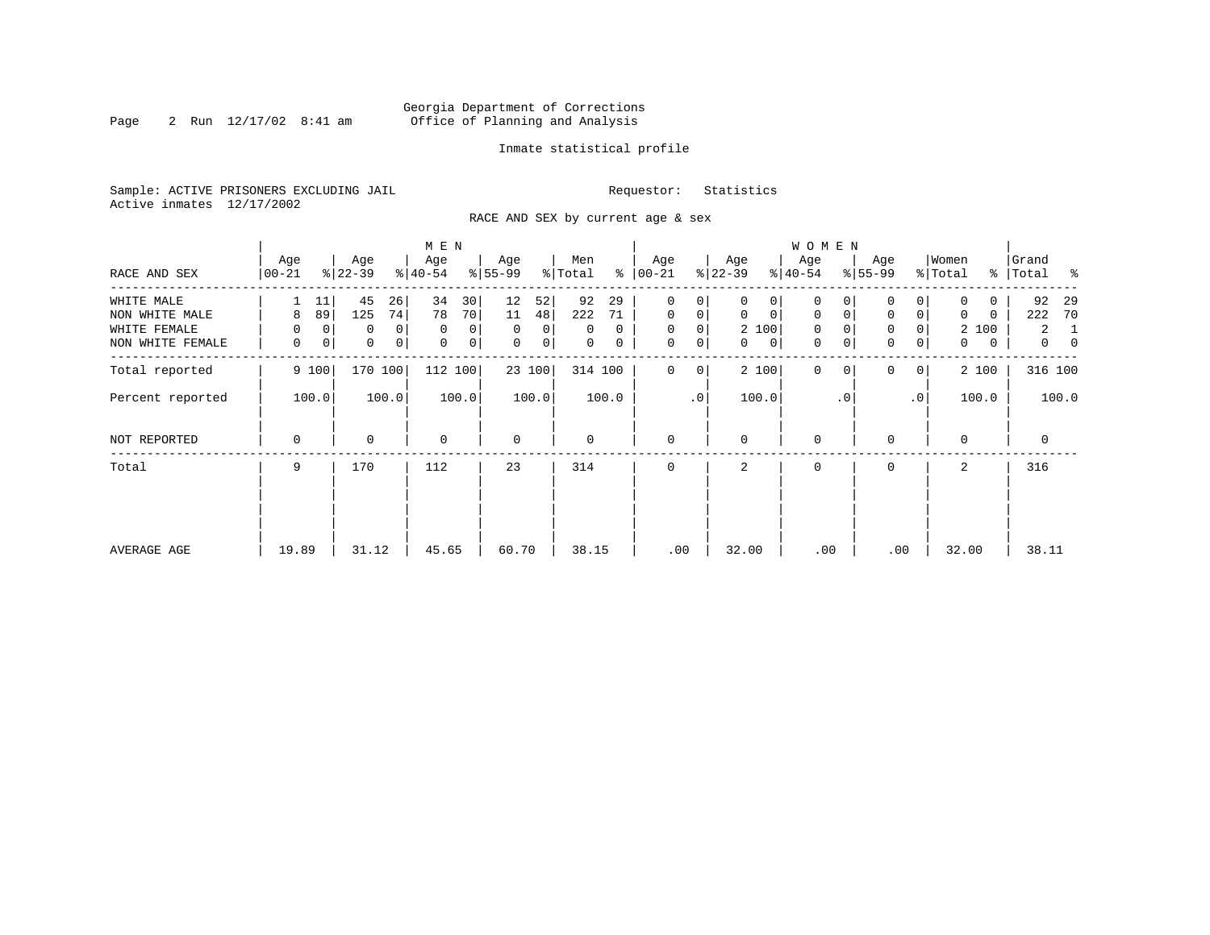Georgia Department of Corrections
Office of Planning and Analysis

Inmate statistical profile

Sample: ACTIVE PRISONERS EXCLUDING JAIL
Active inmates 12/17/2002

Requestor: Statistics

RACE AND SEX by current age & sex

| RACE AND SEX | MEN Age 00-21 | % | Age 22-39 | % | Age 40-54 | % | Age 55-99 | % | Men Total | % | WOMEN Age 00-21 | % | Age 22-39 | % | Age 40-54 | % | Age 55-99 | % | Women Total | % | Grand Total | % |
|---|---|---|---|---|---|---|---|---|---|---|---|---|---|---|---|---|---|---|---|---|---|---|
| WHITE MALE | 1 | 11 | 45 | 26 | 34 | 30 | 12 | 52 | 92 | 29 | 0 | 0 | 0 | 0 | 0 | 0 | 0 | 0 | 0 | 0 | 92 | 29 |
| NON WHITE MALE | 8 | 89 | 125 | 74 | 78 | 70 | 11 | 48 | 222 | 71 | 0 | 0 | 0 | 0 | 0 | 0 | 0 | 0 | 0 | 0 | 222 | 70 |
| WHITE FEMALE | 0 | 0 | 0 | 0 | 0 | 0 | 0 | 0 | 0 | 0 | 0 | 0 | 2 | 100 | 0 | 0 | 0 | 0 | 2 | 100 | 2 | 1 |
| NON WHITE FEMALE | 0 | 0 | 0 | 0 | 0 | 0 | 0 | 0 | 0 | 0 | 0 | 0 | 0 | 0 | 0 | 0 | 0 | 0 | 0 | 0 | 0 | 0 |
| Total reported | 9 | 100 | 170 | 100 | 112 | 100 | 23 | 100 | 314 | 100 | 0 | 0 | 2 | 100 | 0 | 0 | 0 | 0 | 2 | 100 | 316 | 100 |
| Percent reported | | 100.0 | | 100.0 | | 100.0 | | 100.0 | | 100.0 | | .0 | | 100.0 | | .0 | | .0 | | 100.0 | | 100.0 |
| NOT REPORTED | 0 | | 0 | | 0 | | 0 | | 0 | | 0 | | 0 | | 0 | | 0 | | 0 | | 0 | |
| Total | 9 | | 170 | | 112 | | 23 | | 314 | | 0 | | 2 | | 0 | | 0 | | 2 | | 316 | |
| AVERAGE AGE | 19.89 | | 31.12 | | 45.65 | | 60.70 | | 38.15 | | .00 | | 32.00 | | .00 | | .00 | | 32.00 | | 38.11 | |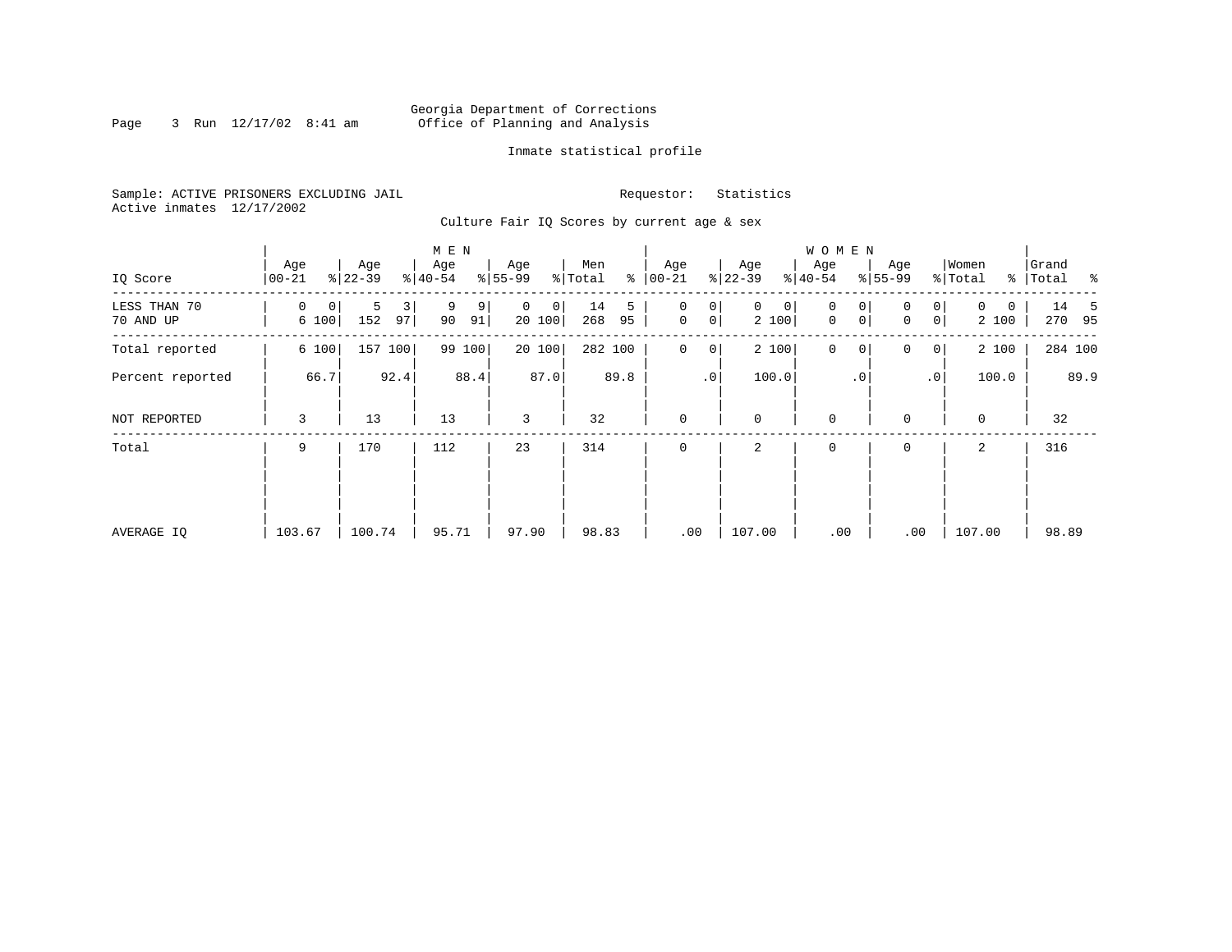Georgia Department of Corrections
Office of Planning and Analysis

Inmate statistical profile

Sample: ACTIVE PRISONERS EXCLUDING JAIL
Active inmates 12/17/2002

Requestor: Statistics

Culture Fair IQ Scores by current age & sex

| IQ Score | MEN Age 00-21 | % | Age 22-39 | % | Age 40-54 | % | Age 55-99 | % | Men Total | % | WOMEN Age 00-21 | % | Age 22-39 | % | Age 40-54 | % | Age 55-99 | % | Women Total | % | Grand Total | % |
|---|---|---|---|---|---|---|---|---|---|---|---|---|---|---|---|---|---|---|---|---|---|---|
| LESS THAN 70 | 0 | 0 | 5 | 3 | 9 | 9 | 0 | 0 | 14 | 5 | 0 | 0 | 0 | 0 | 0 | 0 | 0 | 0 | 0 | 0 | 14 | 5 |
| 70 AND UP | 6 | 100 | 152 | 97 | 90 | 91 | 20 | 100 | 268 | 95 | 0 | 0 | 2 | 100 | 0 | 0 | 0 | 0 | 2 | 100 | 270 | 95 |
| Total reported | 6 | 100 | 157 | 100 | 99 | 100 | 20 | 100 | 282 | 100 | 0 | 0 | 2 | 100 | 0 | 0 | 0 | 0 | 2 | 100 | 284 | 100 |
| Percent reported | | 66.7 | | 92.4 | | 88.4 | | 87.0 | | 89.8 | | .0 | | 100.0 | | .0 | | .0 | | 100.0 | | 89.9 |
| NOT REPORTED | 3 | | 13 | | 13 | | 3 | | 32 | | 0 | | 0 | | 0 | | 0 | | 0 | | 32 | |
| Total | 9 | | 170 | | 112 | | 23 | | 314 | | 0 | | 2 | | 0 | | 0 | | 2 | | 316 | |
| AVERAGE IQ | 103.67 | | 100.74 | | 95.71 | | 97.90 | | 98.83 | | .00 | | 107.00 | | .00 | | .00 | | 107.00 | | 98.89 | |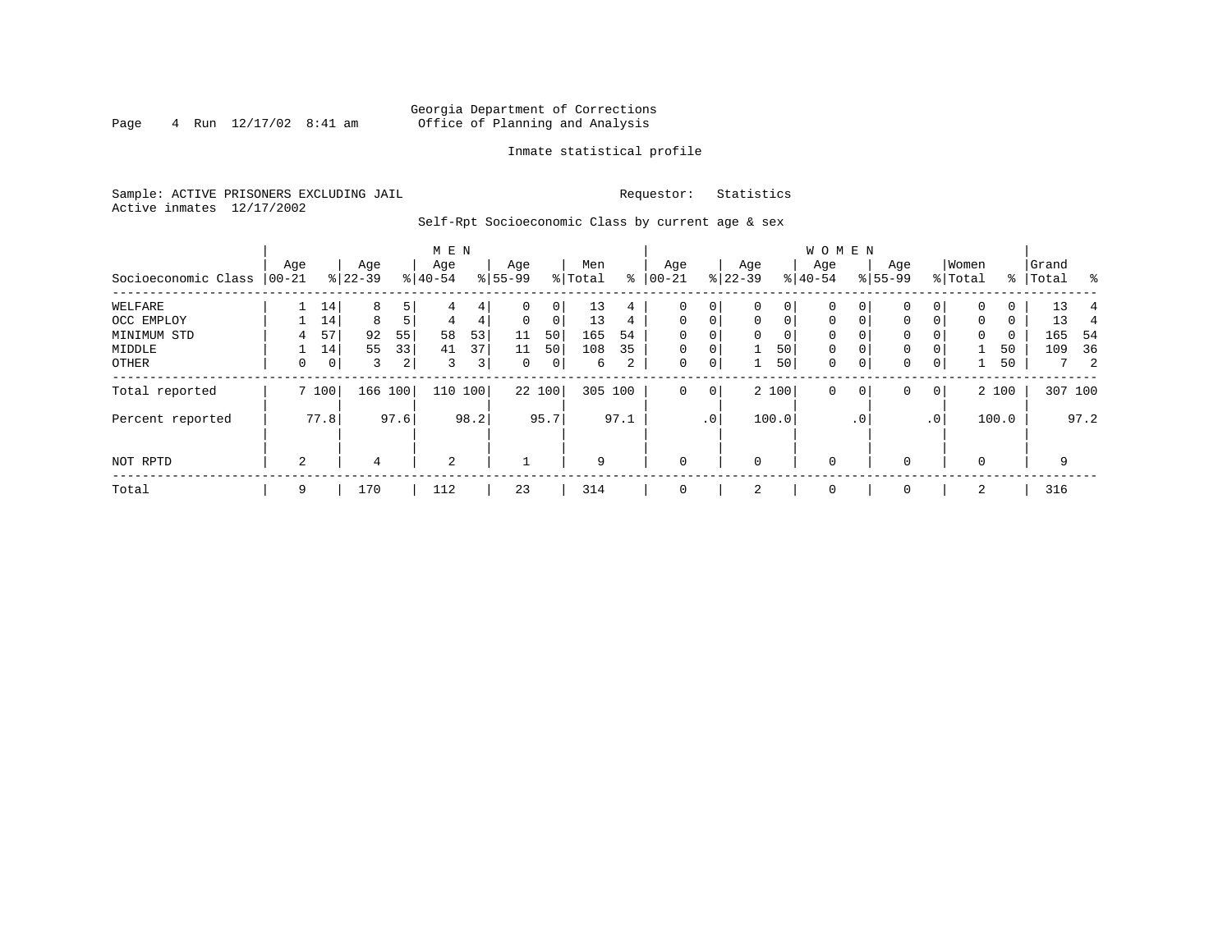Georgia Department of Corrections
Office of Planning and Analysis

Inmate statistical profile

Sample: ACTIVE PRISONERS EXCLUDING JAIL

Active inmates 12/17/2002

Requestor: Statistics

Self-Rpt Socioeconomic Class by current age & sex

| Socioeconomic Class | MEN Age 00-21 | % | Age 22-39 | % | Age 40-54 | % | Age 55-99 | % | Men Total | % | WOMEN Age 00-21 | % | Age 22-39 | % | Age 40-54 | % | Age 55-99 | % | Women Total | % | Grand Total | % |
|---|---|---|---|---|---|---|---|---|---|---|---|---|---|---|---|---|---|---|---|---|---|---|
| WELFARE | 1 | 14 | 8 | 5 | 4 | 4 | 0 | 0 | 13 | 4 | 0 | 0 | 0 | 0 | 0 | 0 | 0 | 0 | 0 | 0 | 13 | 4 |
| OCC EMPLOY | 1 | 14 | 8 | 5 | 4 | 4 | 0 | 0 | 13 | 4 | 0 | 0 | 0 | 0 | 0 | 0 | 0 | 0 | 0 | 0 | 13 | 4 |
| MINIMUM STD | 4 | 57 | 92 | 55 | 58 | 53 | 11 | 50 | 165 | 54 | 0 | 0 | 0 | 0 | 0 | 0 | 0 | 0 | 0 | 0 | 165 | 54 |
| MIDDLE | 1 | 14 | 55 | 33 | 41 | 37 | 11 | 50 | 108 | 35 | 0 | 0 | 1 | 50 | 0 | 0 | 0 | 0 | 1 | 50 | 109 | 36 |
| OTHER | 0 | 0 | 3 | 2 | 3 | 3 | 0 | 0 | 6 | 2 | 0 | 0 | 1 | 50 | 0 | 0 | 0 | 0 | 1 | 50 | 7 | 2 |
| Total reported | 7 | 100 | 166 | 100 | 110 | 100 | 22 | 100 | 305 | 100 | 0 | 0 | 2 | 100 | 0 | 0 | 0 | 0 | 2 | 100 | 307 | 100 |
| Percent reported | | 77.8 | | 97.6 | | 98.2 | | 95.7 | | 97.1 | | .0 | | 100.0 | | .0 | | .0 | | 100.0 | | 97.2 |
| NOT RPTD | 2 | | 4 | | 2 | | 1 | | 9 | | 0 | | 0 | | 0 | | 0 | | 0 | | 9 | |
| Total | 9 | | 170 | | 112 | | 23 | | 314 | | 0 | | 2 | | 0 | | 0 | | 2 | | 316 | |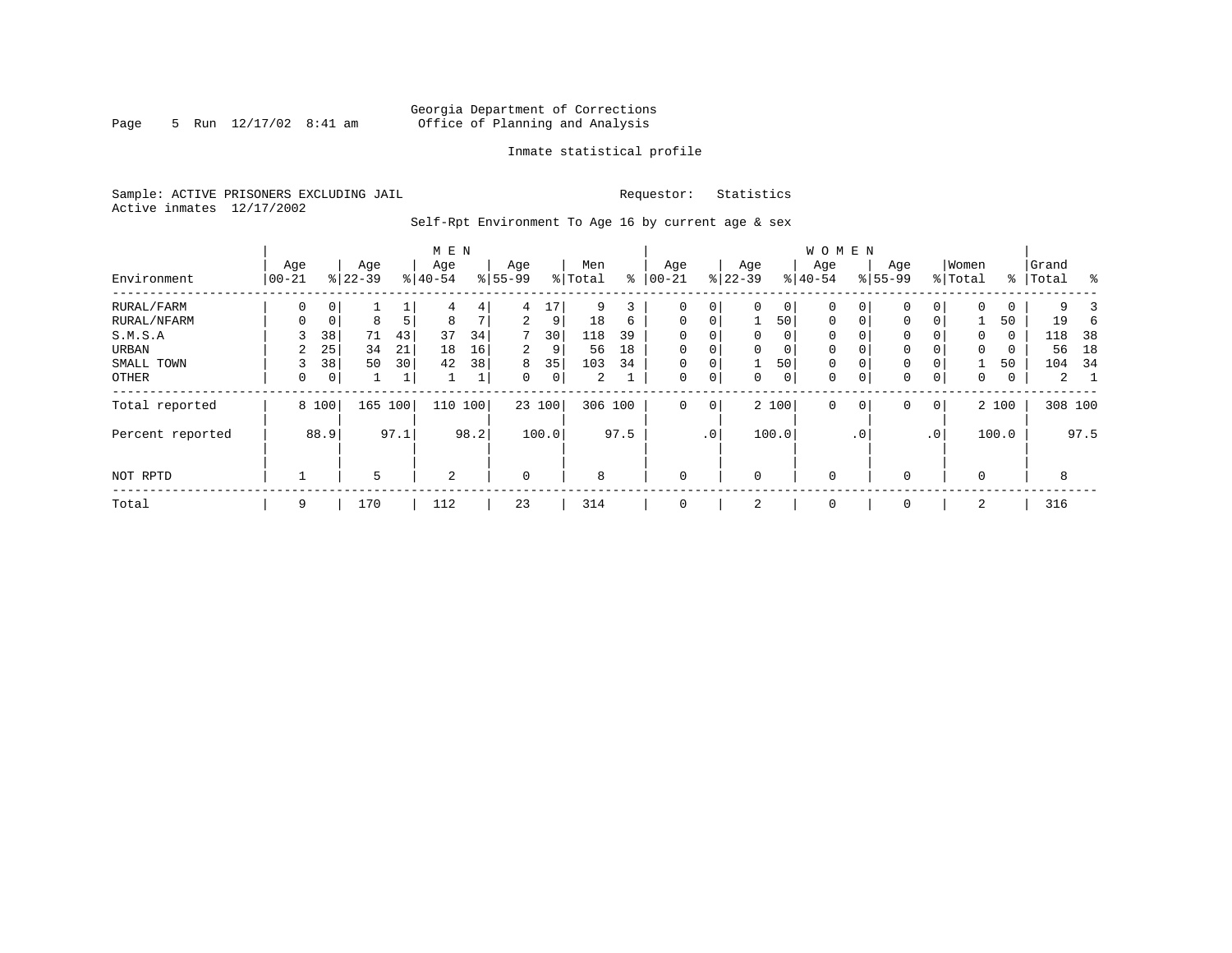Georgia Department of Corrections
Office of Planning and Analysis

Inmate statistical profile

Sample: ACTIVE PRISONERS EXCLUDING JAIL
Active inmates 12/17/2002

Requestor: Statistics

Self-Rpt Environment To Age 16 by current age & sex

| Environment | MEN Age 00-21 | % | Age 22-39 | % | Age 40-54 | % | Age 55-99 | % | Men Total | % | WOMEN Age 00-21 | % | Age 22-39 | % | Age 40-54 | % | Age 55-99 | % | Women Total | % | Grand Total | % |
|---|---|---|---|---|---|---|---|---|---|---|---|---|---|---|---|---|---|---|---|---|---|---|
| RURAL/FARM | 0 | 0 | 1 | 1 | 4 | 4 | 4 | 17 | 9 | 3 | 0 | 0 | 0 | 0 | 0 | 0 | 0 | 0 | 0 | 0 | 9 | 3 |
| RURAL/NFARM | 0 | 0 | 8 | 5 | 8 | 7 | 2 | 9 | 18 | 6 | 0 | 0 | 1 | 50 | 0 | 0 | 0 | 0 | 1 | 50 | 19 | 6 |
| S.M.S.A | 3 | 38 | 71 | 43 | 37 | 34 | 7 | 30 | 118 | 39 | 0 | 0 | 0 | 0 | 0 | 0 | 0 | 0 | 0 | 0 | 118 | 38 |
| URBAN | 2 | 25 | 34 | 21 | 18 | 16 | 2 | 9 | 56 | 18 | 0 | 0 | 0 | 0 | 0 | 0 | 0 | 0 | 0 | 0 | 56 | 18 |
| SMALL TOWN | 3 | 38 | 50 | 30 | 42 | 38 | 8 | 35 | 103 | 34 | 0 | 0 | 1 | 50 | 0 | 0 | 0 | 0 | 1 | 50 | 104 | 34 |
| OTHER | 0 | 0 | 1 | 1 | 1 | 1 | 0 | 0 | 2 | 1 | 0 | 0 | 0 | 0 | 0 | 0 | 0 | 0 | 0 | 0 | 2 | 1 |
| Total reported | 8 | 100 | 165 | 100 | 110 | 100 | 23 | 100 | 306 | 100 | 0 | 0 | 2 | 100 | 0 | 0 | 0 | 0 | 2 | 100 | 308 | 100 |
| Percent reported | | 88.9 | | 97.1 | | 98.2 | | 100.0 | | 97.5 | | .0 | | 100.0 | | .0 | | .0 | | 100.0 | | 97.5 |
| NOT RPTD | 1 | | 5 | | 2 | | 0 | | 8 | | 0 | | 0 | | 0 | | 0 | | 0 | | 8 | |
| Total | 9 | | 170 | | 112 | | 23 | | 314 | | 0 | | 2 | | 0 | | 0 | | 2 | | 316 | |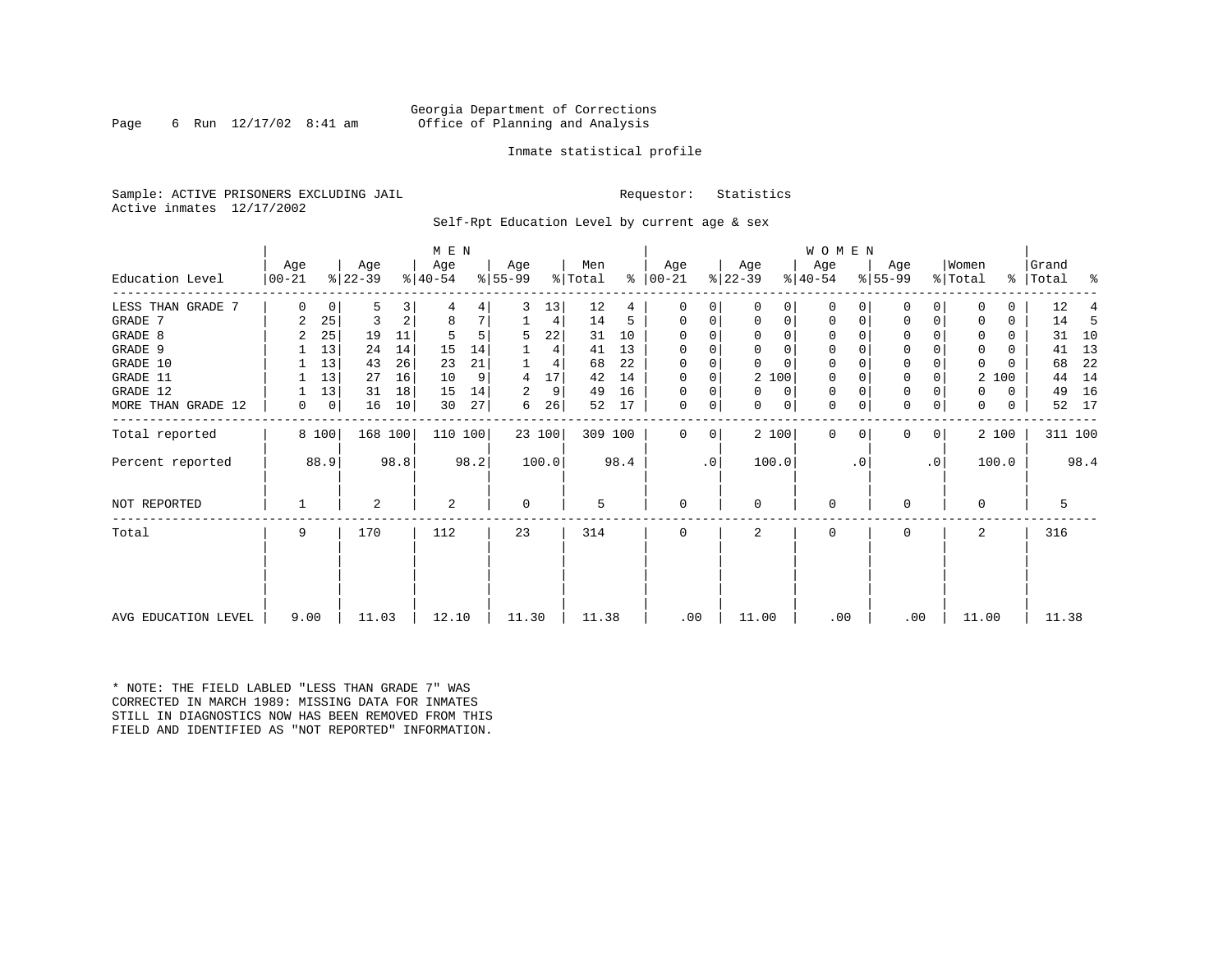Georgia Department of Corrections
Office of Planning and Analysis

Inmate statistical profile

Sample: ACTIVE PRISONERS EXCLUDING JAIL          Requestor: Statistics
Active inmates 12/17/2002

Self-Rpt Education Level by current age & sex

| Education Level | MEN Age 00-21 | % | Age 22-39 | % | Age 40-54 | % | Age 55-99 | % | Men Total | % | WOMEN Age 00-21 | % | Age 22-39 | % | Age 40-54 | % | Age 55-99 | % | Women Total | % | Grand Total | % |
|---|---|---|---|---|---|---|---|---|---|---|---|---|---|---|---|---|---|---|---|---|---|---|
| LESS THAN GRADE 7 | 0 | 0 | 5 | 3 | 4 | 4 | 3 | 13 | 12 | 4 | 0 | 0 | 0 | 0 | 0 | 0 | 0 | 0 | 0 | 0 | 12 | 4 |
| GRADE 7 | 2 | 25 | 3 | 2 | 8 | 7 | 1 | 4 | 14 | 5 | 0 | 0 | 0 | 0 | 0 | 0 | 0 | 0 | 0 | 0 | 14 | 5 |
| GRADE 8 | 2 | 25 | 19 | 11 | 5 | 5 | 5 | 22 | 31 | 10 | 0 | 0 | 0 | 0 | 0 | 0 | 0 | 0 | 0 | 0 | 31 | 10 |
| GRADE 9 | 1 | 13 | 24 | 14 | 15 | 14 | 1 | 4 | 41 | 13 | 0 | 0 | 0 | 0 | 0 | 0 | 0 | 0 | 0 | 0 | 41 | 13 |
| GRADE 10 | 1 | 13 | 43 | 26 | 23 | 21 | 1 | 4 | 68 | 22 | 0 | 0 | 0 | 0 | 0 | 0 | 0 | 0 | 0 | 0 | 68 | 22 |
| GRADE 11 | 1 | 13 | 27 | 16 | 10 | 9 | 4 | 17 | 42 | 14 | 0 | 0 | 2 | 100 | 0 | 0 | 0 | 0 | 2 | 100 | 44 | 14 |
| GRADE 12 | 1 | 13 | 31 | 18 | 15 | 14 | 2 | 9 | 49 | 16 | 0 | 0 | 0 | 0 | 0 | 0 | 0 | 0 | 0 | 0 | 49 | 16 |
| MORE THAN GRADE 12 | 0 | 0 | 16 | 10 | 30 | 27 | 6 | 26 | 52 | 17 | 0 | 0 | 0 | 0 | 0 | 0 | 0 | 0 | 0 | 0 | 52 | 17 |
| Total reported | 8 | 100 | 168 | 100 | 110 | 100 | 23 | 100 | 309 | 100 | 0 | 0 | 2 | 100 | 0 | 0 | 0 | 0 | 2 | 100 | 311 | 100 |
| Percent reported | | 88.9 | | 98.8 | | 98.2 | | 100.0 | | 98.4 | | .0 | | 100.0 | | .0 | | .0 | | 100.0 | | 98.4 |
| NOT REPORTED | 1 | | 2 | | 2 | | 0 | | 5 | | 0 | | 0 | | 0 | | 0 | | 0 | | 5 | |
| Total | 9 | | 170 | | 112 | | 23 | | 314 | | 0 | | 2 | | 0 | | 0 | | 2 | | 316 | |
| AVG EDUCATION LEVEL | 9.00 | | 11.03 | | 12.10 | | 11.30 | | 11.38 | | .00 | | 11.00 | | .00 | | .00 | | 11.00 | | 11.38 | |

* NOTE: THE FIELD LABLED "LESS THAN GRADE 7" WAS CORRECTED IN MARCH 1989: MISSING DATA FOR INMATES STILL IN DIAGNOSTICS NOW HAS BEEN REMOVED FROM THIS FIELD AND IDENTIFIED AS "NOT REPORTED" INFORMATION.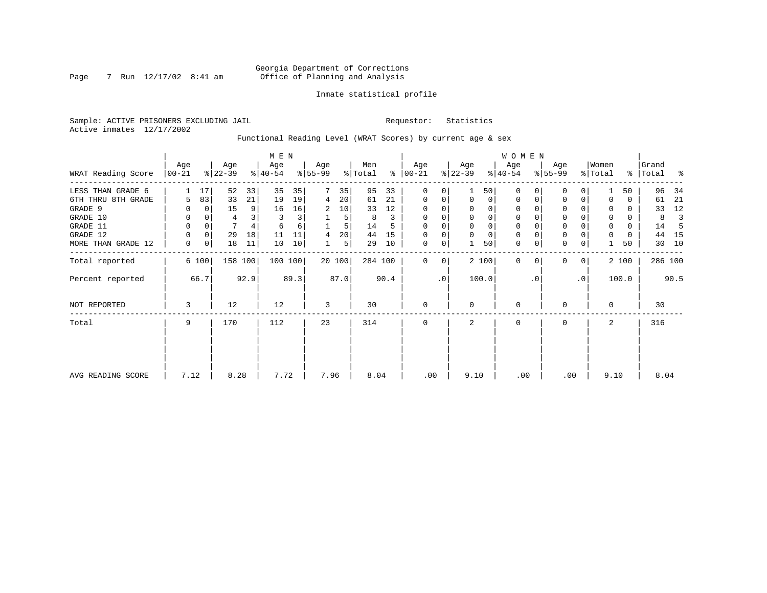Georgia Department of Corrections
Office of Planning and Analysis

Inmate statistical profile

Sample: ACTIVE PRISONERS EXCLUDING JAIL

Requestor: Statistics

Active inmates 12/17/2002

Functional Reading Level (WRAT Scores) by current age & sex

| WRAT Reading Score | MEN Age 00-21 | % | Age 22-39 | % | Age 40-54 | % | Age 55-99 | % | Men Total | % | WOMEN Age 00-21 | % | Age 22-39 | % | Age 40-54 | % | Age 55-99 | % | Women Total | % | Grand Total | % |
|---|---|---|---|---|---|---|---|---|---|---|---|---|---|---|---|---|---|---|---|---|---|---|
| LESS THAN GRADE 6 | 1 | 17 | 52 | 33 | 35 | 35 | 7 | 35 | 95 | 33 | 0 | 0 | 1 | 50 | 0 | 0 | 0 | 0 | 1 | 50 | 96 | 34 |
| 6TH THRU 8TH GRADE | 5 | 83 | 33 | 21 | 19 | 19 | 4 | 20 | 61 | 21 | 0 | 0 | 0 | 0 | 0 | 0 | 0 | 0 | 0 | 0 | 61 | 21 |
| GRADE 9 | 0 | 0 | 15 | 9 | 16 | 16 | 2 | 10 | 33 | 12 | 0 | 0 | 0 | 0 | 0 | 0 | 0 | 0 | 0 | 0 | 33 | 12 |
| GRADE 10 | 0 | 0 | 4 | 3 | 3 | 3 | 1 | 5 | 8 | 3 | 0 | 0 | 0 | 0 | 0 | 0 | 0 | 0 | 0 | 0 | 8 | 3 |
| GRADE 11 | 0 | 0 | 7 | 4 | 6 | 6 | 1 | 5 | 14 | 5 | 0 | 0 | 0 | 0 | 0 | 0 | 0 | 0 | 0 | 0 | 14 | 5 |
| GRADE 12 | 0 | 0 | 29 | 18 | 11 | 11 | 4 | 20 | 44 | 15 | 0 | 0 | 0 | 0 | 0 | 0 | 0 | 0 | 0 | 0 | 44 | 15 |
| MORE THAN GRADE 12 | 0 | 0 | 18 | 11 | 10 | 10 | 1 | 5 | 29 | 10 | 0 | 0 | 1 | 50 | 0 | 0 | 0 | 0 | 1 | 50 | 30 | 10 |
| Total reported | 6 | 100 | 158 | 100 | 100 | 100 | 20 | 100 | 284 | 100 | 0 | 0 | 2 | 100 | 0 | 0 | 0 | 0 | 2 | 100 | 286 | 100 |
| Percent reported | | 66.7 | | 92.9 | | 89.3 | | 87.0 | | 90.4 | | .0 | | 100.0 | | .0 | | .0 | | 100.0 | | 90.5 |
| NOT REPORTED | 3 | | 12 | | 12 | | 3 | | 30 | | 0 | | 0 | | 0 | | 0 | | 0 | | 30 | |
| Total | 9 | | 170 | | 112 | | 23 | | 314 | | 0 | | 2 | | 0 | | 0 | | 2 | | 316 | |
| AVG READING SCORE | 7.12 | | 8.28 | | 7.72 | | 7.96 | | 8.04 | | .00 | | 9.10 | | .00 | | .00 | | 9.10 | | 8.04 | |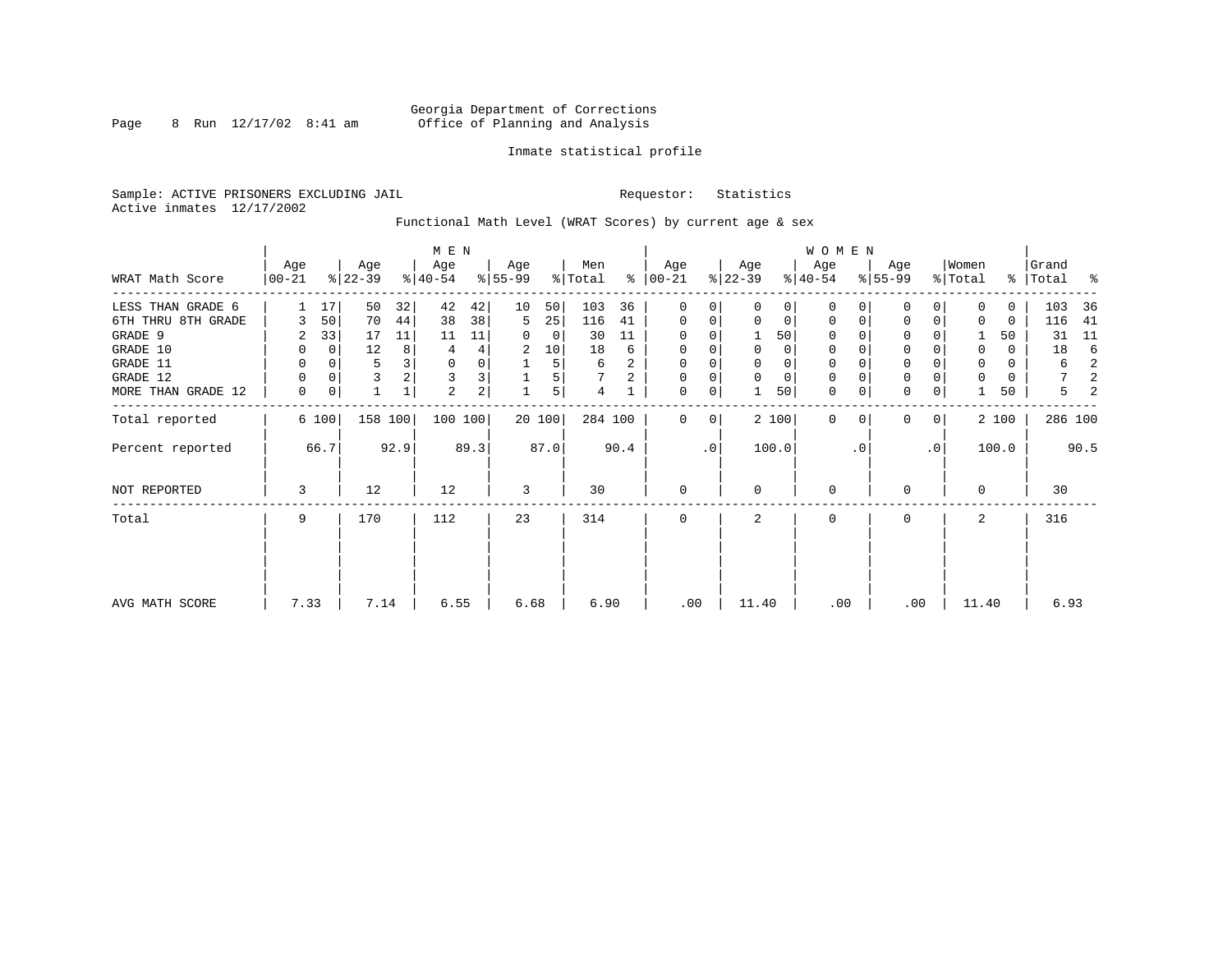Georgia Department of Corrections
Office of Planning and Analysis

Inmate statistical profile

Sample: ACTIVE PRISONERS EXCLUDING JAIL
Active inmates 12/17/2002

Requestor: Statistics

Functional Math Level (WRAT Scores) by current age & sex

| WRAT Math Score | MEN Age 00-21 | % | Age 22-39 | % | Age 40-54 | % | Age 55-99 | % | Men Total | % | WOMEN Age 00-21 | % | Age 22-39 | % | Age 40-54 | % | Age 55-99 | % | Women Total | % | Grand Total | % |
|---|---|---|---|---|---|---|---|---|---|---|---|---|---|---|---|---|---|---|---|---|---|---|
| LESS THAN GRADE 6 | 1 | 17 | 50 | 32 | 42 | 42 | 10 | 50 | 103 | 36 | 0 | 0 | 0 | 0 | 0 | 0 | 0 | 0 | 0 | 0 | 103 | 36 |
| 6TH THRU 8TH GRADE | 3 | 50 | 70 | 44 | 38 | 38 | 5 | 25 | 116 | 41 | 0 | 0 | 0 | 0 | 0 | 0 | 0 | 0 | 0 | 0 | 116 | 41 |
| GRADE 9 | 2 | 33 | 17 | 11 | 11 | 11 | 0 | 0 | 30 | 11 | 0 | 0 | 1 | 50 | 0 | 0 | 0 | 0 | 1 | 50 | 31 | 11 |
| GRADE 10 | 0 | 0 | 12 | 8 | 4 | 4 | 2 | 10 | 18 | 6 | 0 | 0 | 0 | 0 | 0 | 0 | 0 | 0 | 0 | 0 | 18 | 6 |
| GRADE 11 | 0 | 0 | 5 | 3 | 0 | 0 | 1 | 5 | 6 | 2 | 0 | 0 | 0 | 0 | 0 | 0 | 0 | 0 | 0 | 0 | 6 | 2 |
| GRADE 12 | 0 | 0 | 3 | 2 | 3 | 3 | 1 | 5 | 7 | 2 | 0 | 0 | 0 | 0 | 0 | 0 | 0 | 0 | 0 | 0 | 7 | 2 |
| MORE THAN GRADE 12 | 0 | 0 | 1 | 1 | 2 | 2 | 1 | 5 | 4 | 1 | 0 | 0 | 1 | 50 | 0 | 0 | 0 | 0 | 1 | 50 | 5 | 2 |
| Total reported | 6 | 100 | 158 | 100 | 100 | 100 | 20 | 100 | 284 | 100 | 0 | 0 | 2 | 100 | 0 | 0 | 0 | 0 | 2 | 100 | 286 | 100 |
| Percent reported | | 66.7 | | 92.9 | | 89.3 | | 87.0 | | 90.4 | | .0 | | 100.0 | | .0 | | .0 | | 100.0 | | 90.5 |
| NOT REPORTED | 3 | | 12 | | 12 | | 3 | | 30 | | 0 | | 0 | | 0 | | 0 | | 0 | | 30 | |
| Total | 9 | | 170 | | 112 | | 23 | | 314 | | 0 | | 2 | | 0 | | 0 | | 2 | | 316 | |
| AVG MATH SCORE | 7.33 | | 7.14 | | 6.55 | | 6.68 | | 6.90 | | .00 | | 11.40 | | .00 | | .00 | | 11.40 | | 6.93 | |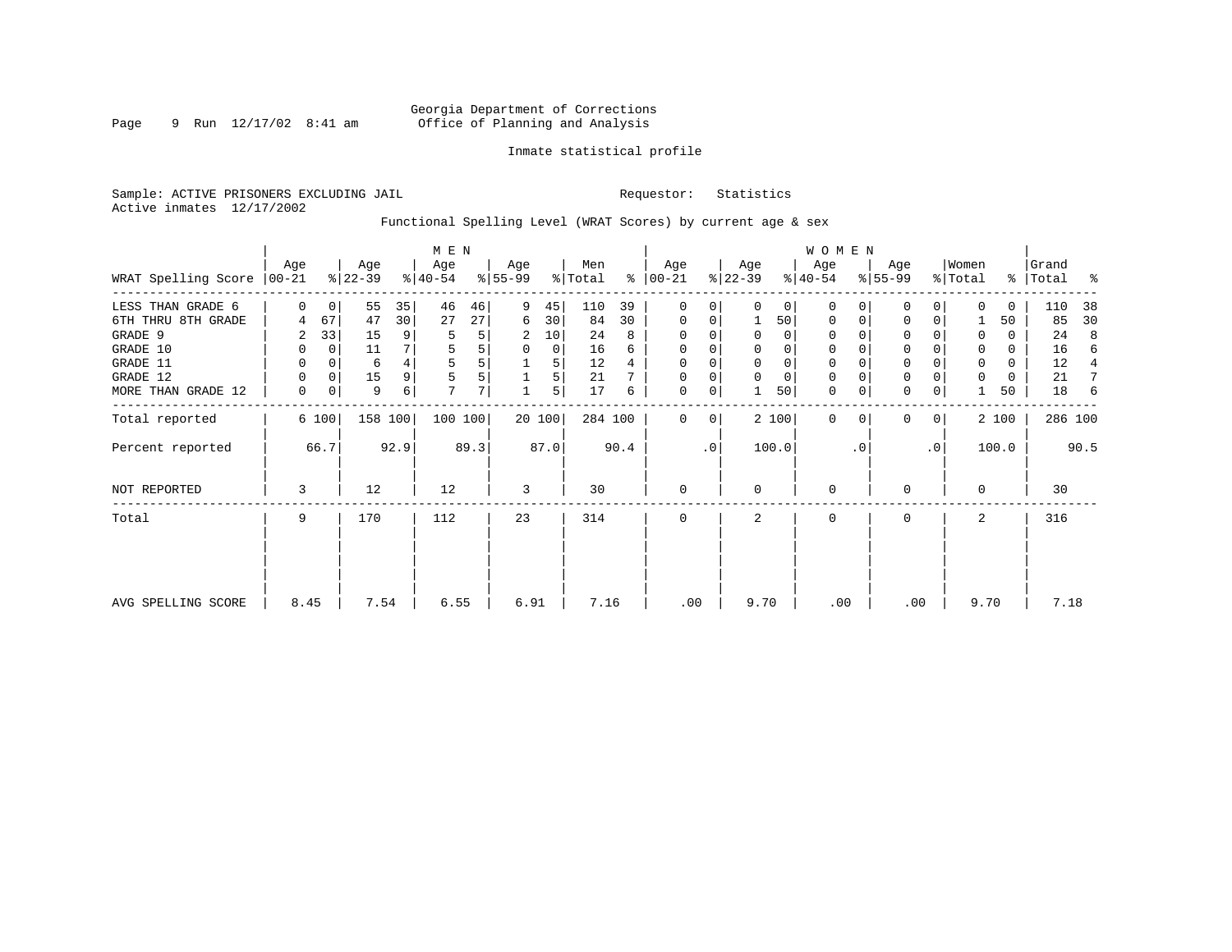Georgia Department of Corrections
Office of Planning and Analysis

Inmate statistical profile

Sample: ACTIVE PRISONERS EXCLUDING JAIL                Requestor: Statistics
Active inmates 12/17/2002

Functional Spelling Level (WRAT Scores) by current age & sex

| WRAT Spelling Score | MEN Age 00-21 | % | Age 22-39 | % | Age 40-54 | % | Age 55-99 | % | Men Total | % | WOMEN Age 00-21 | % | Age 22-39 | % | Age 40-54 | % | Age 55-99 | % | Women Total | % | Grand Total | % |
|---|---|---|---|---|---|---|---|---|---|---|---|---|---|---|---|---|---|---|---|---|---|---|
| LESS THAN GRADE 6 | 0 | 0 | 55 | 35 | 46 | 46 | 9 | 45 | 110 | 39 | 0 | 0 | 0 | 0 | 0 | 0 | 0 | 0 | 0 | 0 | 110 | 38 |
| 6TH THRU 8TH GRADE | 4 | 67 | 47 | 30 | 27 | 27 | 6 | 30 | 84 | 30 | 0 | 0 | 1 | 50 | 0 | 0 | 0 | 0 | 1 | 50 | 85 | 30 |
| GRADE 9 | 2 | 33 | 15 | 9 | 5 | 5 | 2 | 10 | 24 | 8 | 0 | 0 | 0 | 0 | 0 | 0 | 0 | 0 | 0 | 0 | 24 | 8 |
| GRADE 10 | 0 | 0 | 11 | 7 | 5 | 5 | 0 | 0 | 16 | 6 | 0 | 0 | 0 | 0 | 0 | 0 | 0 | 0 | 0 | 0 | 16 | 6 |
| GRADE 11 | 0 | 0 | 6 | 4 | 5 | 5 | 1 | 5 | 12 | 4 | 0 | 0 | 0 | 0 | 0 | 0 | 0 | 0 | 0 | 0 | 12 | 4 |
| GRADE 12 | 0 | 0 | 15 | 9 | 5 | 5 | 1 | 5 | 21 | 7 | 0 | 0 | 0 | 0 | 0 | 0 | 0 | 0 | 0 | 0 | 21 | 7 |
| MORE THAN GRADE 12 | 0 | 0 | 9 | 6 | 7 | 7 | 1 | 5 | 17 | 6 | 0 | 0 | 1 | 50 | 0 | 0 | 0 | 0 | 1 | 50 | 18 | 6 |
| Total reported | 6 | 100 | 158 | 100 | 100 | 100 | 20 | 100 | 284 | 100 | 0 | 0 | 2 | 100 | 0 | 0 | 0 | 0 | 2 | 100 | 286 | 100 |
| Percent reported | | 66.7 | | 92.9 | | 89.3 | | 87.0 | | 90.4 | | .0 | | 100.0 | | .0 | | .0 | | 100.0 | | 90.5 |
| NOT REPORTED | 3 | | 12 | | 12 | | 3 | | 30 | | 0 | | 0 | | 0 | | 0 | | 0 | | 30 | |
| Total | 9 | | 170 | | 112 | | 23 | | 314 | | 0 | | 2 | | 0 | | 0 | | 2 | | 316 | |
| AVG SPELLING SCORE | 8.45 | | 7.54 | | 6.55 | | 6.91 | | 7.16 | | .00 | | 9.70 | | .00 | | .00 | | 9.70 | | 7.18 | |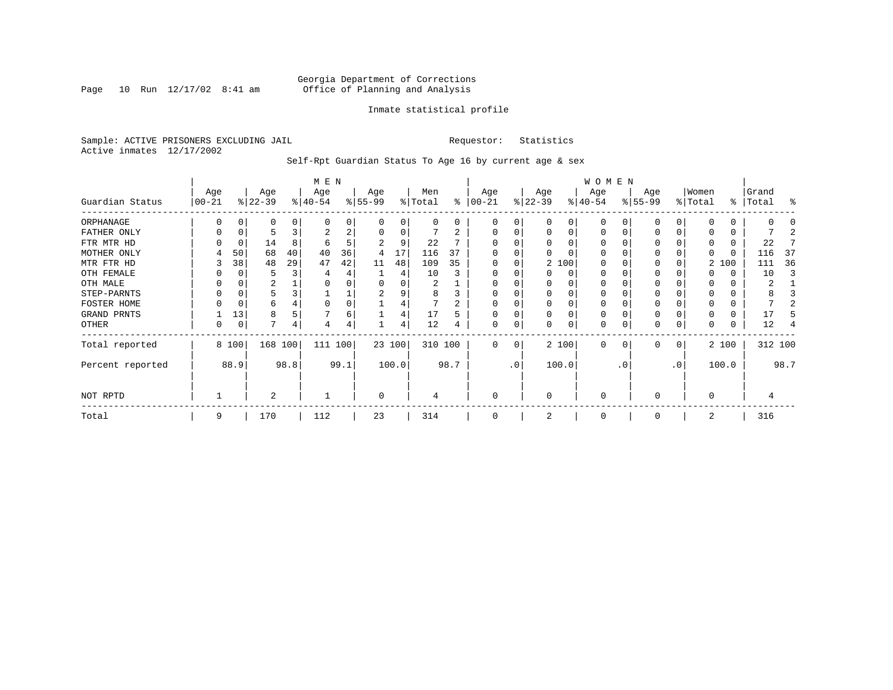Georgia Department of Corrections
Office of Planning and Analysis

Inmate statistical profile

Sample: ACTIVE PRISONERS EXCLUDING JAIL                    Requestor: Statistics
Active inmates 12/17/2002

Self-Rpt Guardian Status To Age 16 by current age & sex

| Guardian Status | MEN Age 00-21 | % | Age 22-39 | % | Age 40-54 | % | Age 55-99 | % | Men Total | % | WOMEN Age 00-21 | % | Age 22-39 | % | Age 40-54 | % | Age 55-99 | % | Women Total | % | Grand Total | % |
|---|---|---|---|---|---|---|---|---|---|---|---|---|---|---|---|---|---|---|---|---|---|---|
| ORPHANAGE | 0 | 0 | 0 | 0 | 0 | 0 | 0 | 0 | 0 | 0 | 0 | 0 | 0 | 0 | 0 | 0 | 0 | 0 | 0 | 0 | 0 | 0 |
| FATHER ONLY | 0 | 0 | 5 | 3 | 2 | 2 | 0 | 0 | 7 | 2 | 0 | 0 | 0 | 0 | 0 | 0 | 0 | 0 | 0 | 0 | 7 | 2 |
| FTR MTR HD | 0 | 0 | 14 | 8 | 6 | 5 | 2 | 9 | 22 | 7 | 0 | 0 | 0 | 0 | 0 | 0 | 0 | 0 | 0 | 0 | 22 | 7 |
| MOTHER ONLY | 4 | 50 | 68 | 40 | 40 | 36 | 4 | 17 | 116 | 37 | 0 | 0 | 0 | 0 | 0 | 0 | 0 | 0 | 0 | 0 | 116 | 37 |
| MTR FTR HD | 3 | 38 | 48 | 29 | 47 | 42 | 11 | 48 | 109 | 35 | 0 | 0 | 2 | 100 | 0 | 0 | 0 | 0 | 2 | 100 | 111 | 36 |
| OTH FEMALE | 0 | 0 | 5 | 3 | 4 | 4 | 1 | 4 | 10 | 3 | 0 | 0 | 0 | 0 | 0 | 0 | 0 | 0 | 0 | 0 | 10 | 3 |
| OTH MALE | 0 | 0 | 2 | 1 | 0 | 0 | 0 | 0 | 2 | 1 | 0 | 0 | 0 | 0 | 0 | 0 | 0 | 0 | 0 | 0 | 2 | 1 |
| STEP-PARNTS | 0 | 0 | 5 | 3 | 1 | 1 | 2 | 9 | 8 | 3 | 0 | 0 | 0 | 0 | 0 | 0 | 0 | 0 | 0 | 0 | 8 | 3 |
| FOSTER HOME | 0 | 0 | 6 | 4 | 0 | 0 | 1 | 4 | 7 | 2 | 0 | 0 | 0 | 0 | 0 | 0 | 0 | 0 | 0 | 0 | 7 | 2 |
| GRAND PRNTS | 1 | 13 | 8 | 5 | 7 | 6 | 1 | 4 | 17 | 5 | 0 | 0 | 0 | 0 | 0 | 0 | 0 | 0 | 0 | 0 | 17 | 5 |
| OTHER | 0 | 0 | 7 | 4 | 4 | 4 | 1 | 4 | 12 | 4 | 0 | 0 | 0 | 0 | 0 | 0 | 0 | 0 | 0 | 0 | 12 | 4 |
| Total reported | 8 | 100 | 168 | 100 | 111 | 100 | 23 | 100 | 310 | 100 | 0 | 0 | 2 | 100 | 0 | 0 | 0 | 0 | 2 | 100 | 312 | 100 |
| Percent reported | | 88.9 | | 98.8 | | 99.1 | | 100.0 | | 98.7 | | .0 | | 100.0 | | .0 | | .0 | | 100.0 | | 98.7 |
| NOT RPTD | 1 | | 2 | | 1 | | 0 | | 4 | | 0 | | 0 | | 0 | | 0 | | 0 | | 4 | |
| Total | 9 | | 170 | | 112 | | 23 | | 314 | | 0 | | 2 | | 0 | | 0 | | 2 | | 316 | |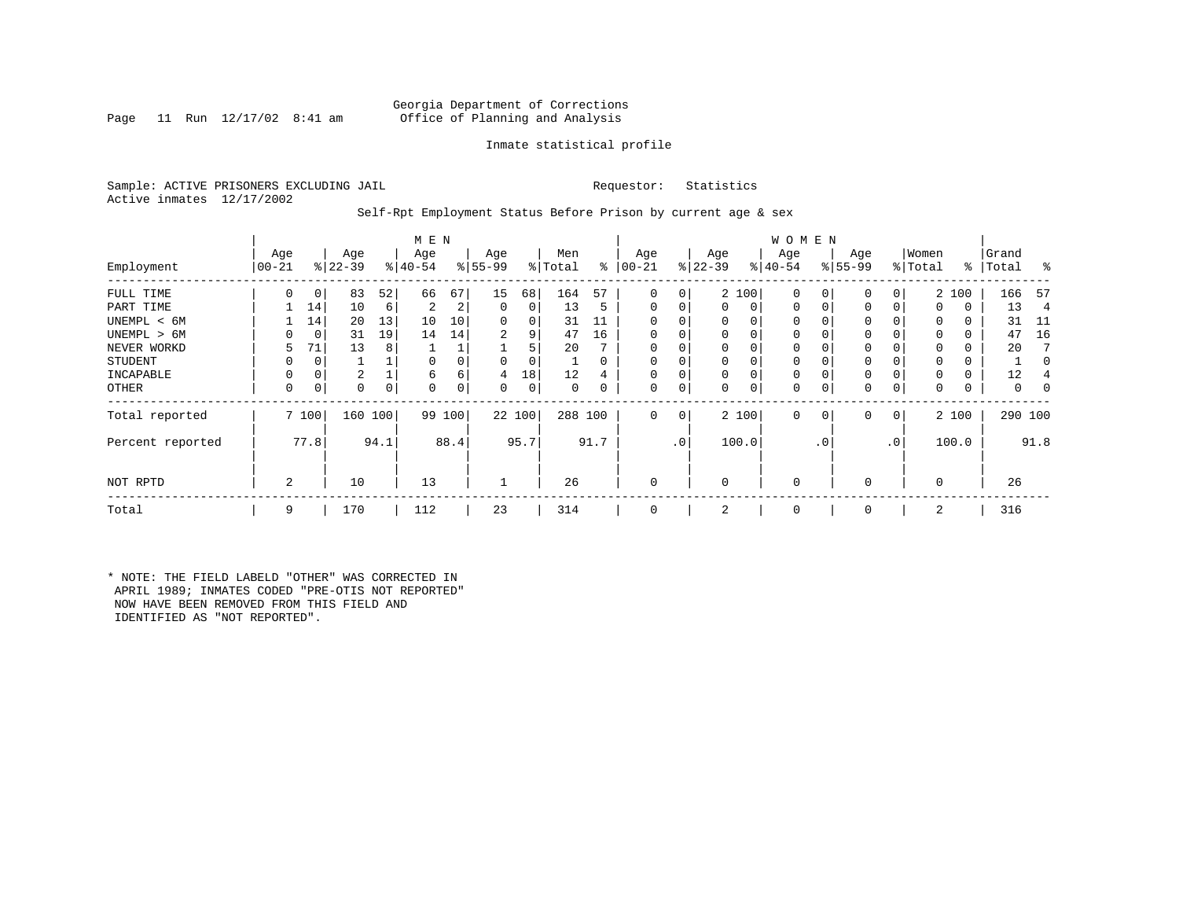Georgia Department of Corrections
Office of Planning and Analysis

Inmate statistical profile

Sample: ACTIVE PRISONERS EXCLUDING JAIL
Requestor: Statistics
Active inmates 12/17/2002

Self-Rpt Employment Status Before Prison by current age & sex

| Employment | MEN Age 00-21 | % | Age 22-39 | % | Age 40-54 | % | Age 55-99 | % | Men Total | % | WOMEN Age 00-21 | % | Age 22-39 | % | Age 40-54 | % | Age 55-99 | % | Women Total | % | Grand Total | % |
|---|---|---|---|---|---|---|---|---|---|---|---|---|---|---|---|---|---|---|---|---|---|---|
| FULL TIME | 0 | 0 | 83 | 52 | 66 | 67 | 15 | 68 | 164 | 57 | 0 | 0 | 2 | 100 | 0 | 0 | 0 | 0 | 2 | 100 | 166 | 57 |
| PART TIME | 1 | 14 | 10 | 6 | 2 | 2 | 0 | 0 | 13 | 5 | 0 | 0 | 0 | 0 | 0 | 0 | 0 | 0 | 0 | 0 | 13 | 4 |
| UNEMPL < 6M | 1 | 14 | 20 | 13 | 10 | 10 | 0 | 0 | 31 | 11 | 0 | 0 | 0 | 0 | 0 | 0 | 0 | 0 | 0 | 0 | 31 | 11 |
| UNEMPL > 6M | 0 | 0 | 31 | 19 | 14 | 14 | 2 | 9 | 47 | 16 | 0 | 0 | 0 | 0 | 0 | 0 | 0 | 0 | 0 | 0 | 47 | 16 |
| NEVER WORKD | 5 | 71 | 13 | 8 | 1 | 1 | 1 | 5 | 20 | 7 | 0 | 0 | 0 | 0 | 0 | 0 | 0 | 0 | 0 | 0 | 20 | 7 |
| STUDENT | 0 | 0 | 1 | 1 | 0 | 0 | 0 | 0 | 1 | 0 | 0 | 0 | 0 | 0 | 0 | 0 | 0 | 0 | 0 | 0 | 1 | 0 |
| INCAPABLE | 0 | 0 | 2 | 1 | 6 | 6 | 4 | 18 | 12 | 4 | 0 | 0 | 0 | 0 | 0 | 0 | 0 | 0 | 0 | 0 | 12 | 4 |
| OTHER | 0 | 0 | 0 | 0 | 0 | 0 | 0 | 0 | 0 | 0 | 0 | 0 | 0 | 0 | 0 | 0 | 0 | 0 | 0 | 0 | 0 | 0 |
| Total reported | 7 | 100 | 160 | 100 | 99 | 100 | 22 | 100 | 288 | 100 | 0 | 0 | 2 | 100 | 0 | 0 | 0 | 0 | 2 | 100 | 290 | 100 |
| Percent reported | | 77.8 | | 94.1 | | 88.4 | | 95.7 | | 91.7 | | .0 | | 100.0 | | .0 | | .0 | | 100.0 | | 91.8 |
| NOT RPTD | 2 | | 10 | | 13 | | 1 | | 26 | | 0 | | 0 | | 0 | | 0 | | 0 | | 26 | |
| Total | 9 | | 170 | | 112 | | 23 | | 314 | | 0 | | 2 | | 0 | | 0 | | 2 | | 316 | |

* NOTE: THE FIELD LABELD "OTHER" WAS CORRECTED IN APRIL 1989; INMATES CODED "PRE-OTIS NOT REPORTED" NOW HAVE BEEN REMOVED FROM THIS FIELD AND IDENTIFIED AS "NOT REPORTED".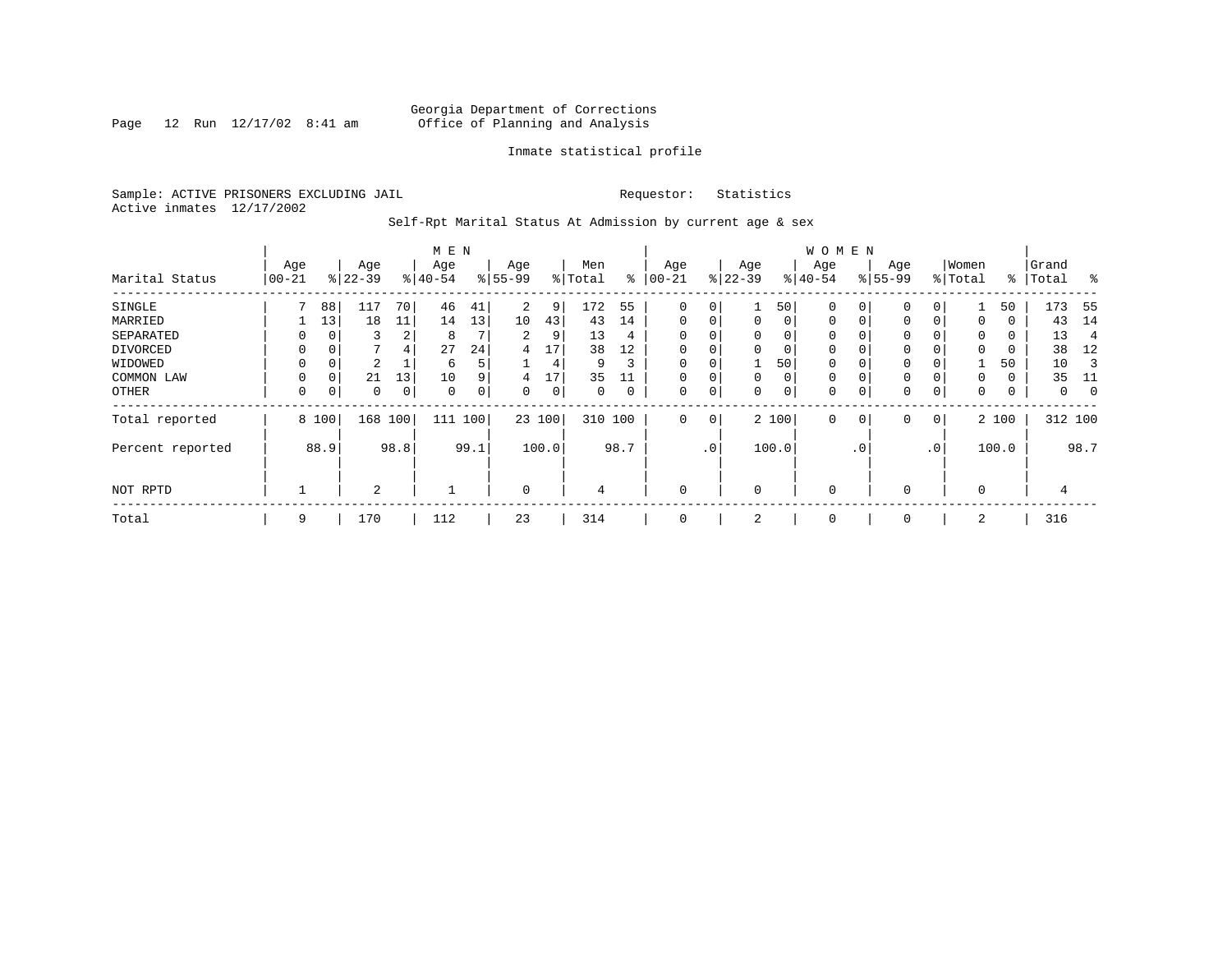Georgia Department of Corrections
Office of Planning and Analysis

Inmate statistical profile

Sample: ACTIVE PRISONERS EXCLUDING JAIL    Requestor: Statistics
Active inmates 12/17/2002

Self-Rpt Marital Status At Admission by current age & sex

| Marital Status | MEN Age 00-21 | % | Age 22-39 | % | Age 40-54 | % | Age 55-99 | % | Men Total | % | WOMEN Age 00-21 | % | Age 22-39 | % | Age 40-54 | % | Age 55-99 | % | Women Total | % | Grand Total | % |
|---|---|---|---|---|---|---|---|---|---|---|---|---|---|---|---|---|---|---|---|---|---|---|
| SINGLE | 7 | 88 | 117 | 70 | 46 | 41 | 2 | 9 | 172 | 55 | 0 | 0 | 1 | 50 | 0 | 0 | 0 | 0 | 1 | 50 | 173 | 55 |
| MARRIED | 1 | 13 | 18 | 11 | 14 | 13 | 10 | 43 | 43 | 14 | 0 | 0 | 0 | 0 | 0 | 0 | 0 | 0 | 0 | 0 | 43 | 14 |
| SEPARATED | 0 | 0 | 3 | 2 | 8 | 7 | 2 | 9 | 13 | 4 | 0 | 0 | 0 | 0 | 0 | 0 | 0 | 0 | 0 | 0 | 13 | 4 |
| DIVORCED | 0 | 0 | 7 | 4 | 27 | 24 | 4 | 17 | 38 | 12 | 0 | 0 | 0 | 0 | 0 | 0 | 0 | 0 | 0 | 0 | 38 | 12 |
| WIDOWED | 0 | 0 | 2 | 1 | 6 | 5 | 1 | 4 | 9 | 3 | 0 | 0 | 1 | 50 | 0 | 0 | 0 | 0 | 1 | 50 | 10 | 3 |
| COMMON LAW | 0 | 0 | 21 | 13 | 10 | 9 | 4 | 17 | 35 | 11 | 0 | 0 | 0 | 0 | 0 | 0 | 0 | 0 | 0 | 0 | 35 | 11 |
| OTHER | 0 | 0 | 0 | 0 | 0 | 0 | 0 | 0 | 0 | 0 | 0 | 0 | 0 | 0 | 0 | 0 | 0 | 0 | 0 | 0 | 0 | 0 |
| Total reported | 8 | 100 | 168 | 100 | 111 | 100 | 23 | 100 | 310 | 100 | 0 | 0 | 2 | 100 | 0 | 0 | 0 | 0 | 2 | 100 | 312 | 100 |
| Percent reported | | 88.9 | | 98.8 | | 99.1 | | 100.0 | | 98.7 | | .0 | | 100.0 | | .0 | | .0 | | 100.0 | | 98.7 |
| NOT RPTD | 1 | | 2 | | 1 | | 0 | | 4 | | 0 | | 0 | | 0 | | 0 | | 0 | | 4 | |
| Total | 9 | | 170 | | 112 | | 23 | | 314 | | 0 | | 2 | | 0 | | 0 | | 2 | | 316 | |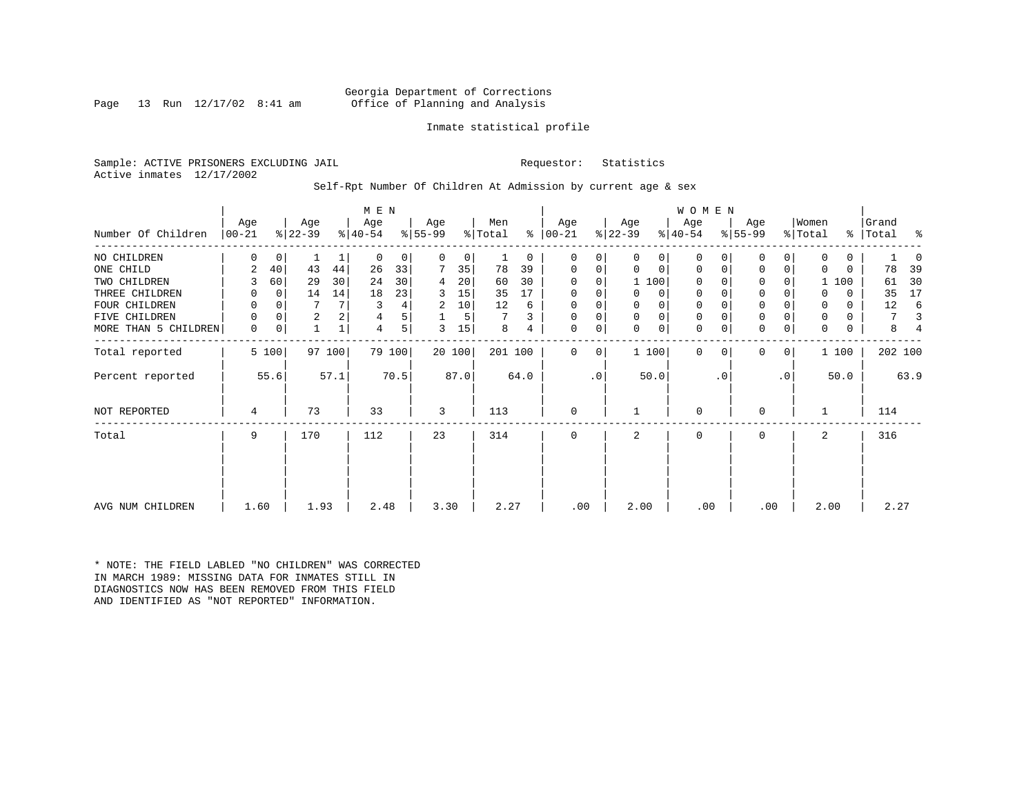Georgia Department of Corrections
Office of Planning and Analysis

Inmate statistical profile

Sample: ACTIVE PRISONERS EXCLUDING JAIL    Requestor: Statistics
Active inmates 12/17/2002

Self-Rpt Number Of Children At Admission by current age & sex

| Number Of Children | MEN Age 00-21 | % | Age 22-39 | % | Age 40-54 | % | Age 55-99 | % | Men Total | % | WOMEN Age 00-21 | % | Age 22-39 | % | Age 40-54 | % | Age 55-99 | % | Women Total | % | Grand Total | % |
|---|---|---|---|---|---|---|---|---|---|---|---|---|---|---|---|---|---|---|---|---|---|---|
| NO CHILDREN | 0 | 0 | 1 | 1 | 0 | 0 | 0 | 0 | 1 | 0 | 0 | 0 | 0 | 0 | 0 | 0 | 0 | 0 | 0 | 0 | 1 | 0 |
| ONE CHILD | 2 | 40 | 43 | 44 | 26 | 33 | 7 | 35 | 78 | 39 | 0 | 0 | 0 | 0 | 0 | 0 | 0 | 0 | 0 | 0 | 78 | 39 |
| TWO CHILDREN | 3 | 60 | 29 | 30 | 24 | 30 | 4 | 20 | 60 | 30 | 0 | 0 | 1 | 100 | 0 | 0 | 0 | 0 | 1 | 100 | 61 | 30 |
| THREE CHILDREN | 0 | 0 | 14 | 14 | 18 | 23 | 3 | 15 | 35 | 17 | 0 | 0 | 0 | 0 | 0 | 0 | 0 | 0 | 0 | 0 | 35 | 17 |
| FOUR CHILDREN | 0 | 0 | 7 | 7 | 3 | 4 | 2 | 10 | 12 | 6 | 0 | 0 | 0 | 0 | 0 | 0 | 0 | 0 | 0 | 0 | 12 | 6 |
| FIVE CHILDREN | 0 | 0 | 2 | 2 | 4 | 5 | 1 | 5 | 7 | 3 | 0 | 0 | 0 | 0 | 0 | 0 | 0 | 0 | 0 | 0 | 7 | 3 |
| MORE THAN 5 CHILDREN | 0 | 0 | 1 | 1 | 4 | 5 | 3 | 15 | 8 | 4 | 0 | 0 | 0 | 0 | 0 | 0 | 0 | 0 | 0 | 0 | 8 | 4 |
| Total reported | 5 | 100 | 97 | 100 | 79 | 100 | 20 | 100 | 201 | 100 | 0 | 0 | 1 | 100 | 0 | 0 | 0 | 0 | 1 | 100 | 202 | 100 |
| Percent reported | | 55.6 | | 57.1 | | 70.5 | | 87.0 | | 64.0 | | .0 | | 50.0 | | .0 | | .0 | | 50.0 | | 63.9 |
| NOT REPORTED | 4 | | 73 | | 33 | | 3 | | 113 | | 0 | | 1 | | 0 | | 0 | | 1 | | 114 | |
| Total | 9 | | 170 | | 112 | | 23 | | 314 | | 0 | | 2 | | 0 | | 0 | | 2 | | 316 | |
| AVG NUM CHILDREN | 1.60 | | 1.93 | | 2.48 | | 3.30 | | 2.27 | | .00 | | 2.00 | | .00 | | .00 | | 2.00 | | 2.27 | |

* NOTE: THE FIELD LABLED "NO CHILDREN" WAS CORRECTED IN MARCH 1989: MISSING DATA FOR INMATES STILL IN DIAGNOSTICS NOW HAS BEEN REMOVED FROM THIS FIELD AND IDENTIFIED AS "NOT REPORTED" INFORMATION.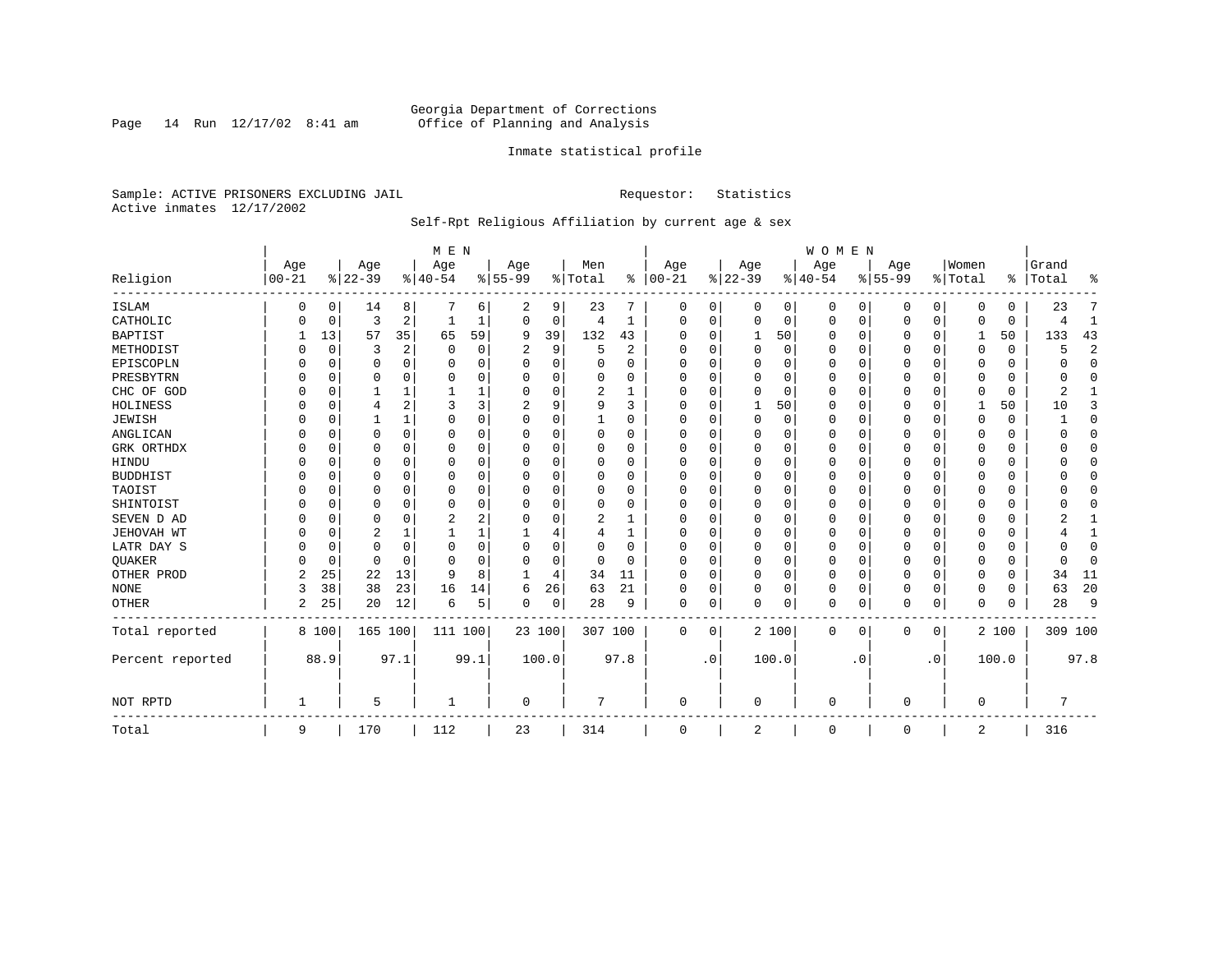Georgia Department of Corrections
Office of Planning and Analysis

Inmate statistical profile

Sample: ACTIVE PRISONERS EXCLUDING JAIL    Requestor: Statistics
Active inmates 12/17/2002

Self-Rpt Religious Affiliation by current age & sex

| Religion | MEN Age 00-21 | % | Age 22-39 | % | Age 40-54 | % | Age 55-99 | % | Men Total | % | WOMEN Age 00-21 | % | Age 22-39 | % | Age 40-54 | % | Age 55-99 | % | Women Total | % | Grand Total | % |
|---|---|---|---|---|---|---|---|---|---|---|---|---|---|---|---|---|---|---|---|---|---|---|
| ISLAM | 0 | 0 | 14 | 8 | 7 | 6 | 2 | 9 | 23 | 7 | 0 | 0 | 0 | 0 | 0 | 0 | 0 | 0 | 0 | 0 | 23 | 7 |
| CATHOLIC | 0 | 0 | 3 | 2 | 1 | 1 | 0 | 0 | 4 | 1 | 0 | 0 | 0 | 0 | 0 | 0 | 0 | 0 | 0 | 0 | 4 | 1 |
| BAPTIST | 1 | 13 | 57 | 35 | 65 | 59 | 9 | 39 | 132 | 43 | 0 | 0 | 1 | 50 | 0 | 0 | 0 | 0 | 1 | 50 | 133 | 43 |
| METHODIST | 0 | 0 | 3 | 2 | 0 | 0 | 2 | 9 | 5 | 2 | 0 | 0 | 0 | 0 | 0 | 0 | 0 | 0 | 0 | 0 | 5 | 2 |
| EPISCOPLN | 0 | 0 | 0 | 0 | 0 | 0 | 0 | 0 | 0 | 0 | 0 | 0 | 0 | 0 | 0 | 0 | 0 | 0 | 0 | 0 | 0 | 0 |
| PRESBYTRN | 0 | 0 | 0 | 0 | 0 | 0 | 0 | 0 | 0 | 0 | 0 | 0 | 0 | 0 | 0 | 0 | 0 | 0 | 0 | 0 | 0 | 0 |
| CHC OF GOD | 0 | 0 | 1 | 1 | 1 | 1 | 0 | 0 | 2 | 1 | 0 | 0 | 0 | 0 | 0 | 0 | 0 | 0 | 0 | 0 | 2 | 1 |
| HOLINESS | 0 | 0 | 4 | 2 | 3 | 3 | 2 | 9 | 9 | 3 | 0 | 0 | 1 | 50 | 0 | 0 | 0 | 0 | 1 | 50 | 10 | 3 |
| JEWISH | 0 | 0 | 1 | 1 | 0 | 0 | 0 | 0 | 1 | 0 | 0 | 0 | 0 | 0 | 0 | 0 | 0 | 0 | 0 | 0 | 1 | 0 |
| ANGLICAN | 0 | 0 | 0 | 0 | 0 | 0 | 0 | 0 | 0 | 0 | 0 | 0 | 0 | 0 | 0 | 0 | 0 | 0 | 0 | 0 | 0 | 0 |
| GRK ORTHDX | 0 | 0 | 0 | 0 | 0 | 0 | 0 | 0 | 0 | 0 | 0 | 0 | 0 | 0 | 0 | 0 | 0 | 0 | 0 | 0 | 0 | 0 |
| HINDU | 0 | 0 | 0 | 0 | 0 | 0 | 0 | 0 | 0 | 0 | 0 | 0 | 0 | 0 | 0 | 0 | 0 | 0 | 0 | 0 | 0 | 0 |
| BUDDHIST | 0 | 0 | 0 | 0 | 0 | 0 | 0 | 0 | 0 | 0 | 0 | 0 | 0 | 0 | 0 | 0 | 0 | 0 | 0 | 0 | 0 | 0 |
| TAOIST | 0 | 0 | 0 | 0 | 0 | 0 | 0 | 0 | 0 | 0 | 0 | 0 | 0 | 0 | 0 | 0 | 0 | 0 | 0 | 0 | 0 | 0 |
| SHINTOIST | 0 | 0 | 0 | 0 | 0 | 0 | 0 | 0 | 0 | 0 | 0 | 0 | 0 | 0 | 0 | 0 | 0 | 0 | 0 | 0 | 0 | 0 |
| SEVEN D AD | 0 | 0 | 0 | 0 | 2 | 2 | 0 | 0 | 2 | 1 | 0 | 0 | 0 | 0 | 0 | 0 | 0 | 0 | 0 | 0 | 2 | 1 |
| JEHOVAH WT | 0 | 0 | 2 | 1 | 1 | 1 | 1 | 4 | 4 | 1 | 0 | 0 | 0 | 0 | 0 | 0 | 0 | 0 | 0 | 0 | 4 | 1 |
| LATR DAY S | 0 | 0 | 0 | 0 | 0 | 0 | 0 | 0 | 0 | 0 | 0 | 0 | 0 | 0 | 0 | 0 | 0 | 0 | 0 | 0 | 0 | 0 |
| QUAKER | 0 | 0 | 0 | 0 | 0 | 0 | 0 | 0 | 0 | 0 | 0 | 0 | 0 | 0 | 0 | 0 | 0 | 0 | 0 | 0 | 0 | 0 |
| OTHER PROD | 2 | 25 | 22 | 13 | 9 | 8 | 1 | 4 | 34 | 11 | 0 | 0 | 0 | 0 | 0 | 0 | 0 | 0 | 0 | 0 | 34 | 11 |
| NONE | 3 | 38 | 38 | 23 | 16 | 14 | 6 | 26 | 63 | 21 | 0 | 0 | 0 | 0 | 0 | 0 | 0 | 0 | 0 | 0 | 63 | 20 |
| OTHER | 2 | 25 | 20 | 12 | 6 | 5 | 0 | 0 | 28 | 9 | 0 | 0 | 0 | 0 | 0 | 0 | 0 | 0 | 0 | 0 | 28 | 9 |
| Total reported | 8 | 100 | 165 | 100 | 111 | 100 | 23 | 100 | 307 | 100 | 0 | 0 | 2 | 100 | 0 | 0 | 0 | 0 | 2 | 100 | 309 | 100 |
| Percent reported | | 88.9 | | 97.1 | | 99.1 | | 100.0 | | 97.8 | | .0 | | 100.0 | | .0 | | .0 | | 100.0 | | 97.8 |
| NOT RPTD | 1 | | 5 | | 1 | | 0 | | 7 | | 0 | | 0 | | 0 | | 0 | | 0 | | 7 | |
| Total | 9 | | 170 | | 112 | | 23 | | 314 | | 0 | | 2 | | 0 | | 0 | | 2 | | 316 | |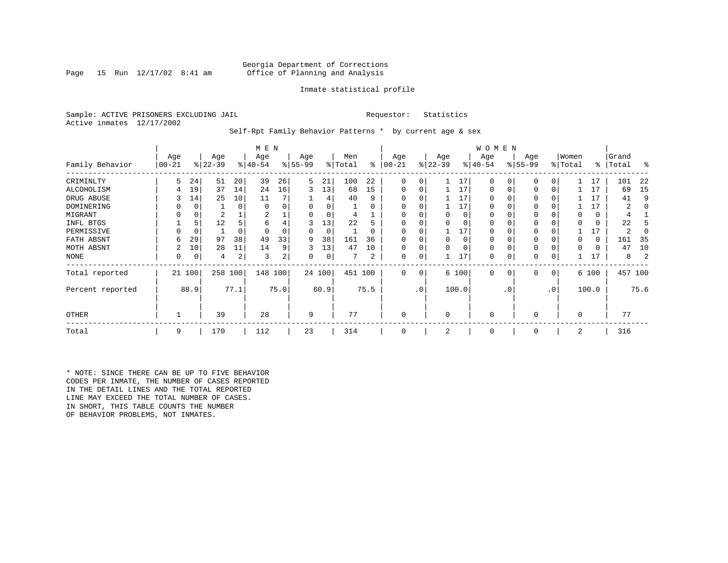Georgia Department of Corrections
Office of Planning and Analysis

Inmate statistical profile

Sample: ACTIVE PRISONERS EXCLUDING JAIL                    Requestor: Statistics
Active inmates 12/17/2002

Self-Rpt Family Behavior Patterns * by current age & sex

| | MEN | | | | | | | | | | WOMEN | | | | | | | | | | | |
|---|---|---|---|---|---|---|---|---|---|---|---|---|---|---|---|---|---|---|---|---|---|---|
| Family Behavior | Age 00-21 | % | Age 22-39 | % | Age 40-54 | % | Age 55-99 | % | Men Total | % | Age 00-21 | % | Age 22-39 | % | Age 40-54 | % | Age 55-99 | % | Women Total | % | Grand Total | % |
| CRIMINLTY | 5 | 24 | 51 | 20 | 39 | 26 | 5 | 21 | 100 | 22 | 0 | 0 | 1 | 17 | 0 | 0 | 0 | 0 | 1 | 17 | 101 | 22 |
| ALCOHOLISM | 4 | 19 | 37 | 14 | 24 | 16 | 3 | 13 | 68 | 15 | 0 | 0 | 1 | 17 | 0 | 0 | 0 | 0 | 1 | 17 | 69 | 15 |
| DRUG ABUSE | 3 | 14 | 25 | 10 | 11 | 7 | 1 | 4 | 40 | 9 | 0 | 0 | 1 | 17 | 0 | 0 | 0 | 0 | 1 | 17 | 41 | 9 |
| DOMINERING | 0 | 0 | 1 | 0 | 0 | 0 | 0 | 0 | 1 | 0 | 0 | 0 | 1 | 17 | 0 | 0 | 0 | 0 | 1 | 17 | 2 | 0 |
| MIGRANT | 0 | 0 | 2 | 1 | 2 | 1 | 0 | 0 | 4 | 1 | 0 | 0 | 0 | 0 | 0 | 0 | 0 | 0 | 0 | 0 | 4 | 1 |
| INFL BTGS | 1 | 5 | 12 | 5 | 6 | 4 | 3 | 13 | 22 | 5 | 0 | 0 | 0 | 0 | 0 | 0 | 0 | 0 | 0 | 0 | 22 | 5 |
| PERMISSIVE | 0 | 0 | 1 | 0 | 0 | 0 | 0 | 0 | 1 | 0 | 0 | 0 | 1 | 17 | 0 | 0 | 0 | 0 | 1 | 17 | 2 | 0 |
| FATH ABSNT | 6 | 29 | 97 | 38 | 49 | 33 | 9 | 38 | 161 | 36 | 0 | 0 | 0 | 0 | 0 | 0 | 0 | 0 | 0 | 0 | 161 | 35 |
| MOTH ABSNT | 2 | 10 | 28 | 11 | 14 | 9 | 3 | 13 | 47 | 10 | 0 | 0 | 0 | 0 | 0 | 0 | 0 | 0 | 0 | 0 | 47 | 10 |
| NONE | 0 | 0 | 4 | 2 | 3 | 2 | 0 | 0 | 7 | 2 | 0 | 0 | 1 | 17 | 0 | 0 | 0 | 0 | 1 | 17 | 8 | 2 |
| Total reported | 21 | 100 | 258 | 100 | 148 | 100 | 24 | 100 | 451 | 100 | 0 | 0 | 6 | 100 | 0 | 0 | 0 | 0 | 6 | 100 | 457 | 100 |
| Percent reported | | 88.9 | | 77.1 | | 75.0 | | 60.9 | | 75.5 | | .0 | | 100.0 | | .0 | | .0 | | 100.0 | | 75.6 |
| OTHER | 1 | | 39 | | 28 | | 9 | | 77 | | 0 | | 0 | | 0 | | 0 | | 0 | | 77 | |
| Total | 9 | | 170 | | 112 | | 23 | | 314 | | 0 | | 2 | | 0 | | 0 | | 2 | | 316 | |

* NOTE: SINCE THERE CAN BE UP TO FIVE BEHAVIOR CODES PER INMATE, THE NUMBER OF CASES REPORTED IN THE DETAIL LINES AND THE TOTAL REPORTED LINE MAY EXCEED THE TOTAL NUMBER OF CASES. IN SHORT, THIS TABLE COUNTS THE NUMBER OF BEHAVIOR PROBLEMS, NOT INMATES.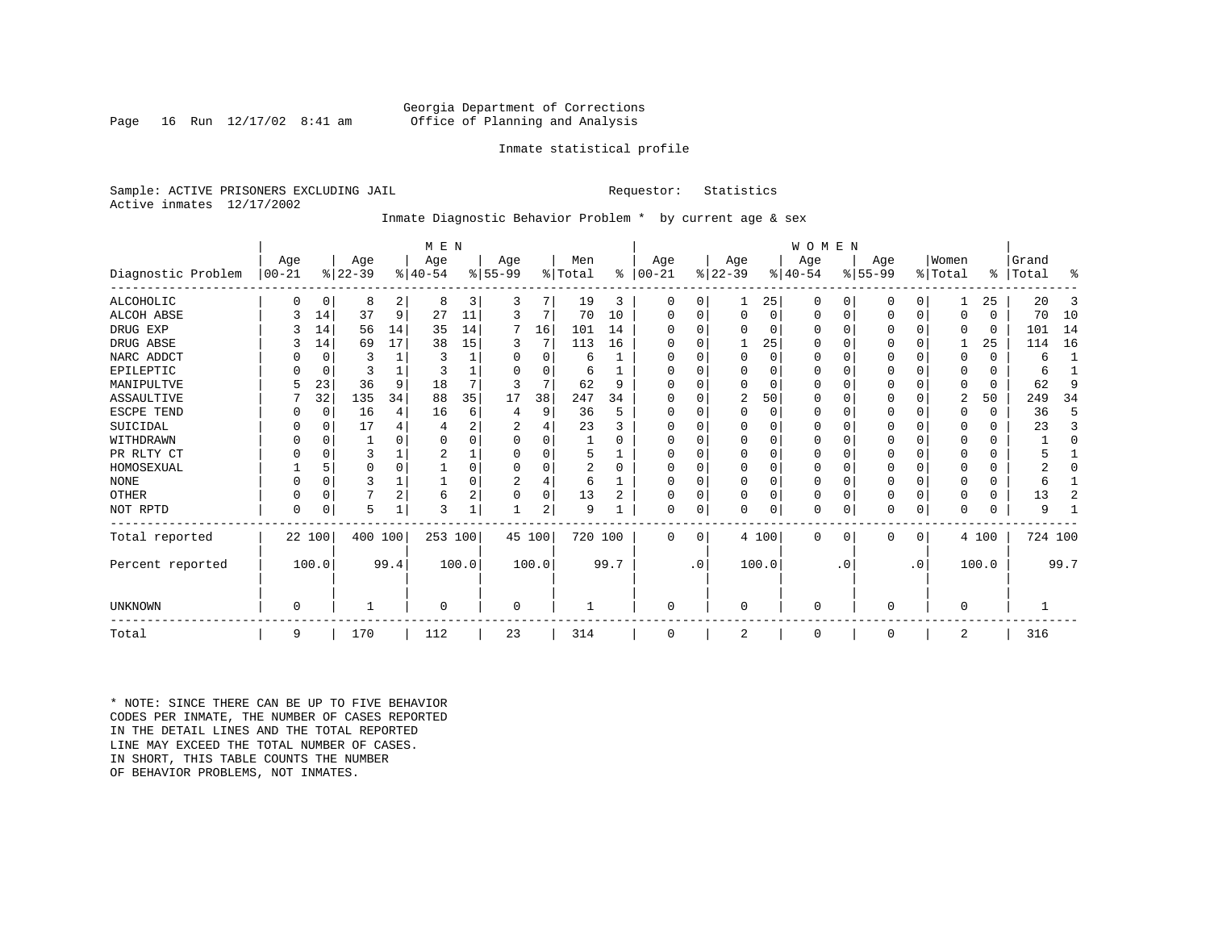Georgia Department of Corrections
Office of Planning and Analysis

Inmate statistical profile

Sample: ACTIVE PRISONERS EXCLUDING JAIL                Requestor: Statistics
Active inmates 12/17/2002

Inmate Diagnostic Behavior Problem * by current age & sex

| Diagnostic Problem | MEN Age 00-21 | % | Age 22-39 | % | Age 40-54 | % | Age 55-99 | % | Men Total | % | WOMEN Age 00-21 | % | Age 22-39 | % | Age 40-54 | % | Age 55-99 | % | Women Total | % | Grand Total | % |
|---|---|---|---|---|---|---|---|---|---|---|---|---|---|---|---|---|---|---|---|---|---|---|
| ALCOHOLIC | 0 | 0 | 8 | 2 | 8 | 3 | 3 | 7 | 19 | 3 | 0 | 0 | 1 | 25 | 0 | 0 | 0 | 0 | 1 | 25 | 20 | 3 |
| ALCOH ABSE | 3 | 14 | 37 | 9 | 27 | 11 | 3 | 7 | 70 | 10 | 0 | 0 | 0 | 0 | 0 | 0 | 0 | 0 | 0 | 0 | 70 | 10 |
| DRUG EXP | 3 | 14 | 56 | 14 | 35 | 14 | 7 | 16 | 101 | 14 | 0 | 0 | 0 | 0 | 0 | 0 | 0 | 0 | 0 | 0 | 101 | 14 |
| DRUG ABSE | 3 | 14 | 69 | 17 | 38 | 15 | 3 | 7 | 113 | 16 | 0 | 0 | 1 | 25 | 0 | 0 | 0 | 0 | 1 | 25 | 114 | 16 |
| NARC ADDCT | 0 | 0 | 3 | 1 | 3 | 1 | 0 | 0 | 6 | 1 | 0 | 0 | 0 | 0 | 0 | 0 | 0 | 0 | 0 | 0 | 6 | 1 |
| EPILEPTIC | 0 | 0 | 3 | 1 | 3 | 1 | 0 | 0 | 6 | 1 | 0 | 0 | 0 | 0 | 0 | 0 | 0 | 0 | 0 | 0 | 6 | 1 |
| MANIPULTVE | 5 | 23 | 36 | 9 | 18 | 7 | 3 | 7 | 62 | 9 | 0 | 0 | 0 | 0 | 0 | 0 | 0 | 0 | 0 | 0 | 62 | 9 |
| ASSAULTIVE | 7 | 32 | 135 | 34 | 88 | 35 | 17 | 38 | 247 | 34 | 0 | 0 | 2 | 50 | 0 | 0 | 0 | 0 | 2 | 50 | 249 | 34 |
| ESCPE TEND | 0 | 0 | 16 | 4 | 16 | 6 | 4 | 9 | 36 | 5 | 0 | 0 | 0 | 0 | 0 | 0 | 0 | 0 | 0 | 0 | 36 | 5 |
| SUICIDAL | 0 | 0 | 17 | 4 | 4 | 2 | 2 | 4 | 23 | 3 | 0 | 0 | 0 | 0 | 0 | 0 | 0 | 0 | 0 | 0 | 23 | 3 |
| WITHDRAWN | 0 | 0 | 1 | 0 | 0 | 0 | 0 | 0 | 1 | 0 | 0 | 0 | 0 | 0 | 0 | 0 | 0 | 0 | 0 | 0 | 1 | 0 |
| PR RLTY CT | 0 | 0 | 3 | 1 | 2 | 1 | 0 | 0 | 5 | 1 | 0 | 0 | 0 | 0 | 0 | 0 | 0 | 0 | 0 | 0 | 5 | 1 |
| HOMOSEXUAL | 1 | 5 | 0 | 0 | 1 | 0 | 0 | 0 | 2 | 0 | 0 | 0 | 0 | 0 | 0 | 0 | 0 | 0 | 0 | 0 | 2 | 0 |
| NONE | 0 | 0 | 3 | 1 | 1 | 0 | 2 | 4 | 6 | 1 | 0 | 0 | 0 | 0 | 0 | 0 | 0 | 0 | 0 | 0 | 6 | 1 |
| OTHER | 0 | 0 | 7 | 2 | 6 | 2 | 0 | 0 | 13 | 2 | 0 | 0 | 0 | 0 | 0 | 0 | 0 | 0 | 0 | 0 | 13 | 2 |
| NOT RPTD | 0 | 0 | 5 | 1 | 3 | 1 | 1 | 2 | 9 | 1 | 0 | 0 | 0 | 0 | 0 | 0 | 0 | 0 | 0 | 0 | 9 | 1 |
| Total reported | 22 | 100 | 400 | 100 | 253 | 100 | 45 | 100 | 720 | 100 | 0 | 0 | 4 | 100 | 0 | 0 | 0 | 0 | 4 | 100 | 724 | 100 |
| Percent reported | | 100.0 | | 99.4 | | 100.0 | | 100.0 | | 99.7 | | .0 | | 100.0 | | .0 | | .0 | | 100.0 | | 99.7 |
| UNKNOWN | 0 | | 1 | | 0 | | 0 | | 1 | | 0 | | 0 | | 0 | | 0 | | 0 | | 1 | |
| Total | 9 | | 170 | | 112 | | 23 | | 314 | | 0 | | 2 | | 0 | | 0 | | 2 | | 316 | |

* NOTE: SINCE THERE CAN BE UP TO FIVE BEHAVIOR CODES PER INMATE, THE NUMBER OF CASES REPORTED IN THE DETAIL LINES AND THE TOTAL REPORTED LINE MAY EXCEED THE TOTAL NUMBER OF CASES. IN SHORT, THIS TABLE COUNTS THE NUMBER OF BEHAVIOR PROBLEMS, NOT INMATES.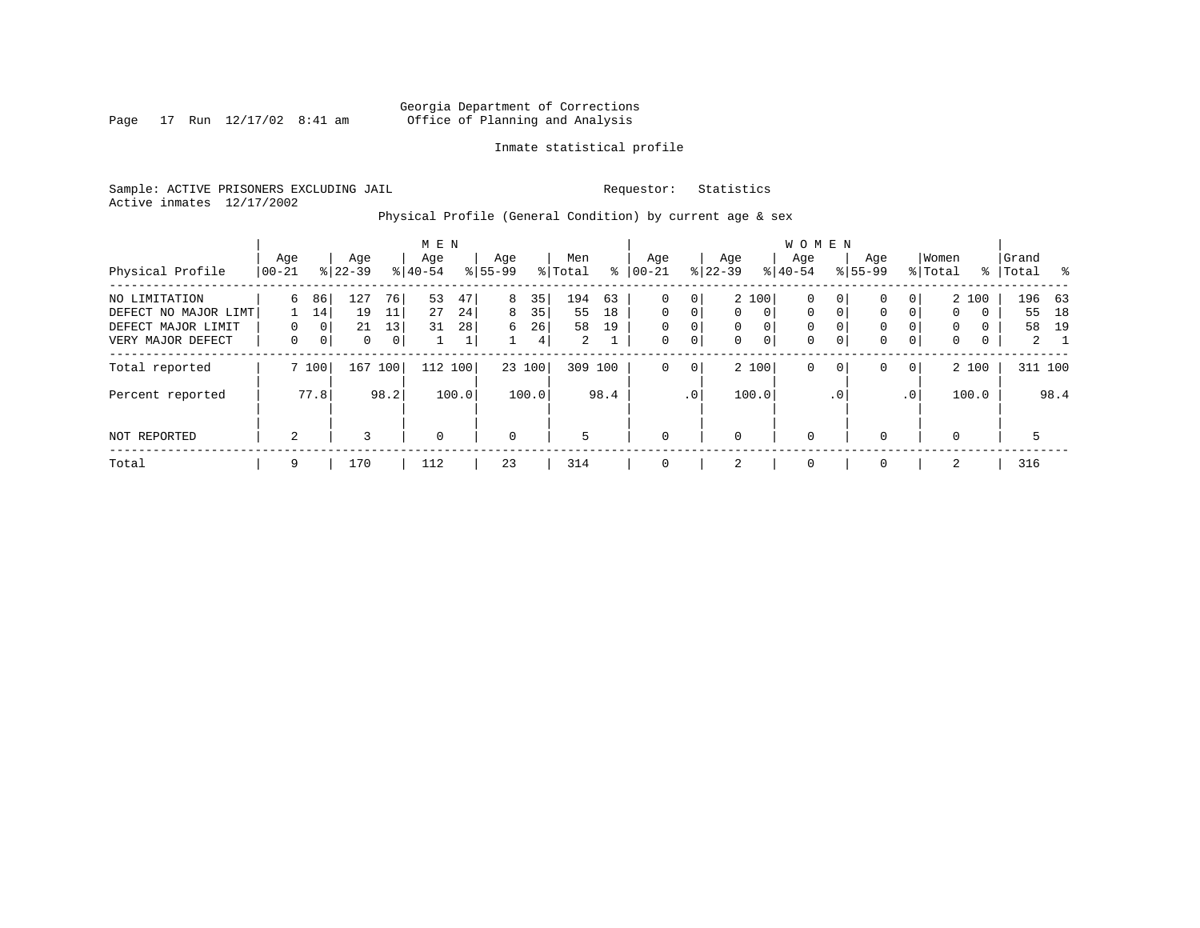Georgia Department of Corrections
Office of Planning and Analysis

Inmate statistical profile

Sample: ACTIVE PRISONERS EXCLUDING JAIL
Active inmates 12/17/2002

Requestor: Statistics

Physical Profile (General Condition) by current age & sex

| Physical Profile | MEN Age 00-21 | % | Age 22-39 | % | Age 40-54 | % | Age 55-99 | % | Men Total | % | WOMEN Age 00-21 | % | Age 22-39 | % | Age 40-54 | % | Age 55-99 | % | Women Total | % | Grand Total | % |
|---|---|---|---|---|---|---|---|---|---|---|---|---|---|---|---|---|---|---|---|---|---|---|
| NO LIMITATION | 6 | 86 | 127 | 76 | 53 | 47 | 8 | 35 | 194 | 63 | 0 | 0 | 2 | 100 | 0 | 0 | 0 | 0 | 2 | 100 | 196 | 63 |
| DEFECT NO MAJOR LIMT | 1 | 14 | 19 | 11 | 27 | 24 | 8 | 35 | 55 | 18 | 0 | 0 | 0 | 0 | 0 | 0 | 0 | 0 | 0 | 0 | 55 | 18 |
| DEFECT MAJOR LIMIT | 0 | 0 | 21 | 13 | 31 | 28 | 6 | 26 | 58 | 19 | 0 | 0 | 0 | 0 | 0 | 0 | 0 | 0 | 0 | 0 | 58 | 19 |
| VERY MAJOR DEFECT | 0 | 0 | 0 | 0 | 1 | 1 | 1 | 4 | 2 | 1 | 0 | 0 | 0 | 0 | 0 | 0 | 0 | 0 | 0 | 0 | 2 | 1 |
| Total reported | 7 | 100 | 167 | 100 | 112 | 100 | 23 | 100 | 309 | 100 | 0 | 0 | 2 | 100 | 0 | 0 | 0 | 0 | 2 | 100 | 311 | 100 |
| Percent reported | | 77.8 | | 98.2 | | 100.0 | | 100.0 | | 98.4 | | .0 | | 100.0 | | .0 | | .0 | | 100.0 | | 98.4 |
| NOT REPORTED | 2 | | 3 | | 0 | | 0 | | 5 | | 0 | | 0 | | 0 | | 0 | | 0 | | 5 | |
| Total | 9 | | 170 | | 112 | | 23 | | 314 | | 0 | | 2 | | 0 | | 0 | | 2 | | 316 | |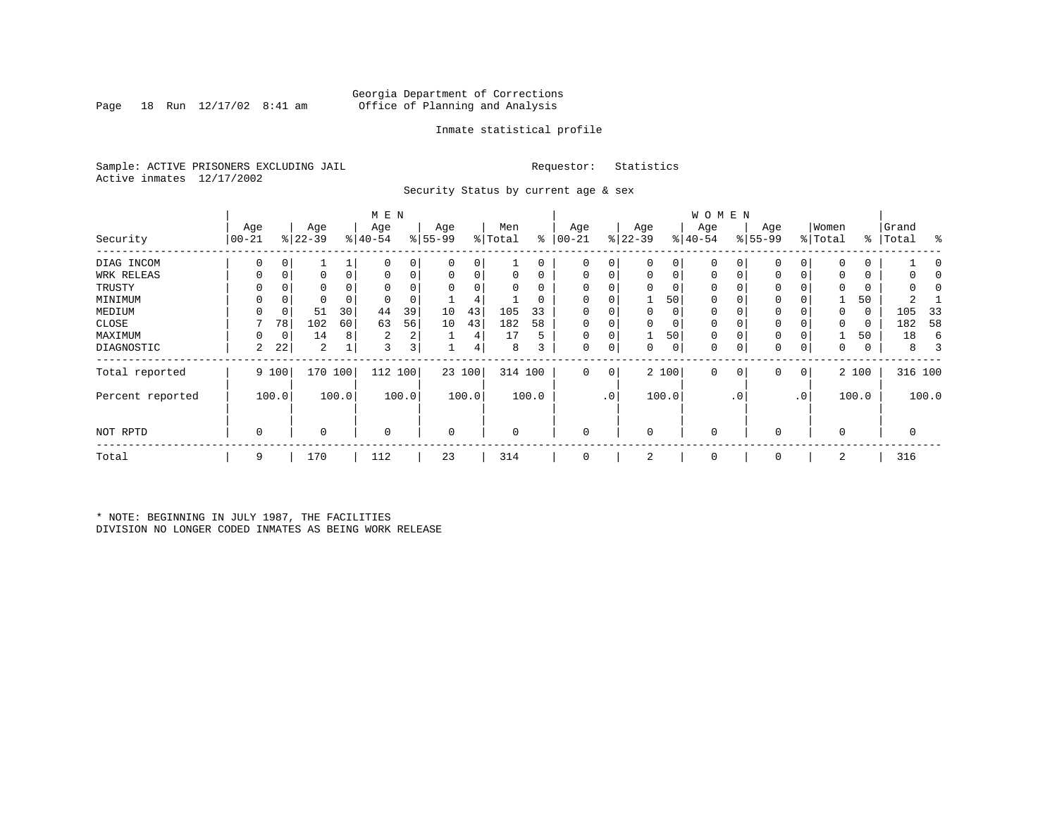Georgia Department of Corrections
Office of Planning and Analysis

Inmate statistical profile

Sample: ACTIVE PRISONERS EXCLUDING JAIL

Requestor: Statistics

Active inmates 12/17/2002

Security Status by current age & sex

| Security | MEN Age 00-21 | % | Age 22-39 | % | Age 40-54 | % | Age 55-99 | % | Men Total | % | WOMEN Age 00-21 | % | Age 22-39 | % | Age 40-54 | % | Age 55-99 | % | Women Total | % | Grand Total | % |
|---|---|---|---|---|---|---|---|---|---|---|---|---|---|---|---|---|---|---|---|---|---|---|
| DIAG INCOM | 0 | 0 | 1 | 1 | 0 | 0 | 0 | 0 | 1 | 0 | 0 | 0 | 0 | 0 | 0 | 0 | 0 | 0 | 0 | 0 | 1 | 0 |
| WRK RELEAS | 0 | 0 | 0 | 0 | 0 | 0 | 0 | 0 | 0 | 0 | 0 | 0 | 0 | 0 | 0 | 0 | 0 | 0 | 0 | 0 | 0 | 0 |
| TRUSTY | 0 | 0 | 0 | 0 | 0 | 0 | 0 | 0 | 0 | 0 | 0 | 0 | 0 | 0 | 0 | 0 | 0 | 0 | 0 | 0 | 0 | 0 |
| MINIMUM | 0 | 0 | 0 | 0 | 0 | 0 | 1 | 4 | 1 | 0 | 0 | 0 | 1 | 50 | 0 | 0 | 0 | 0 | 1 | 50 | 2 | 1 |
| MEDIUM | 0 | 0 | 51 | 30 | 44 | 39 | 10 | 43 | 105 | 33 | 0 | 0 | 0 | 0 | 0 | 0 | 0 | 0 | 0 | 0 | 105 | 33 |
| CLOSE | 7 | 78 | 102 | 60 | 63 | 56 | 10 | 43 | 182 | 58 | 0 | 0 | 0 | 0 | 0 | 0 | 0 | 0 | 0 | 0 | 182 | 58 |
| MAXIMUM | 0 | 0 | 14 | 8 | 2 | 2 | 1 | 4 | 17 | 5 | 0 | 0 | 1 | 50 | 0 | 0 | 0 | 0 | 1 | 50 | 18 | 6 |
| DIAGNOSTIC | 2 | 22 | 2 | 1 | 3 | 3 | 1 | 4 | 8 | 3 | 0 | 0 | 0 | 0 | 0 | 0 | 0 | 0 | 0 | 0 | 8 | 3 |
| Total reported | 9 | 100 | 170 | 100 | 112 | 100 | 23 | 100 | 314 | 100 | 0 | 0 | 2 | 100 | 0 | 0 | 0 | 0 | 2 | 100 | 316 | 100 |
| Percent reported | | 100.0 | | 100.0 | | 100.0 | | 100.0 | | 100.0 | | .0 | | 100.0 | | .0 | | .0 | | 100.0 | | 100.0 |
| NOT RPTD | 0 | | 0 | | 0 | | 0 | | 0 | | 0 | | 0 | | 0 | | 0 | | 0 | | 0 | |
| Total | 9 | | 170 | | 112 | | 23 | | 314 | | 0 | | 2 | | 0 | | 0 | | 2 | | 316 | |

* NOTE: BEGINNING IN JULY 1987, THE FACILITIES DIVISION NO LONGER CODED INMATES AS BEING WORK RELEASE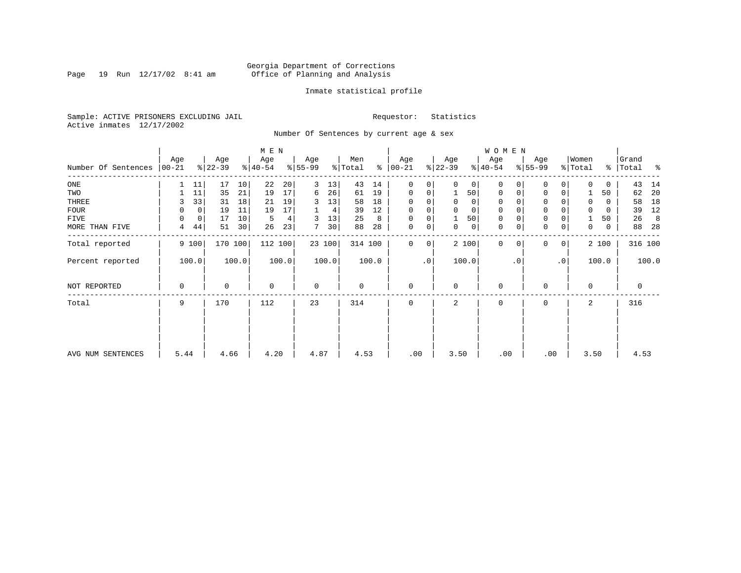Georgia Department of Corrections
Office of Planning and Analysis

Page 19 Run 12/17/02 8:41 am

Inmate statistical profile

Sample: ACTIVE PRISONERS EXCLUDING JAIL    Requestor: Statistics
Active inmates 12/17/2002

Number Of Sentences by current age & sex

| Number Of Sentences | MEN Age 00-21 | % | Age 22-39 | % | Age 40-54 | % | Age 55-99 | % | Men Total | % | WOMEN Age 00-21 | % | Age 22-39 | % | Age 40-54 | % | Age 55-99 | % | Women Total | % | Grand Total | % |
|---|---|---|---|---|---|---|---|---|---|---|---|---|---|---|---|---|---|---|---|---|---|---|
| ONE | 1 | 11 | 17 | 10 | 22 | 20 | 3 | 13 | 43 | 14 | 0 | 0 | 0 | 0 | 0 | 0 | 0 | 0 | 0 | 0 | 43 | 14 |
| TWO | 1 | 11 | 35 | 21 | 19 | 17 | 6 | 26 | 61 | 19 | 0 | 0 | 1 | 50 | 0 | 0 | 0 | 0 | 1 | 50 | 62 | 20 |
| THREE | 3 | 33 | 31 | 18 | 21 | 19 | 3 | 13 | 58 | 18 | 0 | 0 | 0 | 0 | 0 | 0 | 0 | 0 | 0 | 0 | 58 | 18 |
| FOUR | 0 | 0 | 19 | 11 | 19 | 17 | 1 | 4 | 39 | 12 | 0 | 0 | 0 | 0 | 0 | 0 | 0 | 0 | 0 | 0 | 39 | 12 |
| FIVE | 0 | 0 | 17 | 10 | 5 | 4 | 3 | 13 | 25 | 8 | 0 | 0 | 1 | 50 | 0 | 0 | 0 | 0 | 1 | 50 | 26 | 8 |
| MORE THAN FIVE | 4 | 44 | 51 | 30 | 26 | 23 | 7 | 30 | 88 | 28 | 0 | 0 | 0 | 0 | 0 | 0 | 0 | 0 | 0 | 0 | 88 | 28 |
| Total reported | 9 | 100 | 170 | 100 | 112 | 100 | 23 | 100 | 314 | 100 | 0 | 0 | 2 | 100 | 0 | 0 | 0 | 0 | 2 | 100 | 316 | 100 |
| Percent reported | | 100.0 | | 100.0 | | 100.0 | | 100.0 | | 100.0 | | .0 | | 100.0 | | .0 | | .0 | | 100.0 | | 100.0 |
| NOT REPORTED | 0 | | 0 | | 0 | | 0 | | 0 | | 0 | | 0 | | 0 | | 0 | | 0 | | 0 | |
| Total | 9 | | 170 | | 112 | | 23 | | 314 | | 0 | | 2 | | 0 | | 0 | | 2 | | 316 | |
| AVG NUM SENTENCES | 5.44 | | 4.66 | | 4.20 | | 4.87 | | 4.53 | | .00 | | 3.50 | | .00 | | .00 | | 3.50 | | 4.53 | |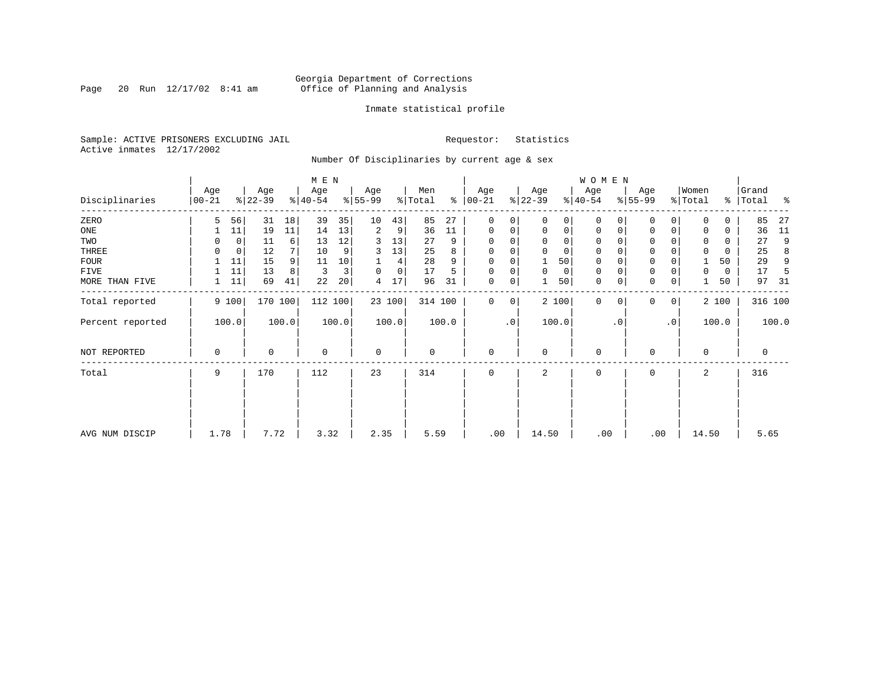Georgia Department of Corrections
Office of Planning and Analysis

Inmate statistical profile

Sample: ACTIVE PRISONERS EXCLUDING JAIL                    Requestor: Statistics
Active inmates 12/17/2002

Number Of Disciplinaries by current age & sex

| Disciplinaries | MEN Age 00-21 | % | Age 22-39 | % | Age 40-54 | % | Age 55-99 | % | Men Total | % | WOMEN Age 00-21 | % | Age 22-39 | % | Age 40-54 | % | Age 55-99 | % | Women Total | % | Grand Total | % |
|---|---|---|---|---|---|---|---|---|---|---|---|---|---|---|---|---|---|---|---|---|---|---|
| ZERO | 5 | 56 | 31 | 18 | 39 | 35 | 10 | 43 | 85 | 27 | 0 | 0 | 0 | 0 | 0 | 0 | 0 | 0 | 0 | 0 | 85 | 27 |
| ONE | 1 | 11 | 19 | 11 | 14 | 13 | 2 | 9 | 36 | 11 | 0 | 0 | 0 | 0 | 0 | 0 | 0 | 0 | 0 | 0 | 36 | 11 |
| TWO | 0 | 0 | 11 | 6 | 13 | 12 | 3 | 13 | 27 | 9 | 0 | 0 | 0 | 0 | 0 | 0 | 0 | 0 | 0 | 0 | 27 | 9 |
| THREE | 0 | 0 | 12 | 7 | 10 | 9 | 3 | 13 | 25 | 8 | 0 | 0 | 0 | 0 | 0 | 0 | 0 | 0 | 0 | 0 | 25 | 8 |
| FOUR | 1 | 11 | 15 | 9 | 11 | 10 | 1 | 4 | 28 | 9 | 0 | 0 | 1 | 50 | 0 | 0 | 0 | 0 | 1 | 50 | 29 | 9 |
| FIVE | 1 | 11 | 13 | 8 | 3 | 3 | 0 | 0 | 17 | 5 | 0 | 0 | 0 | 0 | 0 | 0 | 0 | 0 | 0 | 0 | 17 | 5 |
| MORE THAN FIVE | 1 | 11 | 69 | 41 | 22 | 20 | 4 | 17 | 96 | 31 | 0 | 0 | 1 | 50 | 0 | 0 | 0 | 0 | 1 | 50 | 97 | 31 |
| Total reported | 9 | 100 | 170 | 100 | 112 | 100 | 23 | 100 | 314 | 100 | 0 | 0 | 2 | 100 | 0 | 0 | 0 | 0 | 2 | 100 | 316 | 100 |
| Percent reported | 100.0 | | 100.0 | | 100.0 | | 100.0 | | 100.0 | | .0 | | 100.0 | | .0 | | .0 | | 100.0 | | 100.0 | |
| NOT REPORTED | 0 | | 0 | | 0 | | 0 | | 0 | | 0 | | 0 | | 0 | | 0 | | 0 | | 0 | |
| Total | 9 | | 170 | | 112 | | 23 | | 314 | | 0 | | 2 | | 0 | | 0 | | 2 | | 316 | |
| AVG NUM DISCIP | 1.78 | | 7.72 | | 3.32 | | 2.35 | | 5.59 | | .00 | | 14.50 | | .00 | | .00 | | 14.50 | | 5.65 | |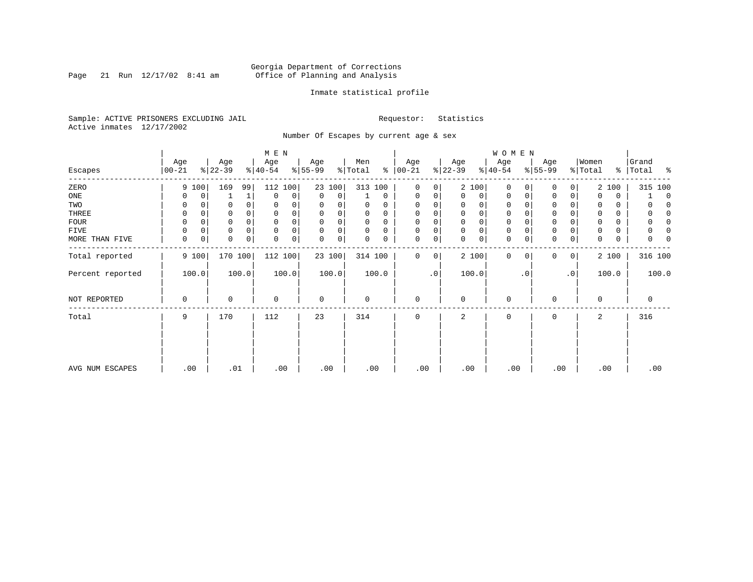Georgia Department of Corrections
Office of Planning and Analysis

Inmate statistical profile

Sample: ACTIVE PRISONERS EXCLUDING JAIL                Requestor: Statistics
Active inmates 12/17/2002

Number Of Escapes by current age & sex

| Escapes | MEN Age 00-21 | % | MEN Age 22-39 | % | MEN Age 40-54 | % | MEN Age 55-99 | % | Men Total | % | WOMEN Age 00-21 | % | WOMEN Age 22-39 | % | WOMEN Age 40-54 | % | WOMEN Age 55-99 | % | Women Total | % | Grand Total | % |
|---|---|---|---|---|---|---|---|---|---|---|---|---|---|---|---|---|---|---|---|---|---|---|
| ZERO | 9 | 100 | 169 | 99 | 112 | 100 | 23 | 100 | 313 | 100 | 0 | 0 | 2 | 100 | 0 | 0 | 0 | 0 | 2 | 100 | 315 | 100 |
| ONE | 0 | 0 | 1 | 1 | 0 | 0 | 0 | 0 | 1 | 0 | 0 | 0 | 0 | 0 | 0 | 0 | 0 | 0 | 0 | 0 | 1 | 0 |
| TWO | 0 | 0 | 0 | 0 | 0 | 0 | 0 | 0 | 0 | 0 | 0 | 0 | 0 | 0 | 0 | 0 | 0 | 0 | 0 | 0 | 0 | 0 |
| THREE | 0 | 0 | 0 | 0 | 0 | 0 | 0 | 0 | 0 | 0 | 0 | 0 | 0 | 0 | 0 | 0 | 0 | 0 | 0 | 0 | 0 | 0 |
| FOUR | 0 | 0 | 0 | 0 | 0 | 0 | 0 | 0 | 0 | 0 | 0 | 0 | 0 | 0 | 0 | 0 | 0 | 0 | 0 | 0 | 0 | 0 |
| FIVE | 0 | 0 | 0 | 0 | 0 | 0 | 0 | 0 | 0 | 0 | 0 | 0 | 0 | 0 | 0 | 0 | 0 | 0 | 0 | 0 | 0 | 0 |
| MORE THAN FIVE | 0 | 0 | 0 | 0 | 0 | 0 | 0 | 0 | 0 | 0 | 0 | 0 | 0 | 0 | 0 | 0 | 0 | 0 | 0 | 0 | 0 | 0 |
| Total reported | 9 | 100 | 170 | 100 | 112 | 100 | 23 | 100 | 314 | 100 | 0 | 0 | 2 | 100 | 0 | 0 | 0 | 0 | 2 | 100 | 316 | 100 |
| Percent reported | 100.0 | | 100.0 | | 100.0 | | 100.0 | | 100.0 | | .0 | | 100.0 | | .0 | | .0 | | 100.0 | | 100.0 | |
| NOT REPORTED | 0 | | 0 | | 0 | | 0 | | 0 | | 0 | | 0 | | 0 | | 0 | | 0 | | 0 | |
| Total | 9 | | 170 | | 112 | | 23 | | 314 | | 0 | | 2 | | 0 | | 0 | | 2 | | 316 | |
| AVG NUM ESCAPES | .00 | | .01 | | .00 | | .00 | | .00 | | .00 | | .00 | | .00 | | .00 | | .00 | | .00 | |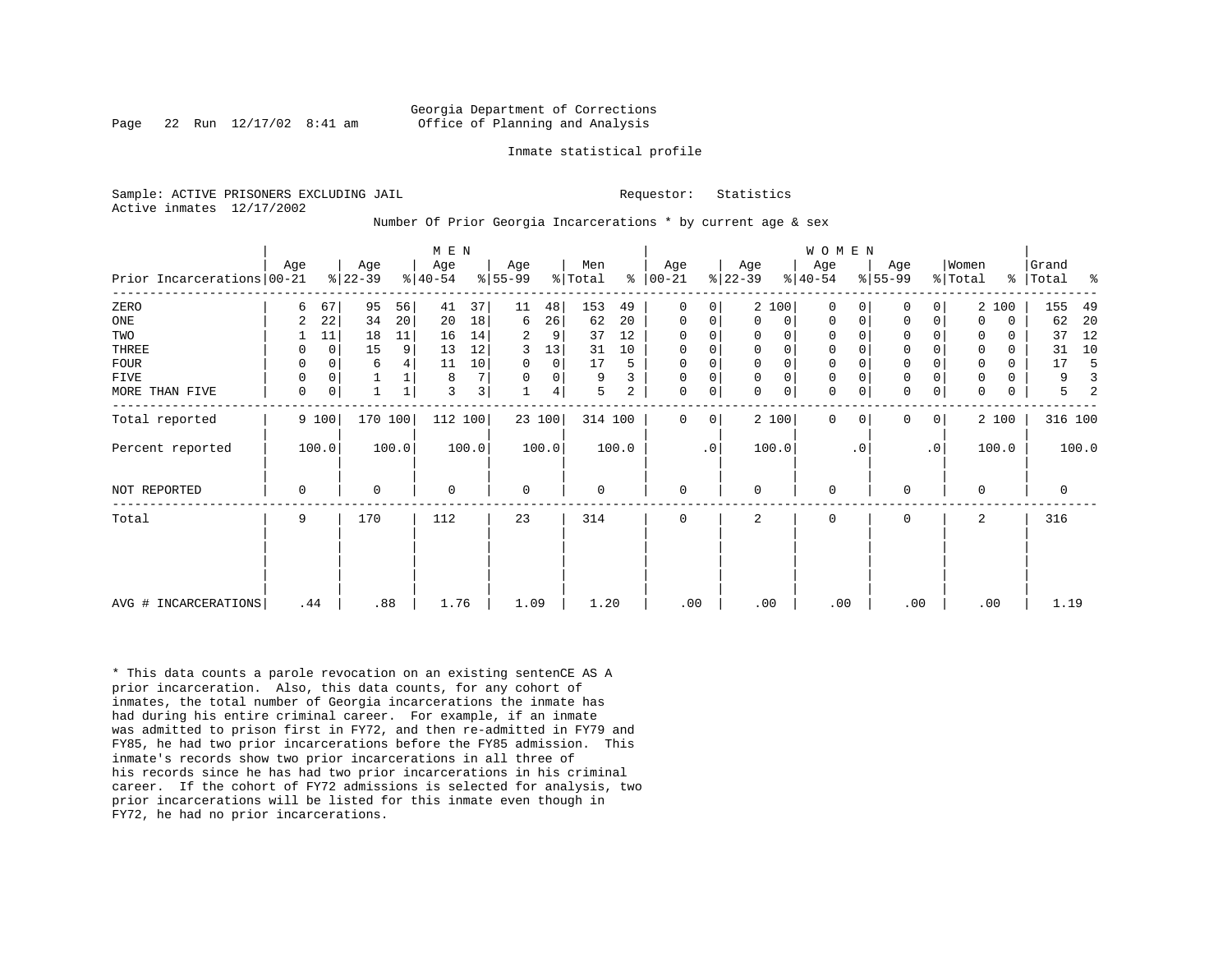Georgia Department of Corrections
Office of Planning and Analysis

Inmate statistical profile

Sample: ACTIVE PRISONERS EXCLUDING JAIL

Requestor: Statistics

Active inmates 12/17/2002

Number Of Prior Georgia Incarcerations * by current age & sex

| Prior Incarcerations | MEN Age 00-21 | % | Age 22-39 | % | Age 40-54 | % | Age 55-99 | % | Men Total | % | WOMEN Age 00-21 | % | Age 22-39 | % | Age 40-54 | % | Age 55-99 | % | Women Total | % | Grand Total | % |
|---|---|---|---|---|---|---|---|---|---|---|---|---|---|---|---|---|---|---|---|---|---|---|
| ZERO | 6 | 67 | 95 | 56 | 41 | 37 | 11 | 48 | 153 | 49 | 0 | 0 | 2 | 100 | 0 | 0 | 0 | 0 | 2 | 100 | 155 | 49 |
| ONE | 2 | 22 | 34 | 20 | 20 | 18 | 6 | 26 | 62 | 20 | 0 | 0 | 0 | 0 | 0 | 0 | 0 | 0 | 0 | 0 | 62 | 20 |
| TWO | 1 | 11 | 18 | 11 | 16 | 14 | 2 | 9 | 37 | 12 | 0 | 0 | 0 | 0 | 0 | 0 | 0 | 0 | 0 | 0 | 37 | 12 |
| THREE | 0 | 0 | 15 | 9 | 13 | 12 | 3 | 13 | 31 | 10 | 0 | 0 | 0 | 0 | 0 | 0 | 0 | 0 | 0 | 0 | 31 | 10 |
| FOUR | 0 | 0 | 6 | 4 | 11 | 10 | 0 | 0 | 17 | 5 | 0 | 0 | 0 | 0 | 0 | 0 | 0 | 0 | 0 | 0 | 17 | 5 |
| FIVE | 0 | 0 | 1 | 1 | 8 | 7 | 0 | 0 | 9 | 3 | 0 | 0 | 0 | 0 | 0 | 0 | 0 | 0 | 0 | 0 | 9 | 3 |
| MORE THAN FIVE | 0 | 0 | 1 | 1 | 3 | 3 | 1 | 4 | 5 | 2 | 0 | 0 | 0 | 0 | 0 | 0 | 0 | 0 | 0 | 0 | 5 | 2 |
| Total reported | 9 | 100 | 170 | 100 | 112 | 100 | 23 | 100 | 314 | 100 | 0 | 0 | 2 | 100 | 0 | 0 | 0 | 0 | 2 | 100 | 316 | 100 |
| Percent reported | 100.0 | | 100.0 | | 100.0 | | 100.0 | | 100.0 | | .0 | | 100.0 | | .0 | | .0 | | 100.0 | | 100.0 | |
| NOT REPORTED | 0 | | 0 | | 0 | | 0 | | 0 | | 0 | | 0 | | 0 | | 0 | | 0 | | 0 | |
| Total | 9 | | 170 | | 112 | | 23 | | 314 | | 0 | | 2 | | 0 | | 0 | | 2 | | 316 | |
| AVG # INCARCERATIONS | .44 | | .88 | | 1.76 | | 1.09 | | 1.20 | | .00 | | .00 | | .00 | | .00 | | .00 | | 1.19 | |

* This data counts a parole revocation on an existing sentenCE AS A prior incarceration. Also, this data counts, for any cohort of inmates, the total number of Georgia incarcerations the inmate has had during his entire criminal career. For example, if an inmate was admitted to prison first in FY72, and then re-admitted in FY79 and FY85, he had two prior incarcerations before the FY85 admission. This inmate's records show two prior incarcerations in all three of his records since he has had two prior incarcerations in his criminal career. If the cohort of FY72 admissions is selected for analysis, two prior incarcerations will be listed for this inmate even though in FY72, he had no prior incarcerations.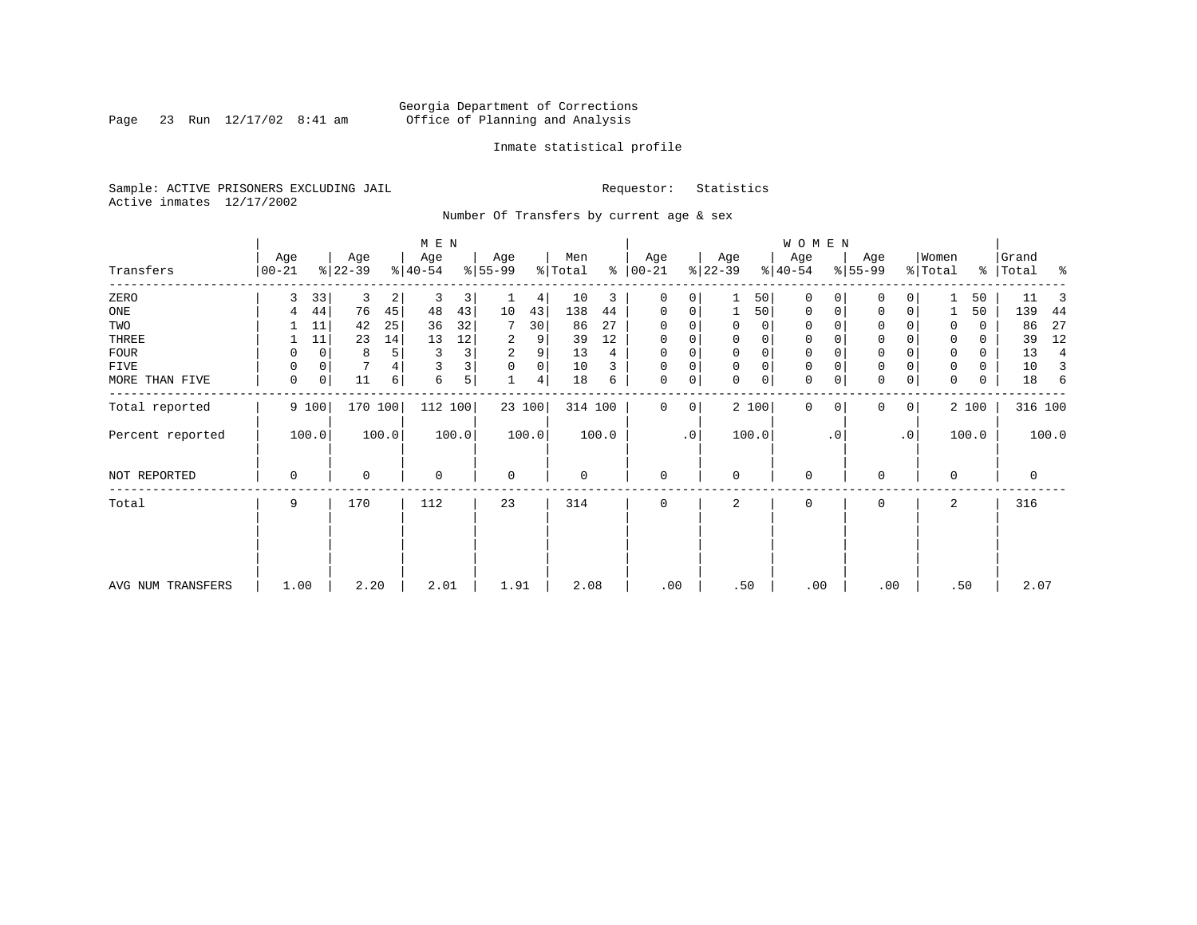Georgia Department of Corrections
Office of Planning and Analysis

Inmate statistical profile

Sample: ACTIVE PRISONERS EXCLUDING JAIL                Requestor: Statistics
Active inmates 12/17/2002

Number Of Transfers by current age & sex

| Transfers | MEN Age 00-21 | % | Age 22-39 | % | Age 40-54 | % | Age 55-99 | % | Men Total | % | WOMEN Age 00-21 | % | Age 22-39 | % | Age 40-54 | % | Age 55-99 | % | Women Total | % | Grand Total | % |
|---|---|---|---|---|---|---|---|---|---|---|---|---|---|---|---|---|---|---|---|---|---|---|
| ZERO | 3 | 33 | 3 | 2 | 3 | 3 | 1 | 4 | 10 | 3 | 0 | 0 | 1 | 50 | 0 | 0 | 0 | 0 | 1 | 50 | 11 | 3 |
| ONE | 4 | 44 | 76 | 45 | 48 | 43 | 10 | 43 | 138 | 44 | 0 | 0 | 1 | 50 | 0 | 0 | 0 | 0 | 1 | 50 | 139 | 44 |
| TWO | 1 | 11 | 42 | 25 | 36 | 32 | 7 | 30 | 86 | 27 | 0 | 0 | 0 | 0 | 0 | 0 | 0 | 0 | 0 | 0 | 86 | 27 |
| THREE | 1 | 11 | 23 | 14 | 13 | 12 | 2 | 9 | 39 | 12 | 0 | 0 | 0 | 0 | 0 | 0 | 0 | 0 | 0 | 0 | 39 | 12 |
| FOUR | 0 | 0 | 8 | 5 | 3 | 3 | 2 | 9 | 13 | 4 | 0 | 0 | 0 | 0 | 0 | 0 | 0 | 0 | 0 | 0 | 13 | 4 |
| FIVE | 0 | 0 | 7 | 4 | 3 | 3 | 0 | 0 | 10 | 3 | 0 | 0 | 0 | 0 | 0 | 0 | 0 | 0 | 0 | 0 | 10 | 3 |
| MORE THAN FIVE | 0 | 0 | 11 | 6 | 6 | 5 | 1 | 4 | 18 | 6 | 0 | 0 | 0 | 0 | 0 | 0 | 0 | 0 | 0 | 0 | 18 | 6 |
| Total reported | 9 | 100 | 170 | 100 | 112 | 100 | 23 | 100 | 314 | 100 | 0 | 0 | 2 | 100 | 0 | 0 | 0 | 0 | 2 | 100 | 316 | 100 |
| Percent reported | 100.0 | | 100.0 | | 100.0 | | 100.0 | | 100.0 | | .0 | | 100.0 | | .0 | | .0 | | 100.0 | | 100.0 | |
| NOT REPORTED | 0 | | 0 | | 0 | | 0 | | 0 | | 0 | | 0 | | 0 | | 0 | | 0 | | 0 | |
| Total | 9 | | 170 | | 112 | | 23 | | 314 | | 0 | | 2 | | 0 | | 0 | | 2 | | 316 | |
| AVG NUM TRANSFERS | 1.00 | | 2.20 | | 2.01 | | 1.91 | | 2.08 | | .00 | | .50 | | .00 | | .00 | | .50 | | 2.07 | |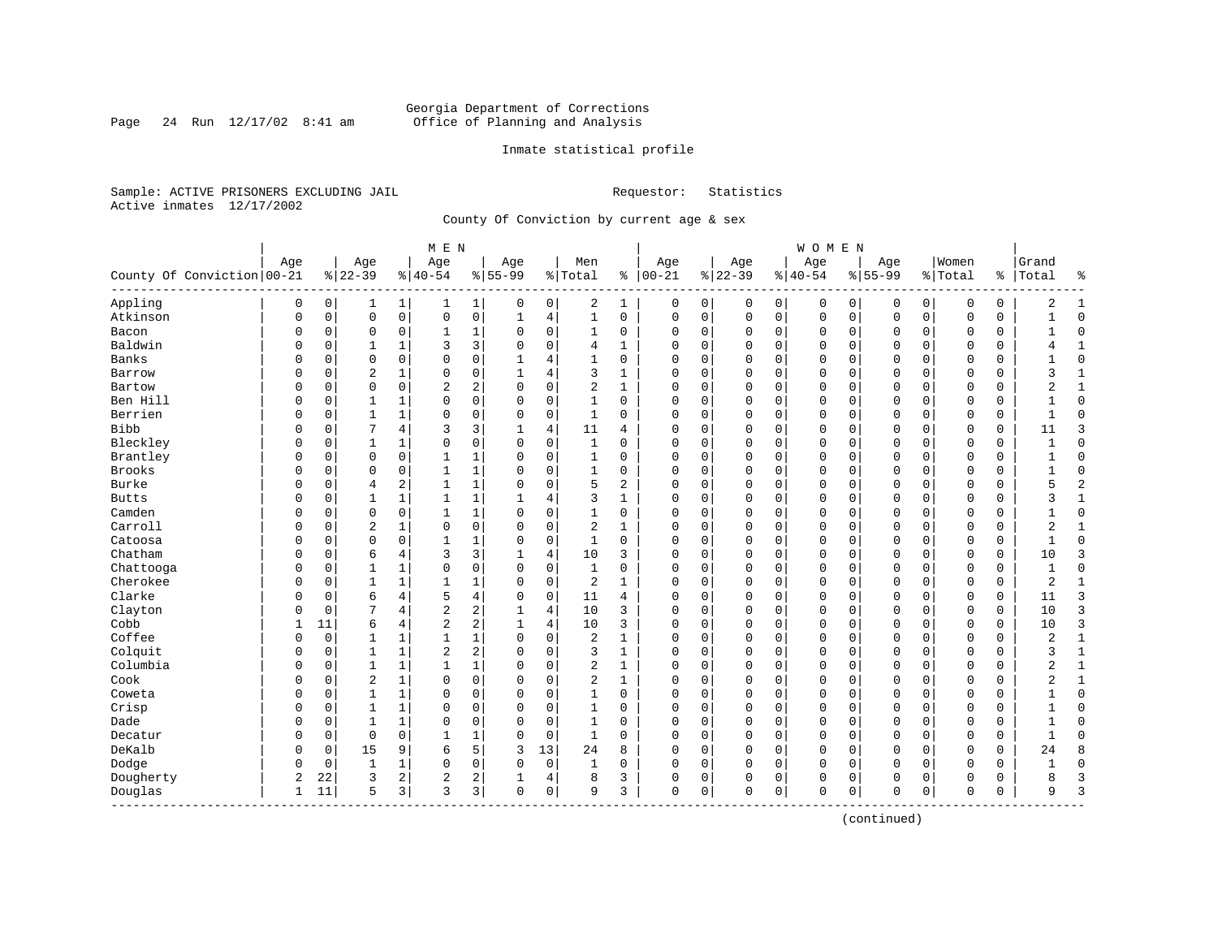Georgia Department of Corrections
Office of Planning and Analysis

Inmate statistical profile

Sample: ACTIVE PRISONERS EXCLUDING JAIL                    Requestor: Statistics
Active inmates 12/17/2002

County Of Conviction by current age & sex

| County Of Conviction | MEN Age 00-21 | % | Age 22-39 | % | Age 40-54 | % | Age 55-99 | % | Men Total | % | WOMEN Age 00-21 | % | Age 22-39 | % | Age 40-54 | % | Age 55-99 | % | Women Total | % | Grand Total | % |
|---|---|---|---|---|---|---|---|---|---|---|---|---|---|---|---|---|---|---|---|---|---|---|
| Appling | 0 | 0 | 1 | 1 | 1 | 1 | 0 | 0 | 2 | 1 | 0 | 0 | 0 | 0 | 0 | 0 | 0 | 0 | 0 | 0 | 2 | 1 |
| Atkinson | 0 | 0 | 0 | 0 | 0 | 0 | 1 | 4 | 1 | 0 | 0 | 0 | 0 | 0 | 0 | 0 | 0 | 0 | 0 | 0 | 1 | 0 |
| Bacon | 0 | 0 | 0 | 0 | 1 | 1 | 0 | 0 | 1 | 0 | 0 | 0 | 0 | 0 | 0 | 0 | 0 | 0 | 0 | 0 | 1 | 0 |
| Baldwin | 0 | 0 | 1 | 1 | 3 | 3 | 0 | 0 | 4 | 1 | 0 | 0 | 0 | 0 | 0 | 0 | 0 | 0 | 0 | 0 | 4 | 1 |
| Banks | 0 | 0 | 0 | 0 | 0 | 0 | 1 | 4 | 1 | 0 | 0 | 0 | 0 | 0 | 0 | 0 | 0 | 0 | 0 | 0 | 1 | 0 |
| Barrow | 0 | 0 | 2 | 1 | 0 | 0 | 1 | 4 | 3 | 1 | 0 | 0 | 0 | 0 | 0 | 0 | 0 | 0 | 0 | 0 | 3 | 1 |
| Bartow | 0 | 0 | 0 | 0 | 2 | 2 | 0 | 0 | 2 | 1 | 0 | 0 | 0 | 0 | 0 | 0 | 0 | 0 | 0 | 0 | 2 | 1 |
| Ben Hill | 0 | 0 | 1 | 1 | 0 | 0 | 0 | 0 | 1 | 0 | 0 | 0 | 0 | 0 | 0 | 0 | 0 | 0 | 0 | 0 | 1 | 0 |
| Berrien | 0 | 0 | 1 | 1 | 0 | 0 | 0 | 0 | 1 | 0 | 0 | 0 | 0 | 0 | 0 | 0 | 0 | 0 | 0 | 0 | 1 | 0 |
| Bibb | 0 | 0 | 7 | 4 | 3 | 3 | 1 | 4 | 11 | 4 | 0 | 0 | 0 | 0 | 0 | 0 | 0 | 0 | 0 | 0 | 11 | 3 |
| Bleckley | 0 | 0 | 1 | 1 | 0 | 0 | 0 | 0 | 1 | 0 | 0 | 0 | 0 | 0 | 0 | 0 | 0 | 0 | 0 | 0 | 1 | 0 |
| Brantley | 0 | 0 | 0 | 0 | 1 | 1 | 0 | 0 | 1 | 0 | 0 | 0 | 0 | 0 | 0 | 0 | 0 | 0 | 0 | 0 | 1 | 0 |
| Brooks | 0 | 0 | 0 | 0 | 1 | 1 | 0 | 0 | 1 | 0 | 0 | 0 | 0 | 0 | 0 | 0 | 0 | 0 | 0 | 0 | 1 | 0 |
| Burke | 0 | 0 | 4 | 2 | 1 | 1 | 0 | 0 | 5 | 2 | 0 | 0 | 0 | 0 | 0 | 0 | 0 | 0 | 0 | 0 | 5 | 2 |
| Butts | 0 | 0 | 1 | 1 | 1 | 1 | 1 | 4 | 3 | 1 | 0 | 0 | 0 | 0 | 0 | 0 | 0 | 0 | 0 | 0 | 3 | 1 |
| Camden | 0 | 0 | 0 | 0 | 1 | 1 | 0 | 0 | 1 | 0 | 0 | 0 | 0 | 0 | 0 | 0 | 0 | 0 | 0 | 0 | 1 | 0 |
| Carroll | 0 | 0 | 2 | 1 | 0 | 0 | 0 | 0 | 2 | 1 | 0 | 0 | 0 | 0 | 0 | 0 | 0 | 0 | 0 | 0 | 2 | 1 |
| Catoosa | 0 | 0 | 0 | 0 | 1 | 1 | 0 | 0 | 1 | 0 | 0 | 0 | 0 | 0 | 0 | 0 | 0 | 0 | 0 | 0 | 1 | 0 |
| Chatham | 0 | 0 | 6 | 4 | 3 | 3 | 1 | 4 | 10 | 3 | 0 | 0 | 0 | 0 | 0 | 0 | 0 | 0 | 0 | 0 | 10 | 3 |
| Chattooga | 0 | 0 | 1 | 1 | 0 | 0 | 0 | 0 | 1 | 0 | 0 | 0 | 0 | 0 | 0 | 0 | 0 | 0 | 0 | 0 | 1 | 0 |
| Cherokee | 0 | 0 | 1 | 1 | 1 | 1 | 0 | 0 | 2 | 1 | 0 | 0 | 0 | 0 | 0 | 0 | 0 | 0 | 0 | 0 | 2 | 1 |
| Clarke | 0 | 0 | 6 | 4 | 5 | 4 | 0 | 0 | 11 | 4 | 0 | 0 | 0 | 0 | 0 | 0 | 0 | 0 | 0 | 0 | 11 | 3 |
| Clayton | 0 | 0 | 7 | 4 | 2 | 2 | 1 | 4 | 10 | 3 | 0 | 0 | 0 | 0 | 0 | 0 | 0 | 0 | 0 | 0 | 10 | 3 |
| Cobb | 1 | 11 | 6 | 4 | 2 | 2 | 1 | 4 | 10 | 3 | 0 | 0 | 0 | 0 | 0 | 0 | 0 | 0 | 0 | 0 | 10 | 3 |
| Coffee | 0 | 0 | 1 | 1 | 1 | 1 | 0 | 0 | 2 | 1 | 0 | 0 | 0 | 0 | 0 | 0 | 0 | 0 | 0 | 0 | 2 | 1 |
| Colquit | 0 | 0 | 1 | 1 | 2 | 2 | 0 | 0 | 3 | 1 | 0 | 0 | 0 | 0 | 0 | 0 | 0 | 0 | 0 | 0 | 3 | 1 |
| Columbia | 0 | 0 | 1 | 1 | 1 | 1 | 0 | 0 | 2 | 1 | 0 | 0 | 0 | 0 | 0 | 0 | 0 | 0 | 0 | 0 | 2 | 1 |
| Cook | 0 | 0 | 2 | 1 | 0 | 0 | 0 | 0 | 2 | 1 | 0 | 0 | 0 | 0 | 0 | 0 | 0 | 0 | 0 | 0 | 2 | 1 |
| Coweta | 0 | 0 | 1 | 1 | 0 | 0 | 0 | 0 | 1 | 0 | 0 | 0 | 0 | 0 | 0 | 0 | 0 | 0 | 0 | 0 | 1 | 0 |
| Crisp | 0 | 0 | 1 | 1 | 0 | 0 | 0 | 0 | 1 | 0 | 0 | 0 | 0 | 0 | 0 | 0 | 0 | 0 | 0 | 0 | 1 | 0 |
| Dade | 0 | 0 | 1 | 1 | 0 | 0 | 0 | 0 | 1 | 0 | 0 | 0 | 0 | 0 | 0 | 0 | 0 | 0 | 0 | 0 | 1 | 0 |
| Decatur | 0 | 0 | 0 | 0 | 1 | 1 | 0 | 0 | 1 | 0 | 0 | 0 | 0 | 0 | 0 | 0 | 0 | 0 | 0 | 0 | 1 | 0 |
| DeKalb | 0 | 0 | 15 | 9 | 6 | 5 | 3 | 13 | 24 | 8 | 0 | 0 | 0 | 0 | 0 | 0 | 0 | 0 | 0 | 0 | 24 | 8 |
| Dodge | 0 | 0 | 1 | 1 | 0 | 0 | 0 | 0 | 1 | 0 | 0 | 0 | 0 | 0 | 0 | 0 | 0 | 0 | 0 | 0 | 1 | 0 |
| Dougherty | 2 | 22 | 3 | 2 | 2 | 2 | 1 | 4 | 8 | 3 | 0 | 0 | 0 | 0 | 0 | 0 | 0 | 0 | 0 | 0 | 8 | 3 |
| Douglas | 1 | 11 | 5 | 3 | 3 | 3 | 0 | 0 | 9 | 3 | 0 | 0 | 0 | 0 | 0 | 0 | 0 | 0 | 0 | 0 | 9 | 3 |

(continued)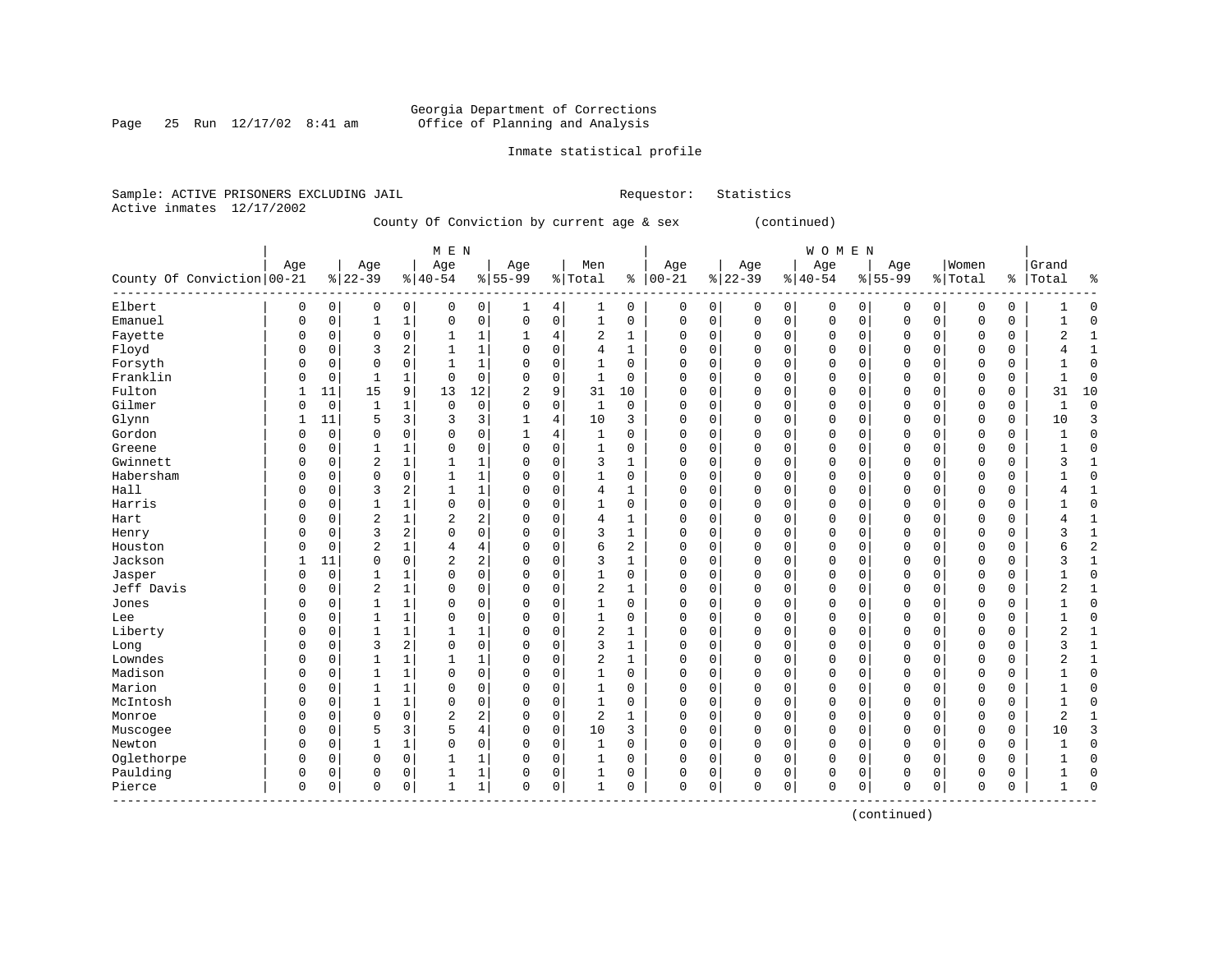Georgia Department of Corrections
Office of Planning and Analysis

Inmate statistical profile

Sample: ACTIVE PRISONERS EXCLUDING JAIL          Requestor: Statistics
Active inmates 12/17/2002

County Of Conviction by current age & sex (continued)

| County Of Conviction | MEN Age 00-21 | % | Age 22-39 | % | Age 40-54 | % | Age 55-99 | % | Men Total | % | WOMEN Age 00-21 | % | Age 22-39 | % | Age 40-54 | % | Age 55-99 | % | Women Total | % | Grand Total | % |
|---|---|---|---|---|---|---|---|---|---|---|---|---|---|---|---|---|---|---|---|---|---|---|
| Elbert | 0 | 0 | 0 | 0 | 0 | 0 | 1 | 4 | 1 | 0 | 0 | 0 | 0 | 0 | 0 | 0 | 0 | 0 | 0 | 0 | 1 | 0 |
| Emanuel | 0 | 0 | 1 | 1 | 0 | 0 | 0 | 0 | 1 | 0 | 0 | 0 | 0 | 0 | 0 | 0 | 0 | 0 | 0 | 0 | 1 | 0 |
| Fayette | 0 | 0 | 0 | 0 | 1 | 1 | 1 | 4 | 2 | 1 | 0 | 0 | 0 | 0 | 0 | 0 | 0 | 0 | 0 | 0 | 2 | 1 |
| Floyd | 0 | 0 | 3 | 2 | 1 | 1 | 0 | 0 | 4 | 1 | 0 | 0 | 0 | 0 | 0 | 0 | 0 | 0 | 0 | 0 | 4 | 1 |
| Forsyth | 0 | 0 | 0 | 0 | 1 | 1 | 0 | 0 | 1 | 0 | 0 | 0 | 0 | 0 | 0 | 0 | 0 | 0 | 0 | 0 | 1 | 0 |
| Franklin | 0 | 0 | 1 | 1 | 0 | 0 | 0 | 0 | 1 | 0 | 0 | 0 | 0 | 0 | 0 | 0 | 0 | 0 | 0 | 0 | 1 | 0 |
| Fulton | 1 | 11 | 15 | 9 | 13 | 12 | 2 | 9 | 31 | 10 | 0 | 0 | 0 | 0 | 0 | 0 | 0 | 0 | 0 | 0 | 31 | 10 |
| Gilmer | 0 | 0 | 1 | 1 | 0 | 0 | 0 | 0 | 1 | 0 | 0 | 0 | 0 | 0 | 0 | 0 | 0 | 0 | 0 | 0 | 1 | 0 |
| Glynn | 1 | 11 | 5 | 3 | 3 | 3 | 1 | 4 | 10 | 3 | 0 | 0 | 0 | 0 | 0 | 0 | 0 | 0 | 0 | 0 | 10 | 3 |
| Gordon | 0 | 0 | 0 | 0 | 0 | 0 | 1 | 4 | 1 | 0 | 0 | 0 | 0 | 0 | 0 | 0 | 0 | 0 | 0 | 0 | 1 | 0 |
| Greene | 0 | 0 | 1 | 1 | 0 | 0 | 0 | 0 | 1 | 0 | 0 | 0 | 0 | 0 | 0 | 0 | 0 | 0 | 0 | 0 | 1 | 0 |
| Gwinnett | 0 | 0 | 2 | 1 | 1 | 1 | 0 | 0 | 3 | 1 | 0 | 0 | 0 | 0 | 0 | 0 | 0 | 0 | 0 | 0 | 3 | 1 |
| Habersham | 0 | 0 | 0 | 0 | 1 | 1 | 0 | 0 | 1 | 0 | 0 | 0 | 0 | 0 | 0 | 0 | 0 | 0 | 0 | 0 | 1 | 0 |
| Hall | 0 | 0 | 3 | 2 | 1 | 1 | 0 | 0 | 4 | 1 | 0 | 0 | 0 | 0 | 0 | 0 | 0 | 0 | 0 | 0 | 4 | 1 |
| Harris | 0 | 0 | 1 | 1 | 0 | 0 | 0 | 0 | 1 | 0 | 0 | 0 | 0 | 0 | 0 | 0 | 0 | 0 | 0 | 0 | 1 | 0 |
| Hart | 0 | 0 | 2 | 1 | 2 | 2 | 0 | 0 | 4 | 1 | 0 | 0 | 0 | 0 | 0 | 0 | 0 | 0 | 0 | 0 | 4 | 1 |
| Henry | 0 | 0 | 3 | 2 | 0 | 0 | 0 | 0 | 3 | 1 | 0 | 0 | 0 | 0 | 0 | 0 | 0 | 0 | 0 | 0 | 3 | 1 |
| Houston | 0 | 0 | 2 | 1 | 4 | 4 | 0 | 0 | 6 | 2 | 0 | 0 | 0 | 0 | 0 | 0 | 0 | 0 | 0 | 0 | 6 | 2 |
| Jackson | 1 | 11 | 0 | 0 | 2 | 2 | 0 | 0 | 3 | 1 | 0 | 0 | 0 | 0 | 0 | 0 | 0 | 0 | 0 | 0 | 3 | 1 |
| Jasper | 0 | 0 | 1 | 1 | 0 | 0 | 0 | 0 | 1 | 0 | 0 | 0 | 0 | 0 | 0 | 0 | 0 | 0 | 0 | 0 | 1 | 0 |
| Jeff Davis | 0 | 0 | 2 | 1 | 0 | 0 | 0 | 0 | 2 | 1 | 0 | 0 | 0 | 0 | 0 | 0 | 0 | 0 | 0 | 0 | 2 | 1 |
| Jones | 0 | 0 | 1 | 1 | 0 | 0 | 0 | 0 | 1 | 0 | 0 | 0 | 0 | 0 | 0 | 0 | 0 | 0 | 0 | 0 | 1 | 0 |
| Lee | 0 | 0 | 1 | 1 | 0 | 0 | 0 | 0 | 1 | 0 | 0 | 0 | 0 | 0 | 0 | 0 | 0 | 0 | 0 | 0 | 1 | 0 |
| Liberty | 0 | 0 | 1 | 1 | 1 | 1 | 0 | 0 | 2 | 1 | 0 | 0 | 0 | 0 | 0 | 0 | 0 | 0 | 0 | 0 | 2 | 1 |
| Long | 0 | 0 | 3 | 2 | 0 | 0 | 0 | 0 | 3 | 1 | 0 | 0 | 0 | 0 | 0 | 0 | 0 | 0 | 0 | 0 | 3 | 1 |
| Lowndes | 0 | 0 | 1 | 1 | 1 | 1 | 0 | 0 | 2 | 1 | 0 | 0 | 0 | 0 | 0 | 0 | 0 | 0 | 0 | 0 | 2 | 1 |
| Madison | 0 | 0 | 1 | 1 | 0 | 0 | 0 | 0 | 1 | 0 | 0 | 0 | 0 | 0 | 0 | 0 | 0 | 0 | 0 | 0 | 1 | 0 |
| Marion | 0 | 0 | 1 | 1 | 0 | 0 | 0 | 0 | 1 | 0 | 0 | 0 | 0 | 0 | 0 | 0 | 0 | 0 | 0 | 0 | 1 | 0 |
| McIntosh | 0 | 0 | 1 | 1 | 0 | 0 | 0 | 0 | 1 | 0 | 0 | 0 | 0 | 0 | 0 | 0 | 0 | 0 | 0 | 0 | 1 | 0 |
| Monroe | 0 | 0 | 0 | 0 | 2 | 2 | 0 | 0 | 2 | 1 | 0 | 0 | 0 | 0 | 0 | 0 | 0 | 0 | 0 | 0 | 2 | 1 |
| Muscogee | 0 | 0 | 5 | 3 | 5 | 4 | 0 | 0 | 10 | 3 | 0 | 0 | 0 | 0 | 0 | 0 | 0 | 0 | 0 | 0 | 10 | 3 |
| Newton | 0 | 0 | 1 | 1 | 0 | 0 | 0 | 0 | 1 | 0 | 0 | 0 | 0 | 0 | 0 | 0 | 0 | 0 | 0 | 0 | 1 | 0 |
| Oglethorpe | 0 | 0 | 0 | 0 | 1 | 1 | 0 | 0 | 1 | 0 | 0 | 0 | 0 | 0 | 0 | 0 | 0 | 0 | 0 | 0 | 1 | 0 |
| Paulding | 0 | 0 | 0 | 0 | 1 | 1 | 0 | 0 | 1 | 0 | 0 | 0 | 0 | 0 | 0 | 0 | 0 | 0 | 0 | 0 | 1 | 0 |
| Pierce | 0 | 0 | 0 | 0 | 1 | 1 | 0 | 0 | 1 | 0 | 0 | 0 | 0 | 0 | 0 | 0 | 0 | 0 | 0 | 0 | 1 | 0 |

(continued)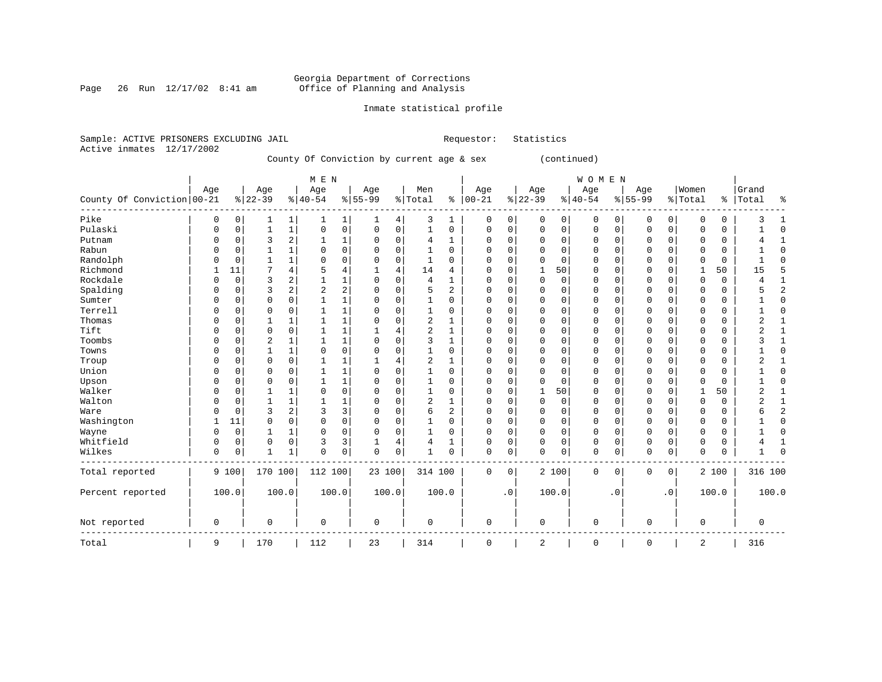Georgia Department of Corrections
Office of Planning and Analysis

Inmate statistical profile

Sample: ACTIVE PRISONERS EXCLUDING JAIL    Requestor: Statistics
Active inmates 12/17/2002

County Of Conviction by current age & sex (continued)

| County Of Conviction | MEN Age 00-21 | % | Age 22-39 | % | Age 40-54 | % | Age 55-99 | % | Men Total | % | WOMEN Age 00-21 | % | Age 22-39 | % | Age 40-54 | % | Age 55-99 | % | Women Total | % | Grand Total | % |
|---|---|---|---|---|---|---|---|---|---|---|---|---|---|---|---|---|---|---|---|---|---|---|
| Pike | 0 | 0 | 1 | 1 | 1 | 1 | 1 | 4 | 3 | 1 | 0 | 0 | 0 | 0 | 0 | 0 | 0 | 0 | 0 | 0 | 3 | 1 |
| Pulaski | 0 | 0 | 1 | 1 | 0 | 0 | 0 | 0 | 1 | 0 | 0 | 0 | 0 | 0 | 0 | 0 | 0 | 0 | 0 | 0 | 1 | 0 |
| Putnam | 0 | 0 | 3 | 2 | 1 | 1 | 0 | 0 | 4 | 1 | 0 | 0 | 0 | 0 | 0 | 0 | 0 | 0 | 0 | 0 | 4 | 1 |
| Rabun | 0 | 0 | 1 | 1 | 0 | 0 | 0 | 0 | 1 | 0 | 0 | 0 | 0 | 0 | 0 | 0 | 0 | 0 | 0 | 0 | 1 | 0 |
| Randolph | 0 | 0 | 1 | 1 | 0 | 0 | 0 | 0 | 1 | 0 | 0 | 0 | 0 | 0 | 0 | 0 | 0 | 0 | 0 | 0 | 1 | 0 |
| Richmond | 1 | 11 | 7 | 4 | 5 | 4 | 1 | 4 | 14 | 4 | 0 | 0 | 1 | 50 | 0 | 0 | 0 | 0 | 1 | 50 | 15 | 5 |
| Rockdale | 0 | 0 | 3 | 2 | 1 | 1 | 0 | 0 | 4 | 1 | 0 | 0 | 0 | 0 | 0 | 0 | 0 | 0 | 0 | 0 | 4 | 1 |
| Spalding | 0 | 0 | 3 | 2 | 2 | 2 | 0 | 0 | 5 | 2 | 0 | 0 | 0 | 0 | 0 | 0 | 0 | 0 | 0 | 0 | 5 | 2 |
| Sumter | 0 | 0 | 0 | 0 | 1 | 1 | 0 | 0 | 1 | 0 | 0 | 0 | 0 | 0 | 0 | 0 | 0 | 0 | 0 | 0 | 1 | 0 |
| Terrell | 0 | 0 | 0 | 0 | 1 | 1 | 0 | 0 | 1 | 0 | 0 | 0 | 0 | 0 | 0 | 0 | 0 | 0 | 0 | 0 | 1 | 0 |
| Thomas | 0 | 0 | 1 | 1 | 1 | 1 | 0 | 0 | 2 | 1 | 0 | 0 | 0 | 0 | 0 | 0 | 0 | 0 | 0 | 0 | 2 | 1 |
| Tift | 0 | 0 | 0 | 0 | 1 | 1 | 1 | 4 | 2 | 1 | 0 | 0 | 0 | 0 | 0 | 0 | 0 | 0 | 0 | 0 | 2 | 1 |
| Toombs | 0 | 0 | 2 | 1 | 1 | 1 | 0 | 0 | 3 | 1 | 0 | 0 | 0 | 0 | 0 | 0 | 0 | 0 | 0 | 0 | 3 | 1 |
| Towns | 0 | 0 | 1 | 1 | 0 | 0 | 0 | 0 | 1 | 0 | 0 | 0 | 0 | 0 | 0 | 0 | 0 | 0 | 0 | 0 | 1 | 0 |
| Troup | 0 | 0 | 0 | 0 | 1 | 1 | 1 | 4 | 2 | 1 | 0 | 0 | 0 | 0 | 0 | 0 | 0 | 0 | 0 | 0 | 2 | 1 |
| Union | 0 | 0 | 0 | 0 | 1 | 1 | 0 | 0 | 1 | 0 | 0 | 0 | 0 | 0 | 0 | 0 | 0 | 0 | 0 | 0 | 1 | 0 |
| Upson | 0 | 0 | 0 | 0 | 1 | 1 | 0 | 0 | 1 | 0 | 0 | 0 | 0 | 0 | 0 | 0 | 0 | 0 | 0 | 0 | 1 | 0 |
| Walker | 0 | 0 | 1 | 1 | 0 | 0 | 0 | 0 | 1 | 0 | 0 | 0 | 1 | 50 | 0 | 0 | 0 | 0 | 1 | 50 | 2 | 1 |
| Walton | 0 | 0 | 1 | 1 | 1 | 1 | 0 | 0 | 2 | 1 | 0 | 0 | 0 | 0 | 0 | 0 | 0 | 0 | 0 | 0 | 2 | 1 |
| Ware | 0 | 0 | 3 | 2 | 3 | 3 | 0 | 0 | 6 | 2 | 0 | 0 | 0 | 0 | 0 | 0 | 0 | 0 | 0 | 0 | 6 | 2 |
| Washington | 1 | 11 | 0 | 0 | 0 | 0 | 0 | 0 | 1 | 0 | 0 | 0 | 0 | 0 | 0 | 0 | 0 | 0 | 0 | 0 | 1 | 0 |
| Wayne | 0 | 0 | 1 | 1 | 0 | 0 | 0 | 0 | 1 | 0 | 0 | 0 | 0 | 0 | 0 | 0 | 0 | 0 | 0 | 0 | 1 | 0 |
| Whitfield | 0 | 0 | 0 | 0 | 3 | 3 | 1 | 4 | 4 | 1 | 0 | 0 | 0 | 0 | 0 | 0 | 0 | 0 | 0 | 0 | 4 | 1 |
| Wilkes | 0 | 0 | 1 | 1 | 0 | 0 | 0 | 0 | 1 | 0 | 0 | 0 | 0 | 0 | 0 | 0 | 0 | 0 | 0 | 0 | 1 | 0 |
| Total reported | 9 | 100 | 170 | 100 | 112 | 100 | 23 | 100 | 314 | 100 | 0 | 0 | 2 | 100 | 0 | 0 | 0 | 0 | 2 | 100 | 316 | 100 |
| Percent reported | | 100.0 | | 100.0 | | 100.0 | | 100.0 | | 100.0 | | .0 | | 100.0 | | .0 | | .0 | | 100.0 | | 100.0 |
| Not reported | 0 | | 0 | | 0 | | 0 | | 0 | | 0 | | 0 | | 0 | | 0 | | 0 | | 0 | |
| Total | 9 | | 170 | | 112 | | 23 | | 314 | | 0 | | 2 | | 0 | | 0 | | 2 | | 316 | |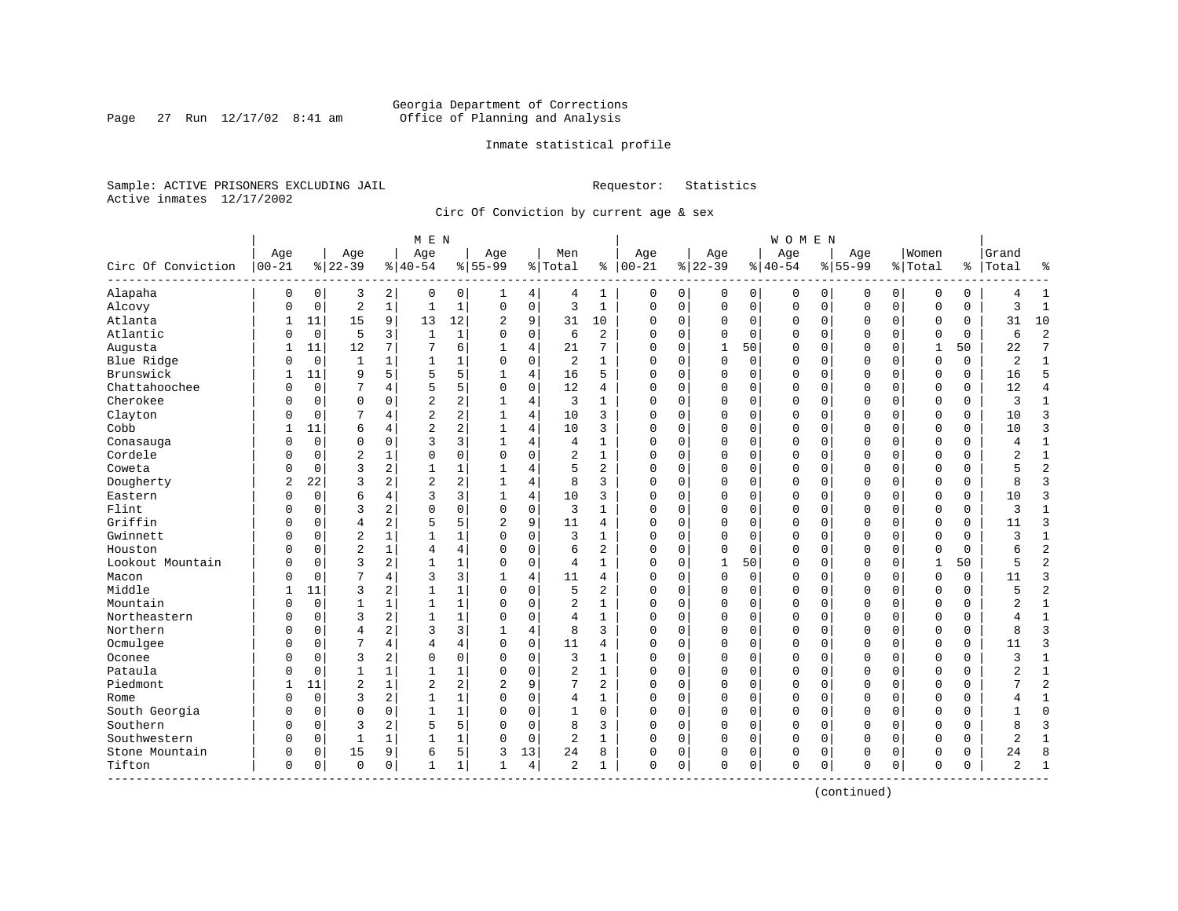Georgia Department of Corrections
Office of Planning and Analysis

Inmate statistical profile

Sample: ACTIVE PRISONERS EXCLUDING JAIL
Active inmates 12/17/2002

Requestor: Statistics

Circ Of Conviction by current age & sex

| Circ Of Conviction | MEN Age 00-21 | % | Age 22-39 | % | Age 40-54 | % | Age 55-99 | % | Men Total | % | WOMEN Age 00-21 | % | Age 22-39 | % | Age 40-54 | % | Age 55-99 | % | Women Total | % | Grand Total | % |
|---|---|---|---|---|---|---|---|---|---|---|---|---|---|---|---|---|---|---|---|---|---|---|
| Alapaha | 0 | 0 | 3 | 2 | 0 | 0 | 1 | 4 | 4 | 1 | 0 | 0 | 0 | 0 | 0 | 0 | 0 | 0 | 0 | 0 | 4 | 1 |
| Alcovy | 0 | 0 | 2 | 1 | 1 | 1 | 0 | 0 | 3 | 1 | 0 | 0 | 0 | 0 | 0 | 0 | 0 | 0 | 0 | 0 | 3 | 1 |
| Atlanta | 1 | 11 | 15 | 9 | 13 | 12 | 2 | 9 | 31 | 10 | 0 | 0 | 0 | 0 | 0 | 0 | 0 | 0 | 0 | 0 | 31 | 10 |
| Atlantic | 0 | 0 | 5 | 3 | 1 | 1 | 0 | 0 | 6 | 2 | 0 | 0 | 0 | 0 | 0 | 0 | 0 | 0 | 0 | 0 | 6 | 2 |
| Augusta | 1 | 11 | 12 | 7 | 7 | 6 | 1 | 4 | 21 | 7 | 0 | 0 | 1 | 50 | 0 | 0 | 0 | 0 | 1 | 50 | 22 | 7 |
| Blue Ridge | 0 | 0 | 1 | 1 | 1 | 1 | 0 | 0 | 2 | 1 | 0 | 0 | 0 | 0 | 0 | 0 | 0 | 0 | 0 | 0 | 2 | 1 |
| Brunswick | 1 | 11 | 9 | 5 | 5 | 5 | 1 | 4 | 16 | 5 | 0 | 0 | 0 | 0 | 0 | 0 | 0 | 0 | 0 | 0 | 16 | 5 |
| Chattahoochee | 0 | 0 | 7 | 4 | 5 | 5 | 0 | 0 | 12 | 4 | 0 | 0 | 0 | 0 | 0 | 0 | 0 | 0 | 0 | 0 | 12 | 4 |
| Cherokee | 0 | 0 | 0 | 0 | 2 | 2 | 1 | 4 | 3 | 1 | 0 | 0 | 0 | 0 | 0 | 0 | 0 | 0 | 0 | 0 | 3 | 1 |
| Clayton | 0 | 0 | 7 | 4 | 2 | 2 | 1 | 4 | 10 | 3 | 0 | 0 | 0 | 0 | 0 | 0 | 0 | 0 | 0 | 0 | 10 | 3 |
| Cobb | 1 | 11 | 6 | 4 | 2 | 2 | 1 | 4 | 10 | 3 | 0 | 0 | 0 | 0 | 0 | 0 | 0 | 0 | 0 | 0 | 10 | 3 |
| Conasauga | 0 | 0 | 0 | 0 | 3 | 3 | 1 | 4 | 4 | 1 | 0 | 0 | 0 | 0 | 0 | 0 | 0 | 0 | 0 | 0 | 4 | 1 |
| Cordele | 0 | 0 | 2 | 1 | 0 | 0 | 0 | 0 | 2 | 1 | 0 | 0 | 0 | 0 | 0 | 0 | 0 | 0 | 0 | 0 | 2 | 1 |
| Coweta | 0 | 0 | 3 | 2 | 1 | 1 | 1 | 4 | 5 | 2 | 0 | 0 | 0 | 0 | 0 | 0 | 0 | 0 | 0 | 0 | 5 | 2 |
| Dougherty | 2 | 22 | 3 | 2 | 2 | 2 | 1 | 4 | 8 | 3 | 0 | 0 | 0 | 0 | 0 | 0 | 0 | 0 | 0 | 0 | 8 | 3 |
| Eastern | 0 | 0 | 6 | 4 | 3 | 3 | 1 | 4 | 10 | 3 | 0 | 0 | 0 | 0 | 0 | 0 | 0 | 0 | 0 | 0 | 10 | 3 |
| Flint | 0 | 0 | 3 | 2 | 0 | 0 | 0 | 0 | 3 | 1 | 0 | 0 | 0 | 0 | 0 | 0 | 0 | 0 | 0 | 0 | 3 | 1 |
| Griffin | 0 | 0 | 4 | 2 | 5 | 5 | 2 | 9 | 11 | 4 | 0 | 0 | 0 | 0 | 0 | 0 | 0 | 0 | 0 | 0 | 11 | 3 |
| Gwinnett | 0 | 0 | 2 | 1 | 1 | 1 | 0 | 0 | 3 | 1 | 0 | 0 | 0 | 0 | 0 | 0 | 0 | 0 | 0 | 0 | 3 | 1 |
| Houston | 0 | 0 | 2 | 1 | 4 | 4 | 0 | 0 | 6 | 2 | 0 | 0 | 0 | 0 | 0 | 0 | 0 | 0 | 0 | 0 | 6 | 2 |
| Lookout Mountain | 0 | 0 | 3 | 2 | 1 | 1 | 0 | 0 | 4 | 1 | 0 | 0 | 1 | 50 | 0 | 0 | 0 | 0 | 1 | 50 | 5 | 2 |
| Macon | 0 | 0 | 7 | 4 | 3 | 3 | 1 | 4 | 11 | 4 | 0 | 0 | 0 | 0 | 0 | 0 | 0 | 0 | 0 | 0 | 11 | 3 |
| Middle | 1 | 11 | 3 | 2 | 1 | 1 | 0 | 0 | 5 | 2 | 0 | 0 | 0 | 0 | 0 | 0 | 0 | 0 | 0 | 0 | 5 | 2 |
| Mountain | 0 | 0 | 1 | 1 | 1 | 1 | 0 | 0 | 2 | 1 | 0 | 0 | 0 | 0 | 0 | 0 | 0 | 0 | 0 | 0 | 2 | 1 |
| Northeastern | 0 | 0 | 3 | 2 | 1 | 1 | 0 | 0 | 4 | 1 | 0 | 0 | 0 | 0 | 0 | 0 | 0 | 0 | 0 | 0 | 4 | 1 |
| Northern | 0 | 0 | 4 | 2 | 3 | 3 | 1 | 4 | 8 | 3 | 0 | 0 | 0 | 0 | 0 | 0 | 0 | 0 | 0 | 0 | 8 | 3 |
| Ocmulgee | 0 | 0 | 7 | 4 | 4 | 4 | 0 | 0 | 11 | 4 | 0 | 0 | 0 | 0 | 0 | 0 | 0 | 0 | 0 | 0 | 11 | 3 |
| Oconee | 0 | 0 | 3 | 2 | 0 | 0 | 0 | 0 | 3 | 1 | 0 | 0 | 0 | 0 | 0 | 0 | 0 | 0 | 0 | 0 | 3 | 1 |
| Pataula | 0 | 0 | 1 | 1 | 1 | 1 | 0 | 0 | 2 | 1 | 0 | 0 | 0 | 0 | 0 | 0 | 0 | 0 | 0 | 0 | 2 | 1 |
| Piedmont | 1 | 11 | 2 | 1 | 2 | 2 | 2 | 9 | 7 | 2 | 0 | 0 | 0 | 0 | 0 | 0 | 0 | 0 | 0 | 0 | 7 | 2 |
| Rome | 0 | 0 | 3 | 2 | 1 | 1 | 0 | 0 | 4 | 1 | 0 | 0 | 0 | 0 | 0 | 0 | 0 | 0 | 0 | 0 | 4 | 1 |
| South Georgia | 0 | 0 | 0 | 0 | 1 | 1 | 0 | 0 | 1 | 0 | 0 | 0 | 0 | 0 | 0 | 0 | 0 | 0 | 0 | 0 | 1 | 0 |
| Southern | 0 | 0 | 3 | 2 | 5 | 5 | 0 | 0 | 8 | 3 | 0 | 0 | 0 | 0 | 0 | 0 | 0 | 0 | 0 | 0 | 8 | 3 |
| Southwestern | 0 | 0 | 1 | 1 | 1 | 1 | 0 | 0 | 2 | 1 | 0 | 0 | 0 | 0 | 0 | 0 | 0 | 0 | 0 | 0 | 2 | 1 |
| Stone Mountain | 0 | 0 | 15 | 9 | 6 | 5 | 3 | 13 | 24 | 8 | 0 | 0 | 0 | 0 | 0 | 0 | 0 | 0 | 0 | 0 | 24 | 8 |
| Tifton | 0 | 0 | 0 | 0 | 1 | 1 | 1 | 4 | 2 | 1 | 0 | 0 | 0 | 0 | 0 | 0 | 0 | 0 | 0 | 0 | 2 | 1 |

(continued)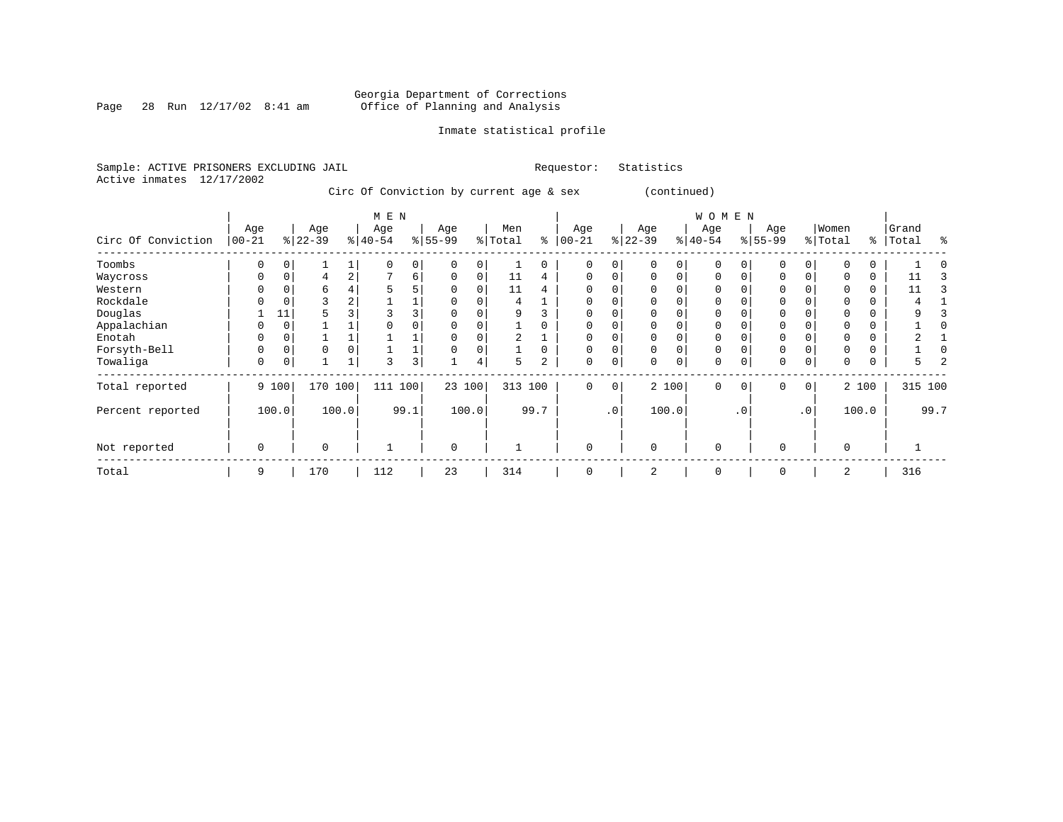Georgia Department of Corrections
Office of Planning and Analysis

Inmate statistical profile

Sample: ACTIVE PRISONERS EXCLUDING JAIL    Requestor: Statistics
Active inmates 12/17/2002

Circ Of Conviction by current age & sex (continued)

| Circ Of Conviction | MEN Age 00-21 | % | Age 22-39 | % | Age 40-54 | % | Age 55-99 | % | Men Total | % | WOMEN Age 00-21 | % | Age 22-39 | % | Age 40-54 | % | Age 55-99 | % | Women Total | % | Grand Total | % |
|---|---|---|---|---|---|---|---|---|---|---|---|---|---|---|---|---|---|---|---|---|---|---|
| Toombs | 0 | 0 | 1 | 1 | 0 | 0 | 0 | 0 | 1 | 0 | 0 | 0 | 0 | 0 | 0 | 0 | 0 | 0 | 0 | 0 | 1 | 0 |
| Waycross | 0 | 0 | 4 | 2 | 7 | 6 | 0 | 0 | 11 | 4 | 0 | 0 | 0 | 0 | 0 | 0 | 0 | 0 | 0 | 0 | 11 | 3 |
| Western | 0 | 0 | 6 | 4 | 5 | 5 | 0 | 0 | 11 | 4 | 0 | 0 | 0 | 0 | 0 | 0 | 0 | 0 | 0 | 0 | 11 | 3 |
| Rockdale | 0 | 0 | 3 | 2 | 1 | 1 | 0 | 0 | 4 | 1 | 0 | 0 | 0 | 0 | 0 | 0 | 0 | 0 | 0 | 0 | 4 | 1 |
| Douglas | 1 | 11 | 5 | 3 | 3 | 3 | 0 | 0 | 9 | 3 | 0 | 0 | 0 | 0 | 0 | 0 | 0 | 0 | 0 | 0 | 9 | 3 |
| Appalachian | 0 | 0 | 1 | 1 | 0 | 0 | 0 | 0 | 1 | 0 | 0 | 0 | 0 | 0 | 0 | 0 | 0 | 0 | 0 | 0 | 1 | 0 |
| Enotah | 0 | 0 | 1 | 1 | 1 | 1 | 0 | 0 | 2 | 1 | 0 | 0 | 0 | 0 | 0 | 0 | 0 | 0 | 0 | 0 | 2 | 1 |
| Forsyth-Bell | 0 | 0 | 0 | 0 | 1 | 1 | 0 | 0 | 1 | 0 | 0 | 0 | 0 | 0 | 0 | 0 | 0 | 0 | 0 | 0 | 1 | 0 |
| Towaliga | 0 | 0 | 1 | 1 | 3 | 3 | 1 | 4 | 5 | 2 | 0 | 0 | 0 | 0 | 0 | 0 | 0 | 0 | 0 | 0 | 5 | 2 |
| Total reported | 9 | 100 | 170 | 100 | 111 | 100 | 23 | 100 | 313 | 100 | 0 | 0 | 2 | 100 | 0 | 0 | 0 | 0 | 2 | 100 | 315 | 100 |
| Percent reported | | 100.0 | | 100.0 | | 99.1 | | 100.0 | | 99.7 | | .0 | | 100.0 | | .0 | | .0 | | 100.0 | | 99.7 |
| Not reported | 0 | | 0 | | 1 | | 0 | | 1 | | 0 | | 0 | | 0 | | 0 | | 0 | | 1 | |
| Total | 9 | | 170 | | 112 | | 23 | | 314 | | 0 | | 2 | | 0 | | 0 | | 2 | | 316 | |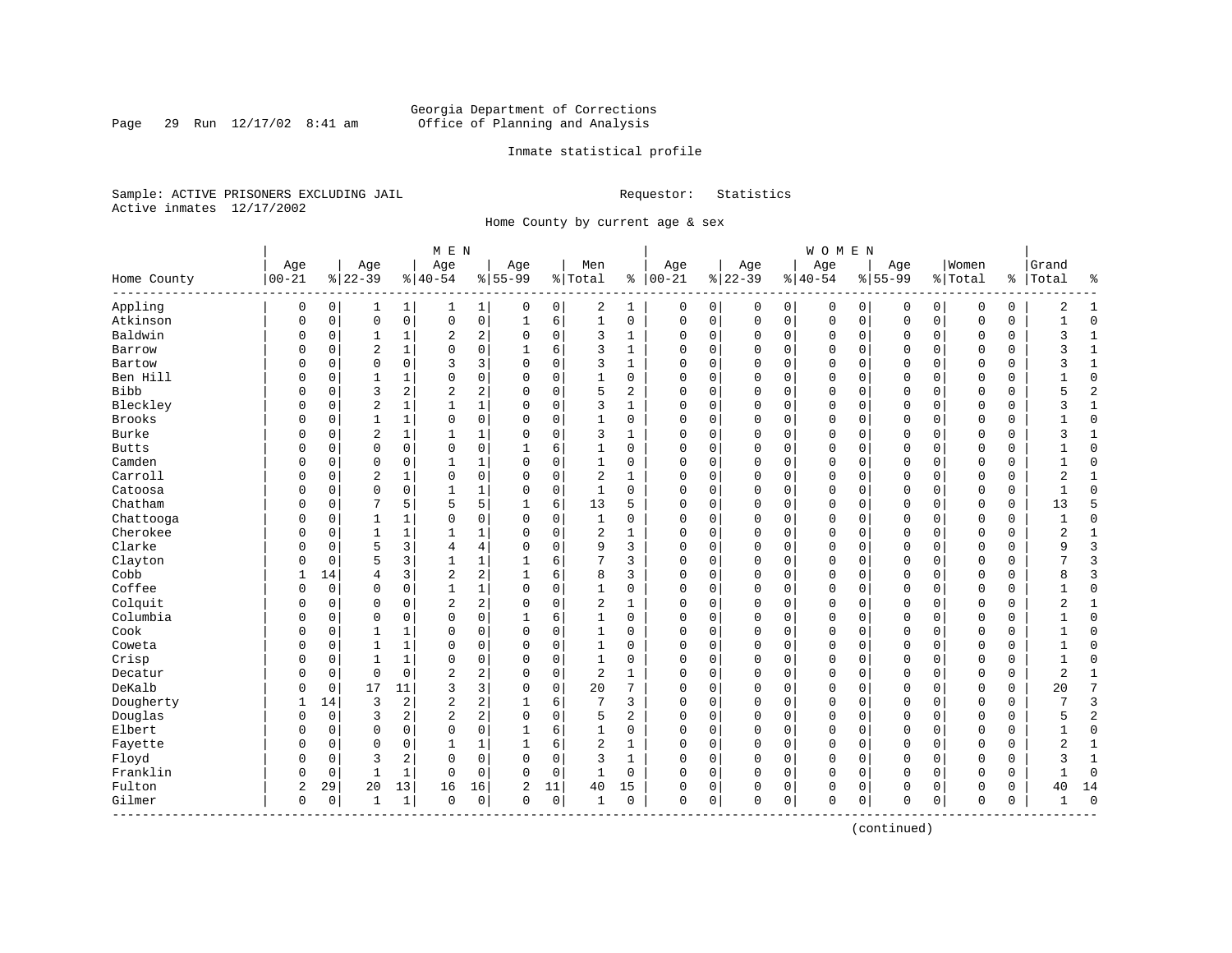Georgia Department of Corrections
Office of Planning and Analysis

Inmate statistical profile

Sample: ACTIVE PRISONERS EXCLUDING JAIL    Requestor: Statistics
Active inmates 12/17/2002

Home County by current age & sex

| Home County | MEN Age 00-21 | % | Age 22-39 | % | Age 40-54 | % | Age 55-99 | % | Men Total | % | WOMEN Age 00-21 | % | Age 22-39 | % | Age 40-54 | % | Age 55-99 | % | Women Total | % | Grand Total | % |
|---|---|---|---|---|---|---|---|---|---|---|---|---|---|---|---|---|---|---|---|---|---|---|
| Appling | 0 | 0 | 1 | 1 | 1 | 1 | 0 | 0 | 2 | 1 | 0 | 0 | 0 | 0 | 0 | 0 | 0 | 0 | 0 | 0 | 2 | 1 |
| Atkinson | 0 | 0 | 0 | 0 | 0 | 0 | 1 | 6 | 1 | 0 | 0 | 0 | 0 | 0 | 0 | 0 | 0 | 0 | 0 | 0 | 1 | 0 |
| Baldwin | 0 | 0 | 1 | 1 | 2 | 2 | 0 | 0 | 3 | 1 | 0 | 0 | 0 | 0 | 0 | 0 | 0 | 0 | 0 | 0 | 3 | 1 |
| Barrow | 0 | 0 | 2 | 1 | 0 | 0 | 1 | 6 | 3 | 1 | 0 | 0 | 0 | 0 | 0 | 0 | 0 | 0 | 0 | 0 | 3 | 1 |
| Bartow | 0 | 0 | 0 | 0 | 3 | 3 | 0 | 0 | 3 | 1 | 0 | 0 | 0 | 0 | 0 | 0 | 0 | 0 | 0 | 0 | 3 | 1 |
| Ben Hill | 0 | 0 | 1 | 1 | 0 | 0 | 0 | 0 | 1 | 0 | 0 | 0 | 0 | 0 | 0 | 0 | 0 | 0 | 0 | 0 | 1 | 0 |
| Bibb | 0 | 0 | 3 | 2 | 2 | 2 | 0 | 0 | 5 | 2 | 0 | 0 | 0 | 0 | 0 | 0 | 0 | 0 | 0 | 0 | 5 | 2 |
| Bleckley | 0 | 0 | 2 | 1 | 1 | 1 | 0 | 0 | 3 | 1 | 0 | 0 | 0 | 0 | 0 | 0 | 0 | 0 | 0 | 0 | 3 | 1 |
| Brooks | 0 | 0 | 1 | 1 | 0 | 0 | 0 | 0 | 1 | 0 | 0 | 0 | 0 | 0 | 0 | 0 | 0 | 0 | 0 | 0 | 1 | 0 |
| Burke | 0 | 0 | 2 | 1 | 1 | 1 | 0 | 0 | 3 | 1 | 0 | 0 | 0 | 0 | 0 | 0 | 0 | 0 | 0 | 0 | 3 | 1 |
| Butts | 0 | 0 | 0 | 0 | 0 | 0 | 1 | 6 | 1 | 0 | 0 | 0 | 0 | 0 | 0 | 0 | 0 | 0 | 0 | 0 | 1 | 0 |
| Camden | 0 | 0 | 0 | 0 | 1 | 1 | 0 | 0 | 1 | 0 | 0 | 0 | 0 | 0 | 0 | 0 | 0 | 0 | 0 | 0 | 1 | 0 |
| Carroll | 0 | 0 | 2 | 1 | 0 | 0 | 0 | 0 | 2 | 1 | 0 | 0 | 0 | 0 | 0 | 0 | 0 | 0 | 0 | 0 | 2 | 1 |
| Catoosa | 0 | 0 | 0 | 0 | 1 | 1 | 0 | 0 | 1 | 0 | 0 | 0 | 0 | 0 | 0 | 0 | 0 | 0 | 0 | 0 | 1 | 0 |
| Chatham | 0 | 0 | 7 | 5 | 5 | 5 | 1 | 6 | 13 | 5 | 0 | 0 | 0 | 0 | 0 | 0 | 0 | 0 | 0 | 0 | 13 | 5 |
| Chattooga | 0 | 0 | 1 | 1 | 0 | 0 | 0 | 0 | 1 | 0 | 0 | 0 | 0 | 0 | 0 | 0 | 0 | 0 | 0 | 0 | 1 | 0 |
| Cherokee | 0 | 0 | 1 | 1 | 1 | 1 | 0 | 0 | 2 | 1 | 0 | 0 | 0 | 0 | 0 | 0 | 0 | 0 | 0 | 0 | 2 | 1 |
| Clarke | 0 | 0 | 5 | 3 | 4 | 4 | 0 | 0 | 9 | 3 | 0 | 0 | 0 | 0 | 0 | 0 | 0 | 0 | 0 | 0 | 9 | 3 |
| Clayton | 0 | 0 | 5 | 3 | 1 | 1 | 1 | 6 | 7 | 3 | 0 | 0 | 0 | 0 | 0 | 0 | 0 | 0 | 0 | 0 | 7 | 3 |
| Cobb | 1 | 14 | 4 | 3 | 2 | 2 | 1 | 6 | 8 | 3 | 0 | 0 | 0 | 0 | 0 | 0 | 0 | 0 | 0 | 0 | 8 | 3 |
| Coffee | 0 | 0 | 0 | 0 | 1 | 1 | 0 | 0 | 1 | 0 | 0 | 0 | 0 | 0 | 0 | 0 | 0 | 0 | 0 | 0 | 1 | 0 |
| Colquit | 0 | 0 | 0 | 0 | 2 | 2 | 0 | 0 | 2 | 1 | 0 | 0 | 0 | 0 | 0 | 0 | 0 | 0 | 0 | 0 | 2 | 1 |
| Columbia | 0 | 0 | 0 | 0 | 0 | 0 | 1 | 6 | 1 | 0 | 0 | 0 | 0 | 0 | 0 | 0 | 0 | 0 | 0 | 0 | 1 | 0 |
| Cook | 0 | 0 | 1 | 1 | 0 | 0 | 0 | 0 | 1 | 0 | 0 | 0 | 0 | 0 | 0 | 0 | 0 | 0 | 0 | 0 | 1 | 0 |
| Coweta | 0 | 0 | 1 | 1 | 0 | 0 | 0 | 0 | 1 | 0 | 0 | 0 | 0 | 0 | 0 | 0 | 0 | 0 | 0 | 0 | 1 | 0 |
| Crisp | 0 | 0 | 1 | 1 | 0 | 0 | 0 | 0 | 1 | 0 | 0 | 0 | 0 | 0 | 0 | 0 | 0 | 0 | 0 | 0 | 1 | 0 |
| Decatur | 0 | 0 | 0 | 0 | 2 | 2 | 0 | 0 | 2 | 1 | 0 | 0 | 0 | 0 | 0 | 0 | 0 | 0 | 0 | 0 | 2 | 1 |
| DeKalb | 0 | 0 | 17 | 11 | 3 | 3 | 0 | 0 | 20 | 7 | 0 | 0 | 0 | 0 | 0 | 0 | 0 | 0 | 0 | 0 | 20 | 7 |
| Dougherty | 1 | 14 | 3 | 2 | 2 | 2 | 1 | 6 | 7 | 3 | 0 | 0 | 0 | 0 | 0 | 0 | 0 | 0 | 0 | 0 | 7 | 3 |
| Douglas | 0 | 0 | 3 | 2 | 2 | 2 | 0 | 0 | 5 | 2 | 0 | 0 | 0 | 0 | 0 | 0 | 0 | 0 | 0 | 0 | 5 | 2 |
| Elbert | 0 | 0 | 0 | 0 | 0 | 0 | 1 | 6 | 1 | 0 | 0 | 0 | 0 | 0 | 0 | 0 | 0 | 0 | 0 | 0 | 1 | 0 |
| Fayette | 0 | 0 | 0 | 0 | 1 | 1 | 1 | 6 | 2 | 1 | 0 | 0 | 0 | 0 | 0 | 0 | 0 | 0 | 0 | 0 | 2 | 1 |
| Floyd | 0 | 0 | 3 | 2 | 0 | 0 | 0 | 0 | 3 | 1 | 0 | 0 | 0 | 0 | 0 | 0 | 0 | 0 | 0 | 0 | 3 | 1 |
| Franklin | 0 | 0 | 1 | 1 | 0 | 0 | 0 | 0 | 1 | 0 | 0 | 0 | 0 | 0 | 0 | 0 | 0 | 0 | 0 | 0 | 1 | 0 |
| Fulton | 2 | 29 | 20 | 13 | 16 | 16 | 2 | 11 | 40 | 15 | 0 | 0 | 0 | 0 | 0 | 0 | 0 | 0 | 0 | 0 | 40 | 14 |
| Gilmer | 0 | 0 | 1 | 1 | 0 | 0 | 0 | 0 | 1 | 0 | 0 | 0 | 0 | 0 | 0 | 0 | 0 | 0 | 0 | 0 | 1 | 0 |

(continued)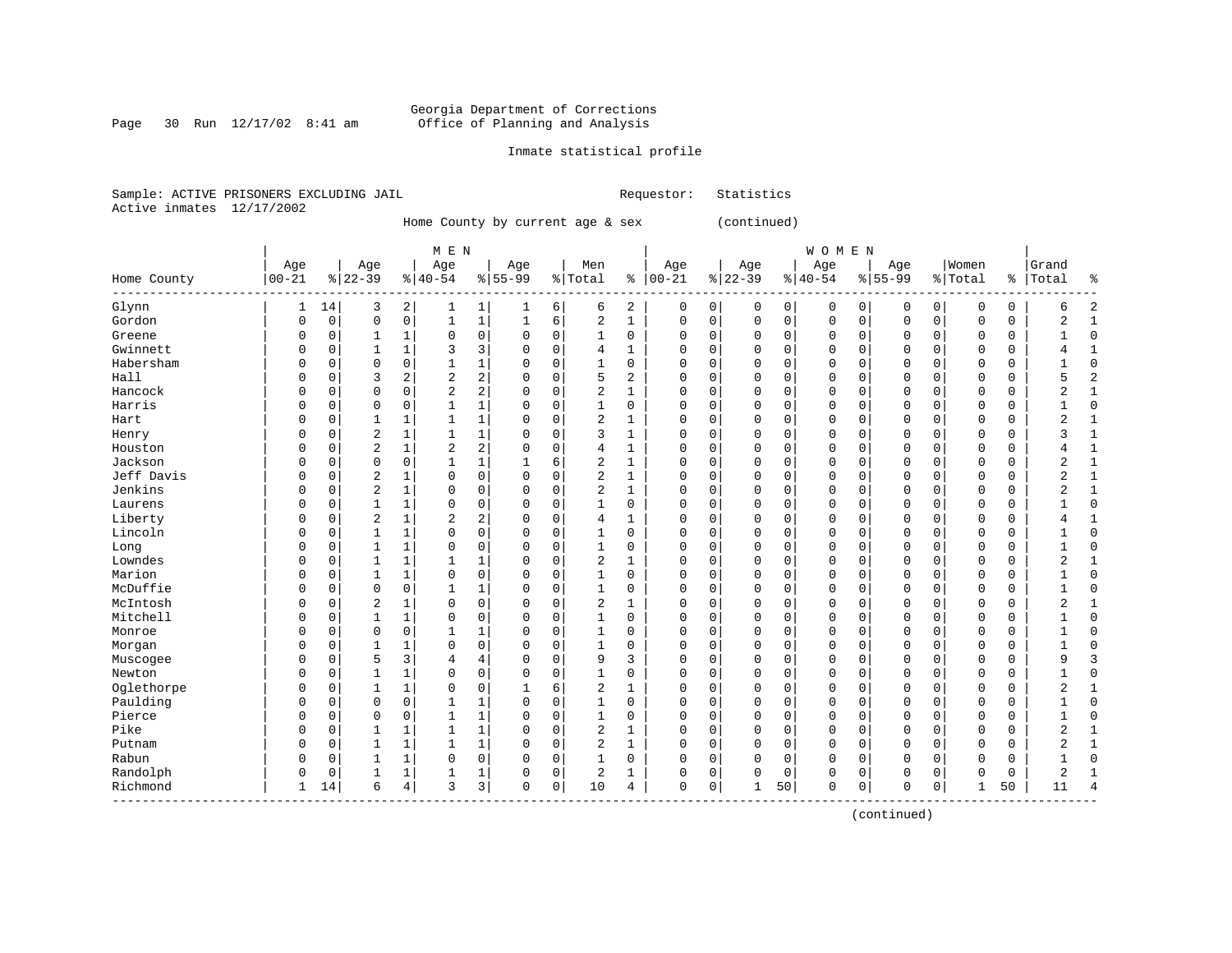Georgia Department of Corrections
Office of Planning and Analysis

Inmate statistical profile

Sample: ACTIVE PRISONERS EXCLUDING JAIL    Requestor: Statistics
Active inmates 12/17/2002

Home County by current age & sex (continued)

| Home County | MEN Age 00-21 | % | Age 22-39 | % | Age 40-54 | % | Age 55-99 | % | Men Total | % | WOMEN Age 00-21 | % | Age 22-39 | % | Age 40-54 | % | Age 55-99 | % | Women Total | % | Grand Total | % |
|---|---|---|---|---|---|---|---|---|---|---|---|---|---|---|---|---|---|---|---|---|---|---|
| Glynn | 1 | 14 | 3 | 2 | 1 | 1 | 1 | 6 | 6 | 2 | 0 | 0 | 0 | 0 | 0 | 0 | 0 | 0 | 0 | 0 | 6 | 2 |
| Gordon | 0 | 0 | 0 | 0 | 1 | 1 | 1 | 6 | 2 | 1 | 0 | 0 | 0 | 0 | 0 | 0 | 0 | 0 | 0 | 0 | 2 | 1 |
| Greene | 0 | 0 | 1 | 1 | 0 | 0 | 0 | 0 | 1 | 0 | 0 | 0 | 0 | 0 | 0 | 0 | 0 | 0 | 0 | 0 | 1 | 0 |
| Gwinnett | 0 | 0 | 1 | 1 | 3 | 3 | 0 | 0 | 4 | 1 | 0 | 0 | 0 | 0 | 0 | 0 | 0 | 0 | 0 | 0 | 4 | 1 |
| Habersham | 0 | 0 | 0 | 0 | 1 | 1 | 0 | 0 | 1 | 0 | 0 | 0 | 0 | 0 | 0 | 0 | 0 | 0 | 0 | 0 | 1 | 0 |
| Hall | 0 | 0 | 3 | 2 | 2 | 2 | 0 | 0 | 5 | 2 | 0 | 0 | 0 | 0 | 0 | 0 | 0 | 0 | 0 | 0 | 5 | 2 |
| Hancock | 0 | 0 | 0 | 0 | 2 | 2 | 0 | 0 | 2 | 1 | 0 | 0 | 0 | 0 | 0 | 0 | 0 | 0 | 0 | 0 | 2 | 1 |
| Harris | 0 | 0 | 0 | 0 | 1 | 1 | 0 | 0 | 1 | 0 | 0 | 0 | 0 | 0 | 0 | 0 | 0 | 0 | 0 | 0 | 1 | 0 |
| Hart | 0 | 0 | 1 | 1 | 1 | 1 | 0 | 0 | 2 | 1 | 0 | 0 | 0 | 0 | 0 | 0 | 0 | 0 | 0 | 0 | 2 | 1 |
| Henry | 0 | 0 | 2 | 1 | 1 | 1 | 0 | 0 | 3 | 1 | 0 | 0 | 0 | 0 | 0 | 0 | 0 | 0 | 0 | 0 | 3 | 1 |
| Houston | 0 | 0 | 2 | 1 | 2 | 2 | 0 | 0 | 4 | 1 | 0 | 0 | 0 | 0 | 0 | 0 | 0 | 0 | 0 | 0 | 4 | 1 |
| Jackson | 0 | 0 | 0 | 0 | 1 | 1 | 1 | 6 | 2 | 1 | 0 | 0 | 0 | 0 | 0 | 0 | 0 | 0 | 0 | 0 | 2 | 1 |
| Jeff Davis | 0 | 0 | 2 | 1 | 0 | 0 | 0 | 0 | 2 | 1 | 0 | 0 | 0 | 0 | 0 | 0 | 0 | 0 | 0 | 0 | 2 | 1 |
| Jenkins | 0 | 0 | 2 | 1 | 0 | 0 | 0 | 0 | 2 | 1 | 0 | 0 | 0 | 0 | 0 | 0 | 0 | 0 | 0 | 0 | 2 | 1 |
| Laurens | 0 | 0 | 1 | 1 | 0 | 0 | 0 | 0 | 1 | 0 | 0 | 0 | 0 | 0 | 0 | 0 | 0 | 0 | 0 | 0 | 1 | 0 |
| Liberty | 0 | 0 | 2 | 1 | 2 | 2 | 0 | 0 | 4 | 1 | 0 | 0 | 0 | 0 | 0 | 0 | 0 | 0 | 0 | 0 | 4 | 1 |
| Lincoln | 0 | 0 | 1 | 1 | 0 | 0 | 0 | 0 | 1 | 0 | 0 | 0 | 0 | 0 | 0 | 0 | 0 | 0 | 0 | 0 | 1 | 0 |
| Long | 0 | 0 | 1 | 1 | 0 | 0 | 0 | 0 | 1 | 0 | 0 | 0 | 0 | 0 | 0 | 0 | 0 | 0 | 0 | 0 | 1 | 0 |
| Lowndes | 0 | 0 | 1 | 1 | 1 | 1 | 0 | 0 | 2 | 1 | 0 | 0 | 0 | 0 | 0 | 0 | 0 | 0 | 0 | 0 | 2 | 1 |
| Marion | 0 | 0 | 1 | 1 | 0 | 0 | 0 | 0 | 1 | 0 | 0 | 0 | 0 | 0 | 0 | 0 | 0 | 0 | 0 | 0 | 1 | 0 |
| McDuffie | 0 | 0 | 0 | 0 | 1 | 1 | 0 | 0 | 1 | 0 | 0 | 0 | 0 | 0 | 0 | 0 | 0 | 0 | 0 | 0 | 1 | 0 |
| McIntosh | 0 | 0 | 2 | 1 | 0 | 0 | 0 | 0 | 2 | 1 | 0 | 0 | 0 | 0 | 0 | 0 | 0 | 0 | 0 | 0 | 2 | 1 |
| Mitchell | 0 | 0 | 1 | 1 | 0 | 0 | 0 | 0 | 1 | 0 | 0 | 0 | 0 | 0 | 0 | 0 | 0 | 0 | 0 | 0 | 1 | 0 |
| Monroe | 0 | 0 | 0 | 0 | 1 | 1 | 0 | 0 | 1 | 0 | 0 | 0 | 0 | 0 | 0 | 0 | 0 | 0 | 0 | 0 | 1 | 0 |
| Morgan | 0 | 0 | 1 | 1 | 0 | 0 | 0 | 0 | 1 | 0 | 0 | 0 | 0 | 0 | 0 | 0 | 0 | 0 | 0 | 0 | 1 | 0 |
| Muscogee | 0 | 0 | 5 | 3 | 4 | 4 | 0 | 0 | 9 | 3 | 0 | 0 | 0 | 0 | 0 | 0 | 0 | 0 | 0 | 0 | 9 | 3 |
| Newton | 0 | 0 | 1 | 1 | 0 | 0 | 0 | 0 | 1 | 0 | 0 | 0 | 0 | 0 | 0 | 0 | 0 | 0 | 0 | 0 | 1 | 0 |
| Oglethorpe | 0 | 0 | 1 | 1 | 0 | 0 | 1 | 6 | 2 | 1 | 0 | 0 | 0 | 0 | 0 | 0 | 0 | 0 | 0 | 0 | 2 | 1 |
| Paulding | 0 | 0 | 0 | 0 | 1 | 1 | 0 | 0 | 1 | 0 | 0 | 0 | 0 | 0 | 0 | 0 | 0 | 0 | 0 | 0 | 1 | 0 |
| Pierce | 0 | 0 | 0 | 0 | 1 | 1 | 0 | 0 | 1 | 0 | 0 | 0 | 0 | 0 | 0 | 0 | 0 | 0 | 0 | 0 | 1 | 0 |
| Pike | 0 | 0 | 1 | 1 | 1 | 1 | 0 | 0 | 2 | 1 | 0 | 0 | 0 | 0 | 0 | 0 | 0 | 0 | 0 | 0 | 2 | 1 |
| Putnam | 0 | 0 | 1 | 1 | 1 | 1 | 0 | 0 | 2 | 1 | 0 | 0 | 0 | 0 | 0 | 0 | 0 | 0 | 0 | 0 | 2 | 1 |
| Rabun | 0 | 0 | 1 | 1 | 0 | 0 | 0 | 0 | 1 | 0 | 0 | 0 | 0 | 0 | 0 | 0 | 0 | 0 | 0 | 0 | 1 | 0 |
| Randolph | 0 | 0 | 1 | 1 | 1 | 1 | 0 | 0 | 2 | 1 | 0 | 0 | 0 | 0 | 0 | 0 | 0 | 0 | 0 | 0 | 2 | 1 |
| Richmond | 1 | 14 | 6 | 4 | 3 | 3 | 0 | 0 | 10 | 4 | 0 | 0 | 1 | 50 | 0 | 0 | 0 | 0 | 1 | 50 | 11 | 4 |

(continued)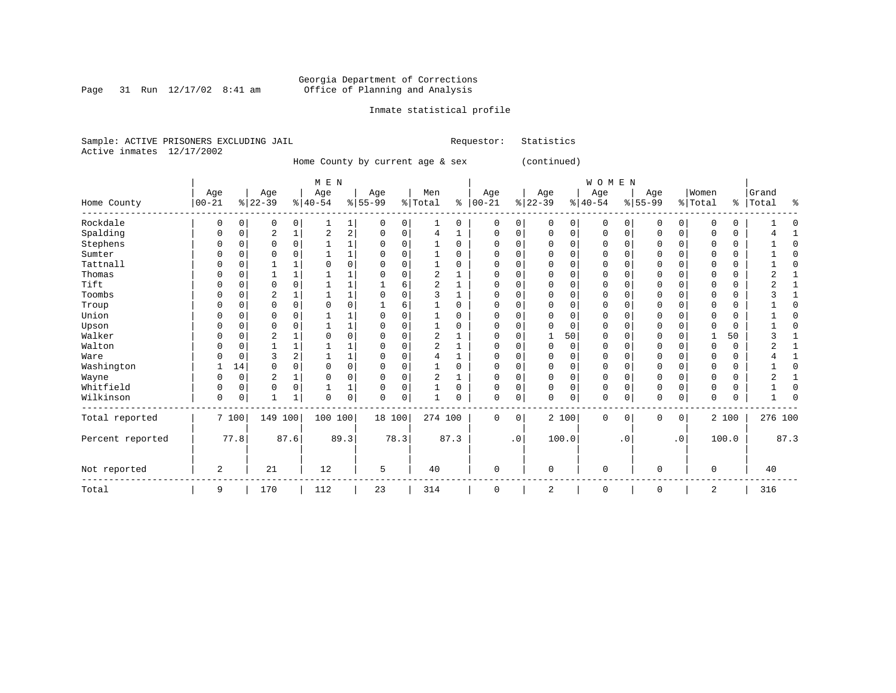Georgia Department of Corrections
Office of Planning and Analysis

Inmate statistical profile

Sample: ACTIVE PRISONERS EXCLUDING JAIL                Requestor: Statistics
Active inmates 12/17/2002

Home County by current age & sex (continued)

| Home County | MEN Age 00-21 | % | Age 22-39 | % | Age 40-54 | % | Age 55-99 | % | Men Total | % | WOMEN Age 00-21 | % | Age 22-39 | % | Age 40-54 | % | Age 55-99 | % | Women Total | % | Grand Total | % |
|---|---|---|---|---|---|---|---|---|---|---|---|---|---|---|---|---|---|---|---|---|---|---|
| Rockdale | 0 | 0 | 0 | 0 | 1 | 1 | 0 | 0 | 1 | 0 | 0 | 0 | 0 | 0 | 0 | 0 | 0 | 0 | 0 | 0 | 1 | 0 |
| Spalding | 0 | 0 | 2 | 1 | 2 | 2 | 0 | 0 | 4 | 1 | 0 | 0 | 0 | 0 | 0 | 0 | 0 | 0 | 0 | 0 | 4 | 1 |
| Stephens | 0 | 0 | 0 | 0 | 1 | 1 | 0 | 0 | 1 | 0 | 0 | 0 | 0 | 0 | 0 | 0 | 0 | 0 | 0 | 0 | 1 | 0 |
| Sumter | 0 | 0 | 0 | 0 | 1 | 1 | 0 | 0 | 1 | 0 | 0 | 0 | 0 | 0 | 0 | 0 | 0 | 0 | 0 | 0 | 1 | 0 |
| Tattnall | 0 | 0 | 1 | 1 | 0 | 0 | 0 | 0 | 1 | 0 | 0 | 0 | 0 | 0 | 0 | 0 | 0 | 0 | 0 | 0 | 1 | 0 |
| Thomas | 0 | 0 | 1 | 1 | 1 | 1 | 0 | 0 | 2 | 1 | 0 | 0 | 0 | 0 | 0 | 0 | 0 | 0 | 0 | 0 | 2 | 1 |
| Tift | 0 | 0 | 0 | 0 | 1 | 1 | 1 | 6 | 2 | 1 | 0 | 0 | 0 | 0 | 0 | 0 | 0 | 0 | 0 | 0 | 2 | 1 |
| Toombs | 0 | 0 | 2 | 1 | 1 | 1 | 0 | 0 | 3 | 1 | 0 | 0 | 0 | 0 | 0 | 0 | 0 | 0 | 0 | 0 | 3 | 1 |
| Troup | 0 | 0 | 0 | 0 | 0 | 0 | 1 | 6 | 1 | 0 | 0 | 0 | 0 | 0 | 0 | 0 | 0 | 0 | 0 | 0 | 1 | 0 |
| Union | 0 | 0 | 0 | 0 | 1 | 1 | 0 | 0 | 1 | 0 | 0 | 0 | 0 | 0 | 0 | 0 | 0 | 0 | 0 | 0 | 1 | 0 |
| Upson | 0 | 0 | 0 | 0 | 1 | 1 | 0 | 0 | 1 | 0 | 0 | 0 | 0 | 0 | 0 | 0 | 0 | 0 | 0 | 0 | 1 | 0 |
| Walker | 0 | 0 | 2 | 1 | 0 | 0 | 0 | 0 | 2 | 1 | 0 | 0 | 1 | 50 | 0 | 0 | 0 | 0 | 1 | 50 | 3 | 1 |
| Walton | 0 | 0 | 1 | 1 | 1 | 1 | 0 | 0 | 2 | 1 | 0 | 0 | 0 | 0 | 0 | 0 | 0 | 0 | 0 | 0 | 2 | 1 |
| Ware | 0 | 0 | 3 | 2 | 1 | 1 | 0 | 0 | 4 | 1 | 0 | 0 | 0 | 0 | 0 | 0 | 0 | 0 | 0 | 0 | 4 | 1 |
| Washington | 1 | 14 | 0 | 0 | 0 | 0 | 0 | 0 | 1 | 0 | 0 | 0 | 0 | 0 | 0 | 0 | 0 | 0 | 0 | 0 | 1 | 0 |
| Wayne | 0 | 0 | 2 | 1 | 0 | 0 | 0 | 0 | 2 | 1 | 0 | 0 | 0 | 0 | 0 | 0 | 0 | 0 | 0 | 0 | 2 | 1 |
| Whitfield | 0 | 0 | 0 | 0 | 1 | 1 | 0 | 0 | 1 | 0 | 0 | 0 | 0 | 0 | 0 | 0 | 0 | 0 | 0 | 0 | 1 | 0 |
| Wilkinson | 0 | 0 | 1 | 1 | 0 | 0 | 0 | 0 | 1 | 0 | 0 | 0 | 0 | 0 | 0 | 0 | 0 | 0 | 0 | 0 | 1 | 0 |
| Total reported | 7 | 100 | 149 | 100 | 100 | 100 | 18 | 100 | 274 | 100 | 0 | 0 | 2 | 100 | 0 | 0 | 0 | 0 | 2 | 100 | 276 | 100 |
| Percent reported | | 77.8 | | 87.6 | | 89.3 | | 78.3 | | 87.3 | | .0 | | 100.0 | | .0 | | .0 | | 100.0 | | 87.3 |
| Not reported | 2 | | 21 | | 12 | | 5 | | 40 | | 0 | | 0 | | 0 | | 0 | | 0 | | 40 | |
| Total | 9 | | 170 | | 112 | | 23 | | 314 | | 0 | | 2 | | 0 | | 0 | | 2 | | 316 | |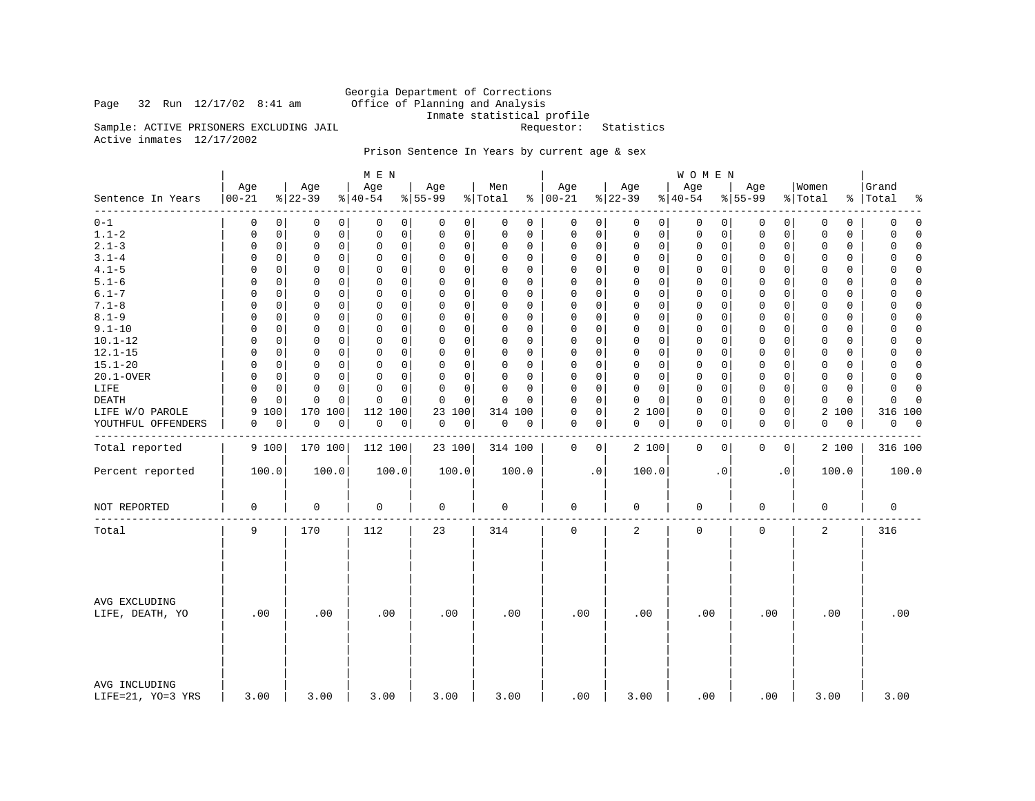Georgia Department of Corrections
Office of Planning and Analysis
Inmate statistical profile

Page 32 Run 12/17/02 8:41 am

Sample: ACTIVE PRISONERS EXCLUDING JAIL    Requestor: Statistics
Active inmates 12/17/2002

Prison Sentence In Years by current age & sex

| Sentence In Years | MEN Age 00-21 | % | Age 22-39 | % | Age 40-54 | % | Age 55-99 | % | Men Total | % | WOMEN Age 00-21 | % | Age 22-39 | % | Age 40-54 | % | Age 55-99 | % | Women Total | % | Grand Total | % |
|---|---|---|---|---|---|---|---|---|---|---|---|---|---|---|---|---|---|---|---|---|---|---|
| 0-1 | 0 | 0 | 0 | 0 | 0 | 0 | 0 | 0 | 0 | 0 | 0 | 0 | 0 | 0 | 0 | 0 | 0 | 0 | 0 | 0 | 0 | 0 |
| 1.1-2 | 0 | 0 | 0 | 0 | 0 | 0 | 0 | 0 | 0 | 0 | 0 | 0 | 0 | 0 | 0 | 0 | 0 | 0 | 0 | 0 | 0 | 0 |
| 2.1-3 | 0 | 0 | 0 | 0 | 0 | 0 | 0 | 0 | 0 | 0 | 0 | 0 | 0 | 0 | 0 | 0 | 0 | 0 | 0 | 0 | 0 | 0 |
| 3.1-4 | 0 | 0 | 0 | 0 | 0 | 0 | 0 | 0 | 0 | 0 | 0 | 0 | 0 | 0 | 0 | 0 | 0 | 0 | 0 | 0 | 0 | 0 |
| 4.1-5 | 0 | 0 | 0 | 0 | 0 | 0 | 0 | 0 | 0 | 0 | 0 | 0 | 0 | 0 | 0 | 0 | 0 | 0 | 0 | 0 | 0 | 0 |
| 5.1-6 | 0 | 0 | 0 | 0 | 0 | 0 | 0 | 0 | 0 | 0 | 0 | 0 | 0 | 0 | 0 | 0 | 0 | 0 | 0 | 0 | 0 | 0 |
| 6.1-7 | 0 | 0 | 0 | 0 | 0 | 0 | 0 | 0 | 0 | 0 | 0 | 0 | 0 | 0 | 0 | 0 | 0 | 0 | 0 | 0 | 0 | 0 |
| 7.1-8 | 0 | 0 | 0 | 0 | 0 | 0 | 0 | 0 | 0 | 0 | 0 | 0 | 0 | 0 | 0 | 0 | 0 | 0 | 0 | 0 | 0 | 0 |
| 8.1-9 | 0 | 0 | 0 | 0 | 0 | 0 | 0 | 0 | 0 | 0 | 0 | 0 | 0 | 0 | 0 | 0 | 0 | 0 | 0 | 0 | 0 | 0 |
| 9.1-10 | 0 | 0 | 0 | 0 | 0 | 0 | 0 | 0 | 0 | 0 | 0 | 0 | 0 | 0 | 0 | 0 | 0 | 0 | 0 | 0 | 0 | 0 |
| 10.1-12 | 0 | 0 | 0 | 0 | 0 | 0 | 0 | 0 | 0 | 0 | 0 | 0 | 0 | 0 | 0 | 0 | 0 | 0 | 0 | 0 | 0 | 0 |
| 12.1-15 | 0 | 0 | 0 | 0 | 0 | 0 | 0 | 0 | 0 | 0 | 0 | 0 | 0 | 0 | 0 | 0 | 0 | 0 | 0 | 0 | 0 | 0 |
| 15.1-20 | 0 | 0 | 0 | 0 | 0 | 0 | 0 | 0 | 0 | 0 | 0 | 0 | 0 | 0 | 0 | 0 | 0 | 0 | 0 | 0 | 0 | 0 |
| 20.1-OVER | 0 | 0 | 0 | 0 | 0 | 0 | 0 | 0 | 0 | 0 | 0 | 0 | 0 | 0 | 0 | 0 | 0 | 0 | 0 | 0 | 0 | 0 |
| LIFE | 0 | 0 | 0 | 0 | 0 | 0 | 0 | 0 | 0 | 0 | 0 | 0 | 0 | 0 | 0 | 0 | 0 | 0 | 0 | 0 | 0 | 0 |
| DEATH | 0 | 0 | 0 | 0 | 0 | 0 | 0 | 0 | 0 | 0 | 0 | 0 | 0 | 0 | 0 | 0 | 0 | 0 | 0 | 0 | 0 | 0 |
| LIFE W/O PAROLE | 9 | 100 | 170 | 100 | 112 | 100 | 23 | 100 | 314 | 100 | 0 | 0 | 2 | 100 | 0 | 0 | 0 | 0 | 2 | 100 | 316 | 100 |
| YOUTHFUL OFFENDERS | 0 | 0 | 0 | 0 | 0 | 0 | 0 | 0 | 0 | 0 | 0 | 0 | 0 | 0 | 0 | 0 | 0 | 0 | 0 | 0 | 0 | 0 |
| Total reported | 9 | 100 | 170 | 100 | 112 | 100 | 23 | 100 | 314 | 100 | 0 | 0 | 2 | 100 | 0 | 0 | 0 | 0 | 2 | 100 | 316 | 100 |
| Percent reported | 100.0 | | 100.0 | | 100.0 | | 100.0 | | 100.0 | | .0 | | 100.0 | | .0 | | .0 | | 100.0 | | 100.0 | |
| NOT REPORTED | 0 | | 0 | | 0 | | 0 | | 0 | | 0 | | 0 | | 0 | | 0 | | 0 | | 0 | |
| Total | 9 | | 170 | | 112 | | 23 | | 314 | | 0 | | 2 | | 0 | | 0 | | 2 | | 316 | |
| AVG EXCLUDING LIFE, DEATH, YO | .00 | | .00 | | .00 | | .00 | | .00 | | .00 | | .00 | | .00 | | .00 | | .00 | | .00 | |
| AVG INCLUDING LIFE=21, YO=3 YRS | 3.00 | | 3.00 | | 3.00 | | 3.00 | | 3.00 | | .00 | | 3.00 | | .00 | | .00 | | 3.00 | | 3.00 | |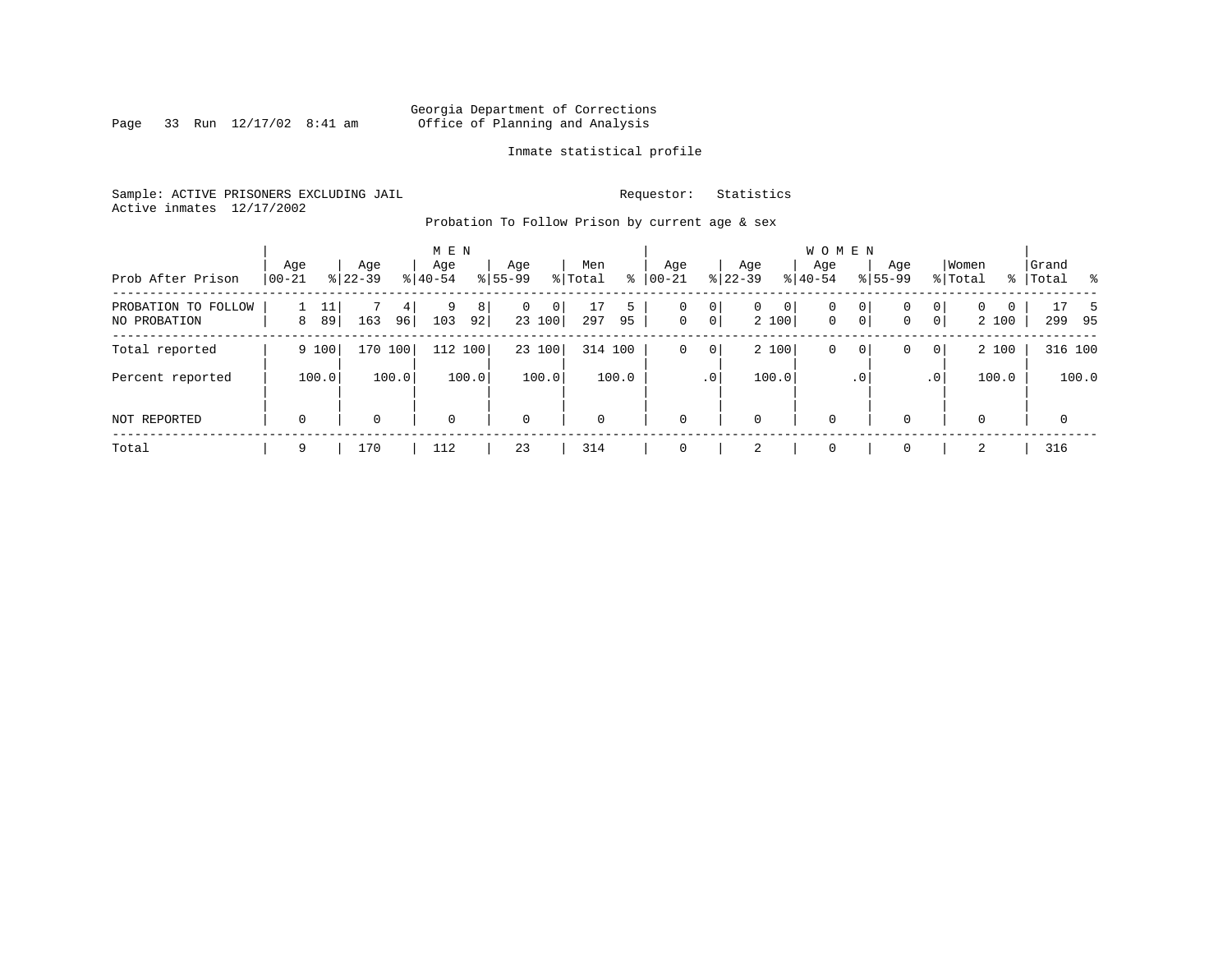Georgia Department of Corrections
Office of Planning and Analysis

Inmate statistical profile

Sample: ACTIVE PRISONERS EXCLUDING JAIL
Active inmates 12/17/2002

Requestor: Statistics

Probation To Follow Prison by current age & sex

| Prob After Prison | MEN Age 00-21 | % | Age 22-39 | % | Age 40-54 | % | Age 55-99 | % | Men Total | % | WOMEN Age 00-21 | % | Age 22-39 | % | Age 40-54 | % | Age 55-99 | % | Women Total | % | Grand Total | % |
|---|---|---|---|---|---|---|---|---|---|---|---|---|---|---|---|---|---|---|---|---|---|---|
| PROBATION TO FOLLOW | 1 | 11 | 7 | 4 | 9 | 8 | 0 | 0 | 17 | 5 | 0 | 0 | 0 | 0 | 0 | 0 | 0 | 0 | 0 | 0 | 17 | 5 |
| NO PROBATION | 8 | 89 | 163 | 96 | 103 | 92 | 23 | 100 | 297 | 95 | 0 | 0 | 2 | 100 | 0 | 0 | 0 | 0 | 2 | 100 | 299 | 95 |
| Total reported | 9 | 100 | 170 | 100 | 112 | 100 | 23 | 100 | 314 | 100 | 0 | 0 | 2 | 100 | 0 | 0 | 0 | 0 | 2 | 100 | 316 | 100 |
| Percent reported | | 100.0 | | 100.0 | | 100.0 | | 100.0 | | 100.0 | | .0 | | 100.0 | | .0 | | .0 | | 100.0 | | 100.0 |
| NOT REPORTED | 0 | | 0 | | 0 | | 0 | | 0 | | 0 | | 0 | | 0 | | 0 | | 0 | | 0 | |
| Total | 9 | | 170 | | 112 | | 23 | | 314 | | 0 | | 2 | | 0 | | 0 | | 2 | | 316 | |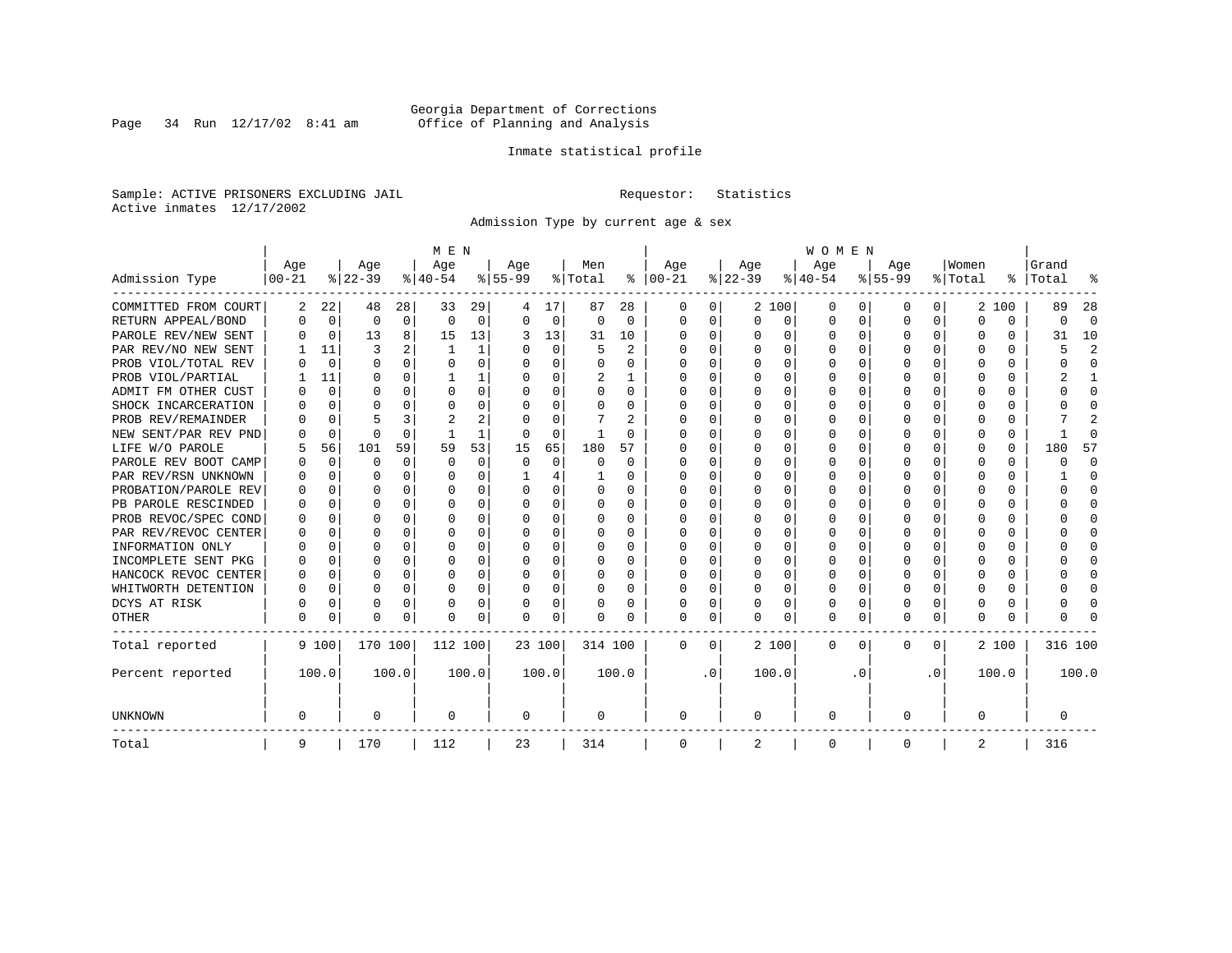Georgia Department of Corrections
Office of Planning and Analysis

Inmate statistical profile

Sample: ACTIVE PRISONERS EXCLUDING JAIL     Requestor: Statistics
Active inmates 12/17/2002

Admission Type by current age & sex

| Admission Type | MEN Age 00-21 | % | Age 22-39 | % | Age 40-54 | % | Age 55-99 | % | Men Total | % | WOMEN Age 00-21 | % | Age 22-39 | % | Age 40-54 | % | Age 55-99 | % | Women Total | % | Grand Total | % |
|---|---|---|---|---|---|---|---|---|---|---|---|---|---|---|---|---|---|---|---|---|---|---|
| COMMITTED FROM COURT | 2 | 22 | 48 | 28 | 33 | 29 | 4 | 17 | 87 | 28 | 0 | 0 | 2 | 100 | 0 | 0 | 0 | 0 | 2 | 100 | 89 | 28 |
| RETURN APPEAL/BOND | 0 | 0 | 0 | 0 | 0 | 0 | 0 | 0 | 0 | 0 | 0 | 0 | 0 | 0 | 0 | 0 | 0 | 0 | 0 | 0 | 0 | 0 |
| PAROLE REV/NEW SENT | 0 | 0 | 13 | 8 | 15 | 13 | 3 | 13 | 31 | 10 | 0 | 0 | 0 | 0 | 0 | 0 | 0 | 0 | 0 | 0 | 31 | 10 |
| PAR REV/NO NEW SENT | 1 | 11 | 3 | 2 | 1 | 1 | 0 | 0 | 5 | 2 | 0 | 0 | 0 | 0 | 0 | 0 | 0 | 0 | 0 | 0 | 5 | 2 |
| PROB VIOL/TOTAL REV | 0 | 0 | 0 | 0 | 0 | 0 | 0 | 0 | 0 | 0 | 0 | 0 | 0 | 0 | 0 | 0 | 0 | 0 | 0 | 0 | 0 | 0 |
| PROB VIOL/PARTIAL | 1 | 11 | 0 | 0 | 1 | 1 | 0 | 0 | 2 | 1 | 0 | 0 | 0 | 0 | 0 | 0 | 0 | 0 | 0 | 0 | 2 | 1 |
| ADMIT FM OTHER CUST | 0 | 0 | 0 | 0 | 0 | 0 | 0 | 0 | 0 | 0 | 0 | 0 | 0 | 0 | 0 | 0 | 0 | 0 | 0 | 0 | 0 | 0 |
| SHOCK INCARCERATION | 0 | 0 | 0 | 0 | 0 | 0 | 0 | 0 | 0 | 0 | 0 | 0 | 0 | 0 | 0 | 0 | 0 | 0 | 0 | 0 | 0 | 0 |
| PROB REV/REMAINDER | 0 | 0 | 5 | 3 | 2 | 2 | 0 | 0 | 7 | 2 | 0 | 0 | 0 | 0 | 0 | 0 | 0 | 0 | 0 | 0 | 7 | 2 |
| NEW SENT/PAR REV PND | 0 | 0 | 0 | 0 | 1 | 1 | 0 | 0 | 1 | 0 | 0 | 0 | 0 | 0 | 0 | 0 | 0 | 0 | 0 | 0 | 1 | 0 |
| LIFE W/O PAROLE | 5 | 56 | 101 | 59 | 59 | 53 | 15 | 65 | 180 | 57 | 0 | 0 | 0 | 0 | 0 | 0 | 0 | 0 | 0 | 0 | 180 | 57 |
| PAROLE REV BOOT CAMP | 0 | 0 | 0 | 0 | 0 | 0 | 0 | 0 | 0 | 0 | 0 | 0 | 0 | 0 | 0 | 0 | 0 | 0 | 0 | 0 | 0 | 0 |
| PAR REV/RSN UNKNOWN | 0 | 0 | 0 | 0 | 0 | 0 | 1 | 4 | 1 | 0 | 0 | 0 | 0 | 0 | 0 | 0 | 0 | 0 | 0 | 0 | 1 | 0 |
| PROBATION/PAROLE REV | 0 | 0 | 0 | 0 | 0 | 0 | 0 | 0 | 0 | 0 | 0 | 0 | 0 | 0 | 0 | 0 | 0 | 0 | 0 | 0 | 0 | 0 |
| PB PAROLE RESCINDED | 0 | 0 | 0 | 0 | 0 | 0 | 0 | 0 | 0 | 0 | 0 | 0 | 0 | 0 | 0 | 0 | 0 | 0 | 0 | 0 | 0 | 0 |
| PROB REVOC/SPEC COND | 0 | 0 | 0 | 0 | 0 | 0 | 0 | 0 | 0 | 0 | 0 | 0 | 0 | 0 | 0 | 0 | 0 | 0 | 0 | 0 | 0 | 0 |
| PAR REV/REVOC CENTER | 0 | 0 | 0 | 0 | 0 | 0 | 0 | 0 | 0 | 0 | 0 | 0 | 0 | 0 | 0 | 0 | 0 | 0 | 0 | 0 | 0 | 0 |
| INFORMATION ONLY | 0 | 0 | 0 | 0 | 0 | 0 | 0 | 0 | 0 | 0 | 0 | 0 | 0 | 0 | 0 | 0 | 0 | 0 | 0 | 0 | 0 | 0 |
| INCOMPLETE SENT PKG | 0 | 0 | 0 | 0 | 0 | 0 | 0 | 0 | 0 | 0 | 0 | 0 | 0 | 0 | 0 | 0 | 0 | 0 | 0 | 0 | 0 | 0 |
| HANCOCK REVOC CENTER | 0 | 0 | 0 | 0 | 0 | 0 | 0 | 0 | 0 | 0 | 0 | 0 | 0 | 0 | 0 | 0 | 0 | 0 | 0 | 0 | 0 | 0 |
| WHITWORTH DETENTION | 0 | 0 | 0 | 0 | 0 | 0 | 0 | 0 | 0 | 0 | 0 | 0 | 0 | 0 | 0 | 0 | 0 | 0 | 0 | 0 | 0 | 0 |
| DCYS AT RISK | 0 | 0 | 0 | 0 | 0 | 0 | 0 | 0 | 0 | 0 | 0 | 0 | 0 | 0 | 0 | 0 | 0 | 0 | 0 | 0 | 0 | 0 |
| OTHER | 0 | 0 | 0 | 0 | 0 | 0 | 0 | 0 | 0 | 0 | 0 | 0 | 0 | 0 | 0 | 0 | 0 | 0 | 0 | 0 | 0 | 0 |
| Total reported | 9 | 100 | 170 | 100 | 112 | 100 | 23 | 100 | 314 | 100 | 0 | 0 | 2 | 100 | 0 | 0 | 0 | 0 | 2 | 100 | 316 | 100 |
| Percent reported | | 100.0 | | 100.0 | | 100.0 | | 100.0 | | 100.0 | | .0 | | 100.0 | | .0 | | .0 | | 100.0 | | 100.0 |
| UNKNOWN | 0 | | 0 | | 0 | | 0 | | 0 | | 0 | | 0 | | 0 | | 0 | | 0 | | 0 | |
| Total | 9 | | 170 | | 112 | | 23 | | 314 | | 0 | | 2 | | 0 | | 0 | | 2 | | 316 | |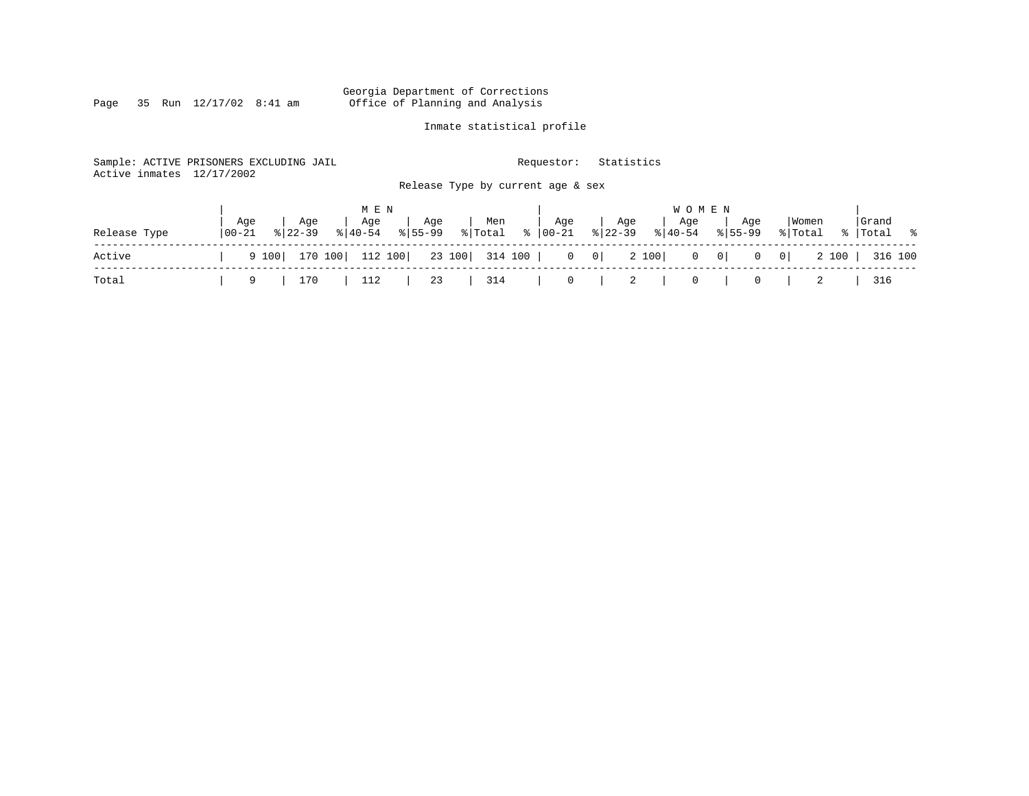Georgia Department of Corrections
Office of Planning and Analysis

Inmate statistical profile

Sample: ACTIVE PRISONERS EXCLUDING JAIL
Active inmates 12/17/2002

Requestor: Statistics

Release Type by current age & sex

| Release Type | MEN Age 00-21 | % | Age 22-39 | % | Age 40-54 | % | Age 55-99 | % | Men Total | % | WOMEN Age 00-21 | % | Age 22-39 | % | Age 40-54 | % | Age 55-99 | % | Women Total | % | Grand Total | % |
|---|---|---|---|---|---|---|---|---|---|---|---|---|---|---|---|---|---|---|---|---|---|---|
| Active | 9 | 100 | 170 | 100 | 112 | 100 | 23 | 100 | 314 | 100 | 0 | 0 | 2 | 100 | 0 | 0 | 0 | 0 | 2 | 100 | 316 | 100 |
| Total | 9 | | 170 | | 112 | | 23 | | 314 | | 0 | | 2 | | 0 | | 0 | | 2 | | 316 | |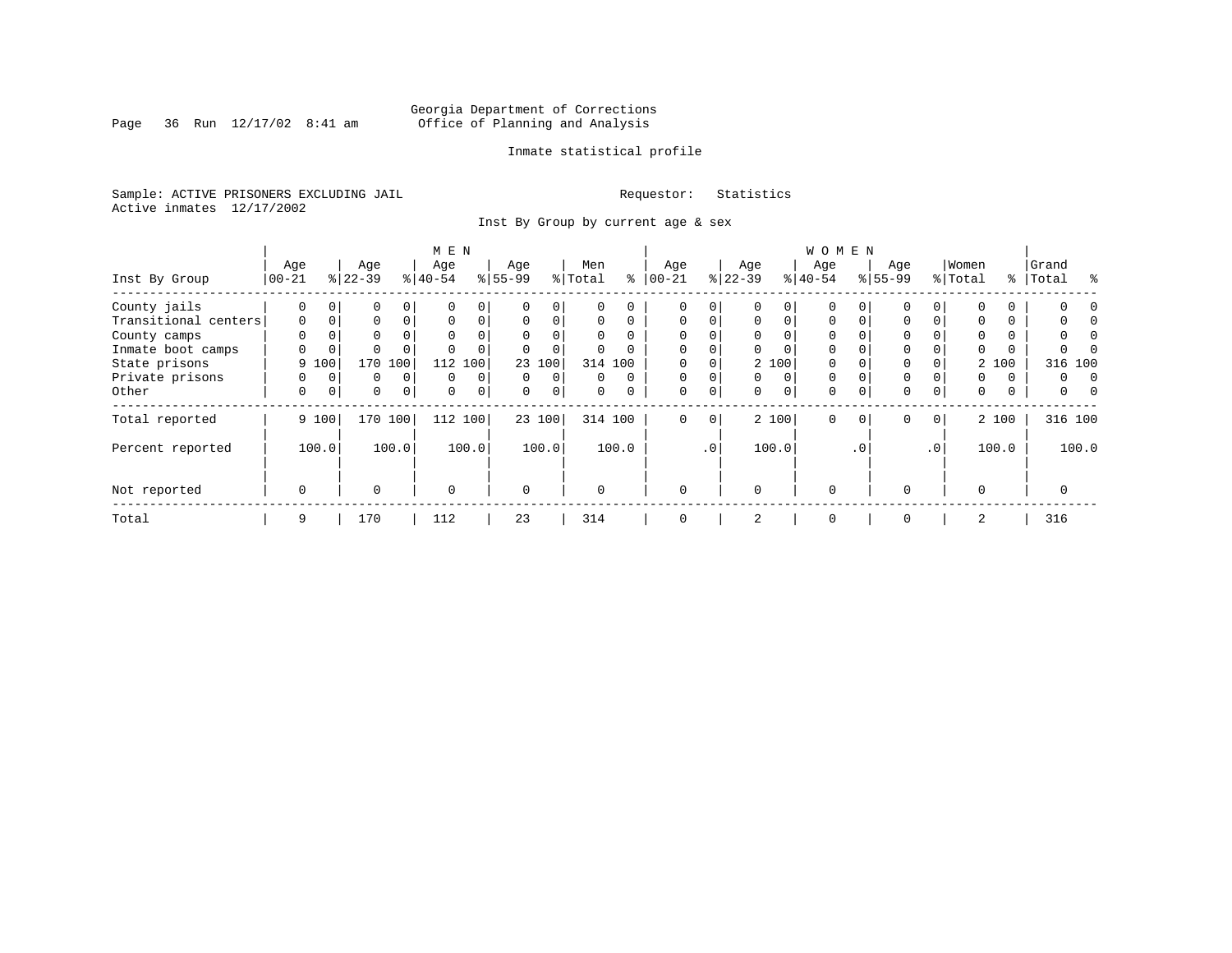Georgia Department of Corrections
Office of Planning and Analysis

Inmate statistical profile

Sample: ACTIVE PRISONERS EXCLUDING JAIL

Requestor: Statistics

Active inmates 12/17/2002

Inst By Group by current age & sex

| Inst By Group | MEN Age 00-21 | % | Age 22-39 | % | Age 40-54 | % | Age 55-99 | % | Men Total | % | WOMEN Age 00-21 | % | Age 22-39 | % | Age 40-54 | % | Age 55-99 | % | Women Total | % | Grand Total | % |
|---|---|---|---|---|---|---|---|---|---|---|---|---|---|---|---|---|---|---|---|---|---|---|
| County jails | 0 | 0 | 0 | 0 | 0 | 0 | 0 | 0 | 0 | 0 | 0 | 0 | 0 | 0 | 0 | 0 | 0 | 0 | 0 | 0 | 0 | 0 |
| Transitional centers | 0 | 0 | 0 | 0 | 0 | 0 | 0 | 0 | 0 | 0 | 0 | 0 | 0 | 0 | 0 | 0 | 0 | 0 | 0 | 0 | 0 | 0 |
| County camps | 0 | 0 | 0 | 0 | 0 | 0 | 0 | 0 | 0 | 0 | 0 | 0 | 0 | 0 | 0 | 0 | 0 | 0 | 0 | 0 | 0 | 0 |
| Inmate boot camps | 0 | 0 | 0 | 0 | 0 | 0 | 0 | 0 | 0 | 0 | 0 | 0 | 0 | 0 | 0 | 0 | 0 | 0 | 0 | 0 | 0 | 0 |
| State prisons | 9 | 100 | 170 | 100 | 112 | 100 | 23 | 100 | 314 | 100 | 0 | 0 | 2 | 100 | 0 | 0 | 0 | 0 | 2 | 100 | 316 | 100 |
| Private prisons | 0 | 0 | 0 | 0 | 0 | 0 | 0 | 0 | 0 | 0 | 0 | 0 | 0 | 0 | 0 | 0 | 0 | 0 | 0 | 0 | 0 | 0 |
| Other | 0 | 0 | 0 | 0 | 0 | 0 | 0 | 0 | 0 | 0 | 0 | 0 | 0 | 0 | 0 | 0 | 0 | 0 | 0 | 0 | 0 | 0 |
| Total reported | 9 | 100 | 170 | 100 | 112 | 100 | 23 | 100 | 314 | 100 | 0 | 0 | 2 | 100 | 0 | 0 | 0 | 0 | 2 | 100 | 316 | 100 |
| Percent reported | 100.0 | | 100.0 | | 100.0 | | 100.0 | | 100.0 | | .0 | | 100.0 | | .0 | | .0 | | 100.0 | | 100.0 | |
| Not reported | 0 | | 0 | | 0 | | 0 | | 0 | | 0 | | 0 | | 0 | | 0 | | 0 | | 0 | |
| Total | 9 | | 170 | | 112 | | 23 | | 314 | | 0 | | 2 | | 0 | | 0 | | 2 | | 316 | |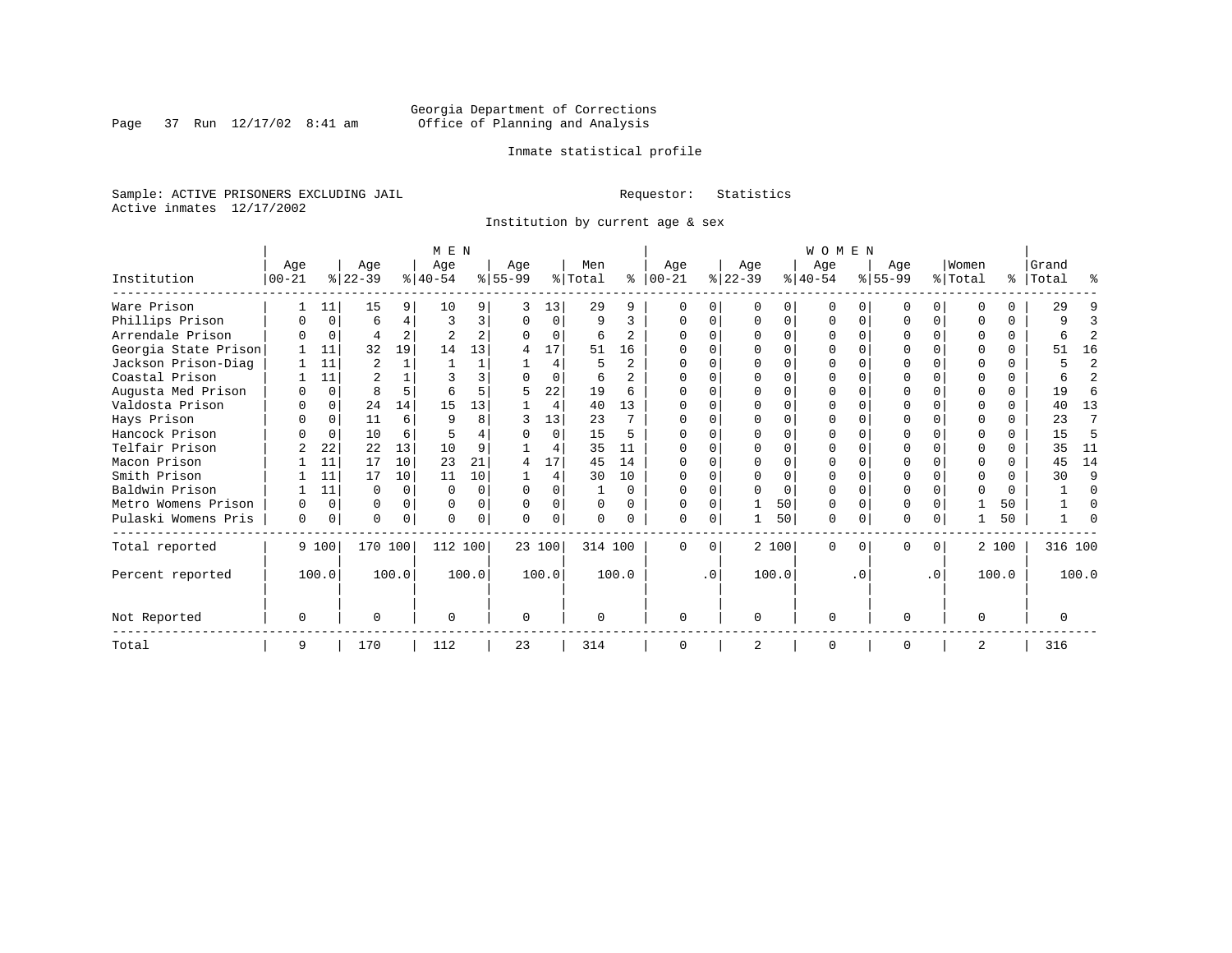Georgia Department of Corrections
Office of Planning and Analysis

Inmate statistical profile

Sample: ACTIVE PRISONERS EXCLUDING JAIL

Requestor: Statistics

Active inmates 12/17/2002

Institution by current age & sex

| Institution | MEN Age 00-21 | % | Age 22-39 | % | Age 40-54 | % | Age 55-99 | % | Men Total | % | WOMEN Age 00-21 | % | Age 22-39 | % | Age 40-54 | % | Age 55-99 | % | Women Total | % | Grand Total | % |
|---|---|---|---|---|---|---|---|---|---|---|---|---|---|---|---|---|---|---|---|---|---|---|
| Ware Prison | 1 | 11 | 15 | 9 | 10 | 9 | 3 | 13 | 29 | 9 | 0 | 0 | 0 | 0 | 0 | 0 | 0 | 0 | 0 | 0 | 29 | 9 |
| Phillips Prison | 0 | 0 | 6 | 4 | 3 | 3 | 0 | 0 | 9 | 3 | 0 | 0 | 0 | 0 | 0 | 0 | 0 | 0 | 0 | 0 | 9 | 3 |
| Arrendale Prison | 0 | 0 | 4 | 2 | 2 | 2 | 0 | 0 | 6 | 2 | 0 | 0 | 0 | 0 | 0 | 0 | 0 | 0 | 0 | 0 | 6 | 2 |
| Georgia State Prison | 1 | 11 | 32 | 19 | 14 | 13 | 4 | 17 | 51 | 16 | 0 | 0 | 0 | 0 | 0 | 0 | 0 | 0 | 0 | 0 | 51 | 16 |
| Jackson Prison-Diag | 1 | 11 | 2 | 1 | 1 | 1 | 1 | 4 | 5 | 2 | 0 | 0 | 0 | 0 | 0 | 0 | 0 | 0 | 0 | 0 | 5 | 2 |
| Coastal Prison | 1 | 11 | 2 | 1 | 3 | 3 | 0 | 0 | 6 | 2 | 0 | 0 | 0 | 0 | 0 | 0 | 0 | 0 | 0 | 0 | 6 | 2 |
| Augusta Med Prison | 0 | 0 | 8 | 5 | 6 | 5 | 5 | 22 | 19 | 6 | 0 | 0 | 0 | 0 | 0 | 0 | 0 | 0 | 0 | 0 | 19 | 6 |
| Valdosta Prison | 0 | 0 | 24 | 14 | 15 | 13 | 1 | 4 | 40 | 13 | 0 | 0 | 0 | 0 | 0 | 0 | 0 | 0 | 0 | 0 | 40 | 13 |
| Hays Prison | 0 | 0 | 11 | 6 | 9 | 8 | 3 | 13 | 23 | 7 | 0 | 0 | 0 | 0 | 0 | 0 | 0 | 0 | 0 | 0 | 23 | 7 |
| Hancock Prison | 0 | 0 | 10 | 6 | 5 | 4 | 0 | 0 | 15 | 5 | 0 | 0 | 0 | 0 | 0 | 0 | 0 | 0 | 0 | 0 | 15 | 5 |
| Telfair Prison | 2 | 22 | 22 | 13 | 10 | 9 | 1 | 4 | 35 | 11 | 0 | 0 | 0 | 0 | 0 | 0 | 0 | 0 | 0 | 0 | 35 | 11 |
| Macon Prison | 1 | 11 | 17 | 10 | 23 | 21 | 4 | 17 | 45 | 14 | 0 | 0 | 0 | 0 | 0 | 0 | 0 | 0 | 0 | 0 | 45 | 14 |
| Smith Prison | 1 | 11 | 17 | 10 | 11 | 10 | 1 | 4 | 30 | 10 | 0 | 0 | 0 | 0 | 0 | 0 | 0 | 0 | 0 | 0 | 30 | 9 |
| Baldwin Prison | 1 | 11 | 0 | 0 | 0 | 0 | 0 | 0 | 1 | 0 | 0 | 0 | 0 | 0 | 0 | 0 | 0 | 0 | 0 | 0 | 1 | 0 |
| Metro Womens Prison | 0 | 0 | 0 | 0 | 0 | 0 | 0 | 0 | 0 | 0 | 0 | 0 | 1 | 50 | 0 | 0 | 0 | 0 | 1 | 50 | 1 | 0 |
| Pulaski Womens Pris | 0 | 0 | 0 | 0 | 0 | 0 | 0 | 0 | 0 | 0 | 0 | 0 | 1 | 50 | 0 | 0 | 0 | 0 | 1 | 50 | 1 | 0 |
| Total reported | 9 | 100 | 170 | 100 | 112 | 100 | 23 | 100 | 314 | 100 | 0 | 0 | 2 | 100 | 0 | 0 | 0 | 0 | 2 | 100 | 316 | 100 |
| Percent reported | | 100.0 | | 100.0 | | 100.0 | | 100.0 | | 100.0 | | .0 | | 100.0 | | .0 | | .0 | | 100.0 | | 100.0 |
| Not Reported | 0 | | 0 | | 0 | | 0 | | 0 | | 0 | | 0 | | 0 | | 0 | | 0 | | 0 | |
| Total | 9 | | 170 | | 112 | | 23 | | 314 | | 0 | | 2 | | 0 | | 0 | | 2 | | 316 | |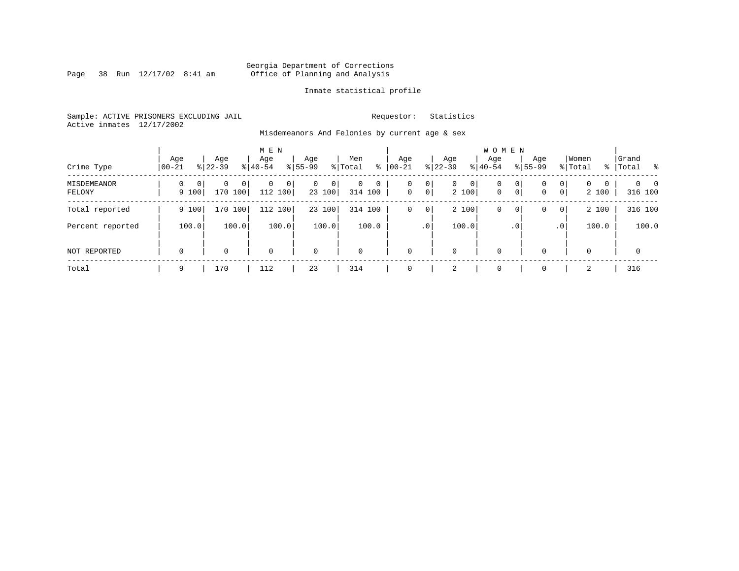Georgia Department of Corrections
Office of Planning and Analysis

Inmate statistical profile

Sample: ACTIVE PRISONERS EXCLUDING JAIL                                  Requestor: Statistics
Active inmates 12/17/2002

Misdemeanors And Felonies by current age & sex

| Crime Type | MEN Age 00-21 | % | Age 22-39 | % | Age 40-54 | % | Age 55-99 | % | Men Total | % | WOMEN Age 00-21 | % | Age 22-39 | % | Age 40-54 | % | Age 55-99 | % | Women Total | % | Grand Total | % |
|---|---|---|---|---|---|---|---|---|---|---|---|---|---|---|---|---|---|---|---|---|---|---|
| MISDEMEANOR | 0 | 0 | 0 | 0 | 0 | 0 | 0 | 0 | 0 | 0 | 0 | 0 | 0 | 0 | 0 | 0 | 0 | 0 | 0 | 0 | 0 | 0 |
| FELONY | 9 | 100 | 170 | 100 | 112 | 100 | 23 | 100 | 314 | 100 | 0 | 0 | 2 | 100 | 0 | 0 | 0 | 0 | 2 | 100 | 316 | 100 |
| Total reported | 9 | 100 | 170 | 100 | 112 | 100 | 23 | 100 | 314 | 100 | 0 | 0 | 2 | 100 | 0 | 0 | 0 | 0 | 2 | 100 | 316 | 100 |
| Percent reported | | 100.0 | | 100.0 | | 100.0 | | 100.0 | | 100.0 | | .0 | | 100.0 | | .0 | | .0 | | 100.0 | | 100.0 |
| NOT REPORTED | 0 | | 0 | | 0 | | 0 | | 0 | | 0 | | 0 | | 0 | | 0 | | 0 | | 0 | |
| Total | 9 | | 170 | | 112 | | 23 | | 314 | | 0 | | 2 | | 0 | | 0 | | 2 | | 316 | |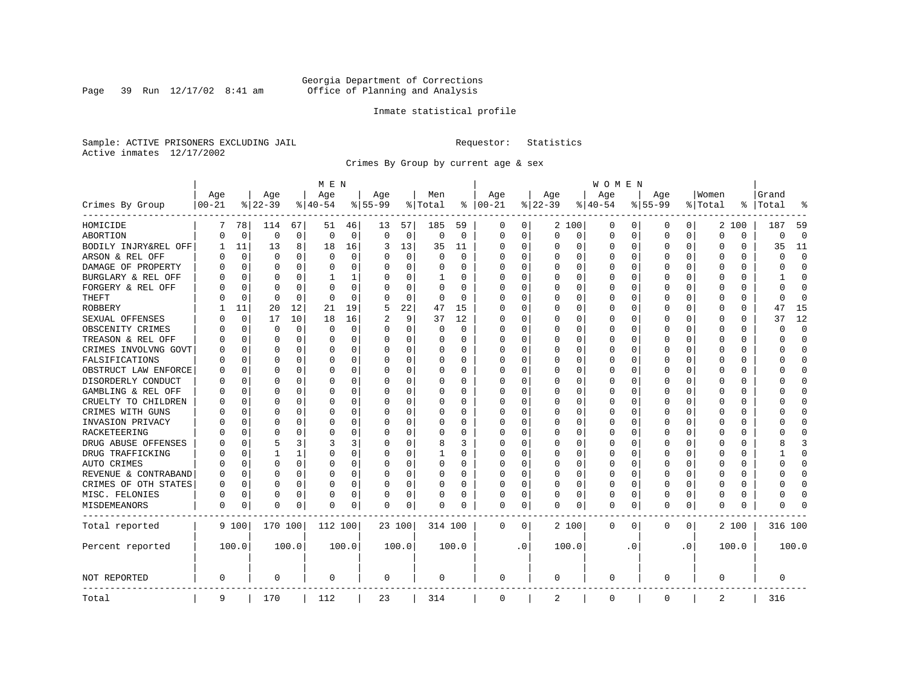Georgia Department of Corrections
Office of Planning and Analysis

Inmate statistical profile

Sample: ACTIVE PRISONERS EXCLUDING JAIL     Requestor: Statistics
Active inmates 12/17/2002

Crimes By Group by current age & sex

| Crimes By Group | MEN Age 00-21 | % | Age 22-39 | % | Age 40-54 | % | Age 55-99 | % | Men Total | % | WOMEN Age 00-21 | % | Age 22-39 | % | Age 40-54 | % | Age 55-99 | % | Women Total | % | Grand Total | % |
|---|---|---|---|---|---|---|---|---|---|---|---|---|---|---|---|---|---|---|---|---|---|---|
| HOMICIDE | 7 | 78 | 114 | 67 | 51 | 46 | 13 | 57 | 185 | 59 | 0 | 0 | 2 | 100 | 0 | 0 | 0 | 0 | 2 | 100 | 187 | 59 |
| ABORTION | 0 | 0 | 0 | 0 | 0 | 0 | 0 | 0 | 0 | 0 | 0 | 0 | 0 | 0 | 0 | 0 | 0 | 0 | 0 | 0 | 0 | 0 |
| BODILY INJRY&REL OFF | 1 | 11 | 13 | 8 | 18 | 16 | 3 | 13 | 35 | 11 | 0 | 0 | 0 | 0 | 0 | 0 | 0 | 0 | 0 | 0 | 35 | 11 |
| ARSON & REL OFF | 0 | 0 | 0 | 0 | 0 | 0 | 0 | 0 | 0 | 0 | 0 | 0 | 0 | 0 | 0 | 0 | 0 | 0 | 0 | 0 | 0 | 0 |
| DAMAGE OF PROPERTY | 0 | 0 | 0 | 0 | 0 | 0 | 0 | 0 | 0 | 0 | 0 | 0 | 0 | 0 | 0 | 0 | 0 | 0 | 0 | 0 | 0 | 0 |
| BURGLARY & REL OFF | 0 | 0 | 0 | 0 | 1 | 1 | 0 | 0 | 1 | 0 | 0 | 0 | 0 | 0 | 0 | 0 | 0 | 0 | 0 | 0 | 1 | 0 |
| FORGERY & REL OFF | 0 | 0 | 0 | 0 | 0 | 0 | 0 | 0 | 0 | 0 | 0 | 0 | 0 | 0 | 0 | 0 | 0 | 0 | 0 | 0 | 0 | 0 |
| THEFT | 0 | 0 | 0 | 0 | 0 | 0 | 0 | 0 | 0 | 0 | 0 | 0 | 0 | 0 | 0 | 0 | 0 | 0 | 0 | 0 | 0 | 0 |
| ROBBERY | 1 | 11 | 20 | 12 | 21 | 19 | 5 | 22 | 47 | 15 | 0 | 0 | 0 | 0 | 0 | 0 | 0 | 0 | 0 | 0 | 47 | 15 |
| SEXUAL OFFENSES | 0 | 0 | 17 | 10 | 18 | 16 | 2 | 9 | 37 | 12 | 0 | 0 | 0 | 0 | 0 | 0 | 0 | 0 | 0 | 0 | 37 | 12 |
| OBSCENITY CRIMES | 0 | 0 | 0 | 0 | 0 | 0 | 0 | 0 | 0 | 0 | 0 | 0 | 0 | 0 | 0 | 0 | 0 | 0 | 0 | 0 | 0 | 0 |
| TREASON & REL OFF | 0 | 0 | 0 | 0 | 0 | 0 | 0 | 0 | 0 | 0 | 0 | 0 | 0 | 0 | 0 | 0 | 0 | 0 | 0 | 0 | 0 | 0 |
| CRIMES INVOLVNG GOVT | 0 | 0 | 0 | 0 | 0 | 0 | 0 | 0 | 0 | 0 | 0 | 0 | 0 | 0 | 0 | 0 | 0 | 0 | 0 | 0 | 0 | 0 |
| FALSIFICATIONS | 0 | 0 | 0 | 0 | 0 | 0 | 0 | 0 | 0 | 0 | 0 | 0 | 0 | 0 | 0 | 0 | 0 | 0 | 0 | 0 | 0 | 0 |
| OBSTRUCT LAW ENFORCE | 0 | 0 | 0 | 0 | 0 | 0 | 0 | 0 | 0 | 0 | 0 | 0 | 0 | 0 | 0 | 0 | 0 | 0 | 0 | 0 | 0 | 0 |
| DISORDERLY CONDUCT | 0 | 0 | 0 | 0 | 0 | 0 | 0 | 0 | 0 | 0 | 0 | 0 | 0 | 0 | 0 | 0 | 0 | 0 | 0 | 0 | 0 | 0 |
| GAMBLING & REL OFF | 0 | 0 | 0 | 0 | 0 | 0 | 0 | 0 | 0 | 0 | 0 | 0 | 0 | 0 | 0 | 0 | 0 | 0 | 0 | 0 | 0 | 0 |
| CRUELTY TO CHILDREN | 0 | 0 | 0 | 0 | 0 | 0 | 0 | 0 | 0 | 0 | 0 | 0 | 0 | 0 | 0 | 0 | 0 | 0 | 0 | 0 | 0 | 0 |
| CRIMES WITH GUNS | 0 | 0 | 0 | 0 | 0 | 0 | 0 | 0 | 0 | 0 | 0 | 0 | 0 | 0 | 0 | 0 | 0 | 0 | 0 | 0 | 0 | 0 |
| INVASION PRIVACY | 0 | 0 | 0 | 0 | 0 | 0 | 0 | 0 | 0 | 0 | 0 | 0 | 0 | 0 | 0 | 0 | 0 | 0 | 0 | 0 | 0 | 0 |
| RACKETEERING | 0 | 0 | 0 | 0 | 0 | 0 | 0 | 0 | 0 | 0 | 0 | 0 | 0 | 0 | 0 | 0 | 0 | 0 | 0 | 0 | 0 | 0 |
| DRUG ABUSE OFFENSES | 0 | 0 | 5 | 3 | 3 | 3 | 0 | 0 | 8 | 3 | 0 | 0 | 0 | 0 | 0 | 0 | 0 | 0 | 0 | 0 | 8 | 3 |
| DRUG TRAFFICKING | 0 | 0 | 1 | 1 | 0 | 0 | 0 | 0 | 1 | 0 | 0 | 0 | 0 | 0 | 0 | 0 | 0 | 0 | 0 | 0 | 1 | 0 |
| AUTO CRIMES | 0 | 0 | 0 | 0 | 0 | 0 | 0 | 0 | 0 | 0 | 0 | 0 | 0 | 0 | 0 | 0 | 0 | 0 | 0 | 0 | 0 | 0 |
| REVENUE & CONTRABAND | 0 | 0 | 0 | 0 | 0 | 0 | 0 | 0 | 0 | 0 | 0 | 0 | 0 | 0 | 0 | 0 | 0 | 0 | 0 | 0 | 0 | 0 |
| CRIMES OF OTH STATES | 0 | 0 | 0 | 0 | 0 | 0 | 0 | 0 | 0 | 0 | 0 | 0 | 0 | 0 | 0 | 0 | 0 | 0 | 0 | 0 | 0 | 0 |
| MISC. FELONIES | 0 | 0 | 0 | 0 | 0 | 0 | 0 | 0 | 0 | 0 | 0 | 0 | 0 | 0 | 0 | 0 | 0 | 0 | 0 | 0 | 0 | 0 |
| MISDEMEANORS | 0 | 0 | 0 | 0 | 0 | 0 | 0 | 0 | 0 | 0 | 0 | 0 | 0 | 0 | 0 | 0 | 0 | 0 | 0 | 0 | 0 | 0 |
| Total reported | 9 | 100 | 170 | 100 | 112 | 100 | 23 | 100 | 314 | 100 | 0 | 0 | 2 | 100 | 0 | 0 | 0 | 0 | 2 | 100 | 316 | 100 |
| Percent reported | 100.0 | | 100.0 | | 100.0 | | 100.0 | | 100.0 | | .0 | | 100.0 | | .0 | | .0 | | 100.0 | | 100.0 | |
| NOT REPORTED | 0 | | 0 | | 0 | | 0 | | 0 | | 0 | | 0 | | 0 | | 0 | | 0 | | 0 | |
| Total | 9 | | 170 | | 112 | | 23 | | 314 | | 0 | | 2 | | 0 | | 0 | | 2 | | 316 | |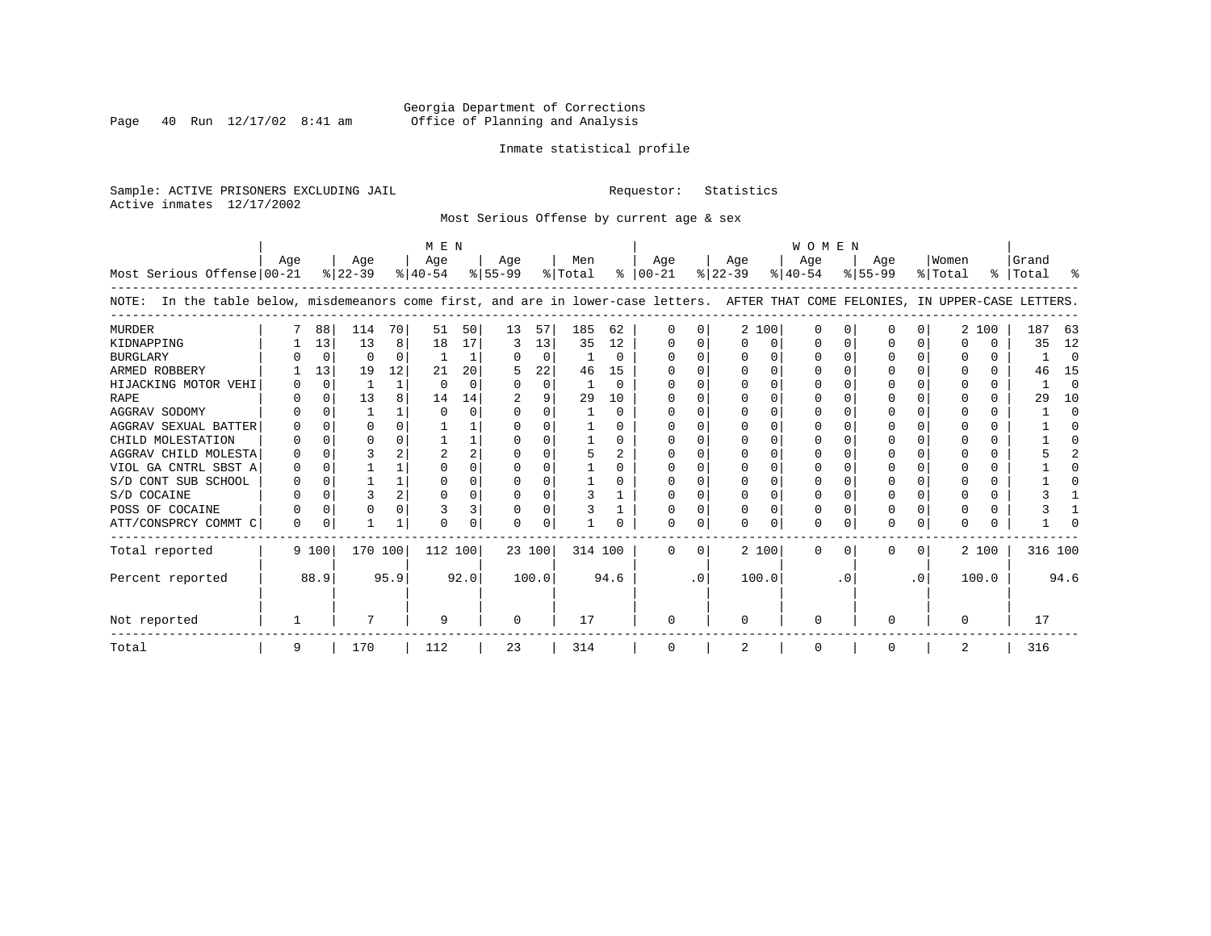Georgia Department of Corrections
Office of Planning and Analysis

Inmate statistical profile

Sample: ACTIVE PRISONERS EXCLUDING JAIL　　　Requestor: Statistics
Active inmates 12/17/2002

Most Serious Offense by current age & sex

NOTE: In the table below, misdemeanors come first, and are in lower-case letters. AFTER THAT COME FELONIES, IN UPPER-CASE LETTERS.

| Most Serious Offense | MEN Age 00-21 | % | MEN Age 22-39 | % | MEN Age 40-54 | % | MEN Age 55-99 | % | Men Total | % | WOMEN Age 00-21 | % | WOMEN Age 22-39 | % | WOMEN Age 40-54 | % | WOMEN Age 55-99 | % | Women Total | % | Grand Total | % |
|---|---|---|---|---|---|---|---|---|---|---|---|---|---|---|---|---|---|---|---|---|---|---|
| MURDER | 7 | 88 | 114 | 70 | 51 | 50 | 13 | 57 | 185 | 62 | 0 | 0 | 2 | 100 | 0 | 0 | 0 | 0 | 2 | 100 | 187 | 63 |
| KIDNAPPING | 1 | 13 | 13 | 8 | 18 | 17 | 3 | 13 | 35 | 12 | 0 | 0 | 0 | 0 | 0 | 0 | 0 | 0 | 0 | 0 | 35 | 12 |
| BURGLARY | 0 | 0 | 0 | 0 | 1 | 1 | 0 | 0 | 1 | 0 | 0 | 0 | 0 | 0 | 0 | 0 | 0 | 0 | 0 | 0 | 1 | 0 |
| ARMED ROBBERY | 1 | 13 | 19 | 12 | 21 | 20 | 5 | 22 | 46 | 15 | 0 | 0 | 0 | 0 | 0 | 0 | 0 | 0 | 0 | 0 | 46 | 15 |
| HIJACKING MOTOR VEHI | 0 | 0 | 1 | 1 | 0 | 0 | 0 | 0 | 1 | 0 | 0 | 0 | 0 | 0 | 0 | 0 | 0 | 0 | 0 | 0 | 1 | 0 |
| RAPE | 0 | 0 | 13 | 8 | 14 | 14 | 2 | 9 | 29 | 10 | 0 | 0 | 0 | 0 | 0 | 0 | 0 | 0 | 0 | 0 | 29 | 10 |
| AGGRAV SODOMY | 0 | 0 | 1 | 1 | 0 | 0 | 0 | 0 | 1 | 0 | 0 | 0 | 0 | 0 | 0 | 0 | 0 | 0 | 0 | 0 | 1 | 0 |
| AGGRAV SEXUAL BATTER | 0 | 0 | 0 | 0 | 1 | 1 | 0 | 0 | 1 | 0 | 0 | 0 | 0 | 0 | 0 | 0 | 0 | 0 | 0 | 0 | 1 | 0 |
| CHILD MOLESTATION | 0 | 0 | 0 | 0 | 1 | 1 | 0 | 0 | 1 | 0 | 0 | 0 | 0 | 0 | 0 | 0 | 0 | 0 | 0 | 0 | 1 | 0 |
| AGGRAV CHILD MOLESTA | 0 | 0 | 3 | 2 | 2 | 2 | 0 | 0 | 5 | 2 | 0 | 0 | 0 | 0 | 0 | 0 | 0 | 0 | 0 | 0 | 5 | 2 |
| VIOL GA CNTRL SBST A | 0 | 0 | 1 | 1 | 0 | 0 | 0 | 0 | 1 | 0 | 0 | 0 | 0 | 0 | 0 | 0 | 0 | 0 | 0 | 0 | 1 | 0 |
| S/D CONT SUB SCHOOL | 0 | 0 | 1 | 1 | 0 | 0 | 0 | 0 | 1 | 0 | 0 | 0 | 0 | 0 | 0 | 0 | 0 | 0 | 0 | 0 | 1 | 0 |
| S/D COCAINE | 0 | 0 | 3 | 2 | 0 | 0 | 0 | 0 | 3 | 1 | 0 | 0 | 0 | 0 | 0 | 0 | 0 | 0 | 0 | 0 | 3 | 1 |
| POSS OF COCAINE | 0 | 0 | 0 | 0 | 3 | 3 | 0 | 0 | 3 | 1 | 0 | 0 | 0 | 0 | 0 | 0 | 0 | 0 | 0 | 0 | 3 | 1 |
| ATT/CONSPRCY COMMT C | 0 | 0 | 1 | 1 | 0 | 0 | 0 | 0 | 1 | 0 | 0 | 0 | 0 | 0 | 0 | 0 | 0 | 0 | 0 | 0 | 1 | 0 |
| Total reported | 9 | 100 | 170 | 100 | 112 | 100 | 23 | 100 | 314 | 100 | 0 | 0 | 2 | 100 | 0 | 0 | 0 | 0 | 2 | 100 | 316 | 100 |
| Percent reported | | 88.9 | | 95.9 | | 92.0 | | 100.0 | | 94.6 | | .0 | | 100.0 | | .0 | | .0 | | 100.0 | | 94.6 |
| Not reported | 1 | | 7 | | 9 | | 0 | | 17 | | 0 | | 0 | | 0 | | 0 | | 0 | | 17 | |
| Total | 9 | | 170 | | 112 | | 23 | | 314 | | 0 | | 2 | | 0 | | 0 | | 2 | | 316 | |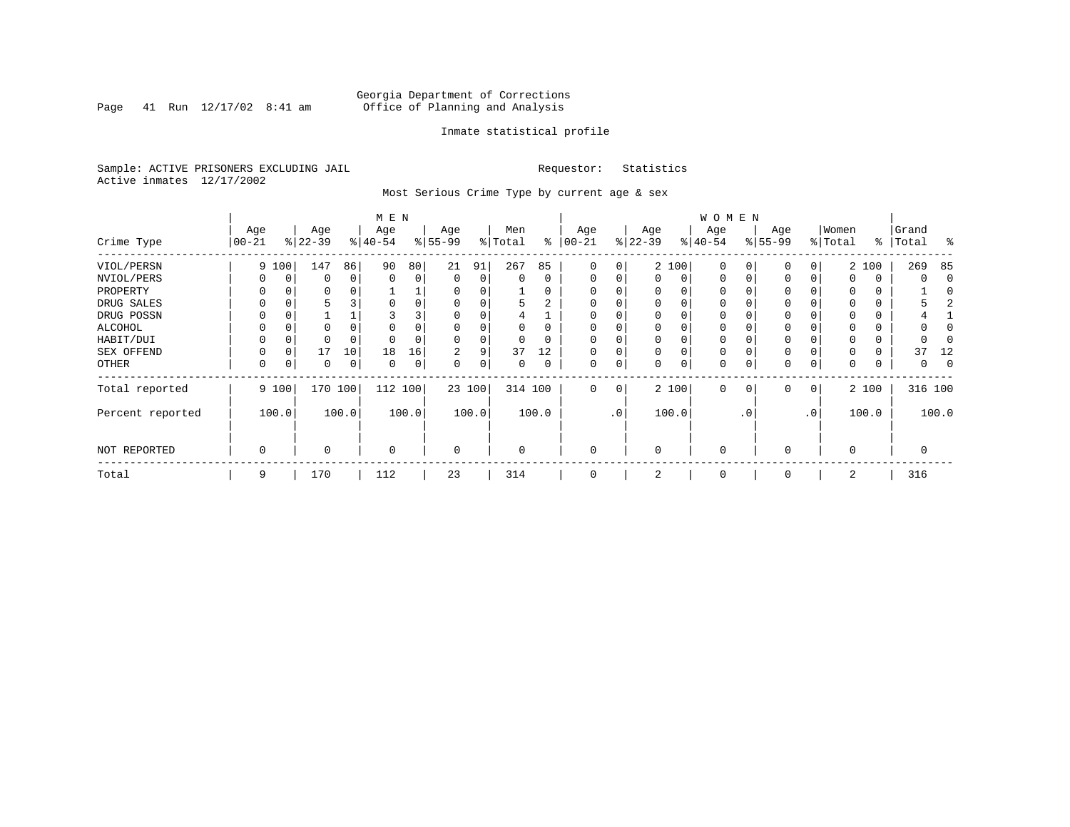Georgia Department of Corrections
Office of Planning and Analysis

Inmate statistical profile

Sample: ACTIVE PRISONERS EXCLUDING JAIL    Requestor: Statistics
Active inmates 12/17/2002

Most Serious Crime Type by current age & sex

| | MEN | | | | | | | | | | WOMEN | | | | | | | | | | | |
|---|---|---|---|---|---|---|---|---|---|---|---|---|---|---|---|---|---|---|---|---|---|---|
| Crime Type | Age 00-21 | % | Age 22-39 | % | Age 40-54 | % | Age 55-99 | % | Men Total | % | Age 00-21 | % | Age 22-39 | % | Age 40-54 | % | Age 55-99 | % | Women Total | % | Grand Total | % |
| VIOL/PERSN | 9 | 100 | 147 | 86 | 90 | 80 | 21 | 91 | 267 | 85 | 0 | 0 | 2 | 100 | 0 | 0 | 0 | 0 | 2 | 100 | 269 | 85 |
| NVIOL/PERS | 0 | 0 | 0 | 0 | 0 | 0 | 0 | 0 | 0 | 0 | 0 | 0 | 0 | 0 | 0 | 0 | 0 | 0 | 0 | 0 | 0 | 0 |
| PROPERTY | 0 | 0 | 0 | 0 | 1 | 1 | 0 | 0 | 1 | 0 | 0 | 0 | 0 | 0 | 0 | 0 | 0 | 0 | 0 | 0 | 1 | 0 |
| DRUG SALES | 0 | 0 | 5 | 3 | 0 | 0 | 0 | 0 | 5 | 2 | 0 | 0 | 0 | 0 | 0 | 0 | 0 | 0 | 0 | 0 | 5 | 2 |
| DRUG POSSN | 0 | 0 | 1 | 1 | 3 | 3 | 0 | 0 | 4 | 1 | 0 | 0 | 0 | 0 | 0 | 0 | 0 | 0 | 0 | 0 | 4 | 1 |
| ALCOHOL | 0 | 0 | 0 | 0 | 0 | 0 | 0 | 0 | 0 | 0 | 0 | 0 | 0 | 0 | 0 | 0 | 0 | 0 | 0 | 0 | 0 | 0 |
| HABIT/DUI | 0 | 0 | 0 | 0 | 0 | 0 | 0 | 0 | 0 | 0 | 0 | 0 | 0 | 0 | 0 | 0 | 0 | 0 | 0 | 0 | 0 | 0 |
| SEX OFFEND | 0 | 0 | 17 | 10 | 18 | 16 | 2 | 9 | 37 | 12 | 0 | 0 | 0 | 0 | 0 | 0 | 0 | 0 | 0 | 0 | 37 | 12 |
| OTHER | 0 | 0 | 0 | 0 | 0 | 0 | 0 | 0 | 0 | 0 | 0 | 0 | 0 | 0 | 0 | 0 | 0 | 0 | 0 | 0 | 0 | 0 |
| Total reported | 9 | 100 | 170 | 100 | 112 | 100 | 23 | 100 | 314 | 100 | 0 | 0 | 2 | 100 | 0 | 0 | 0 | 0 | 2 | 100 | 316 | 100 |
| Percent reported | | 100.0 | | 100.0 | | 100.0 | | 100.0 | | 100.0 | | .0 | | 100.0 | | .0 | | .0 | | 100.0 | | 100.0 |
| NOT REPORTED | 0 | | 0 | | 0 | | 0 | | 0 | | 0 | | 0 | | 0 | | 0 | | 0 | | 0 | |
| Total | 9 | | 170 | | 112 | | 23 | | 314 | | 0 | | 2 | | 0 | | 0 | | 2 | | 316 | |